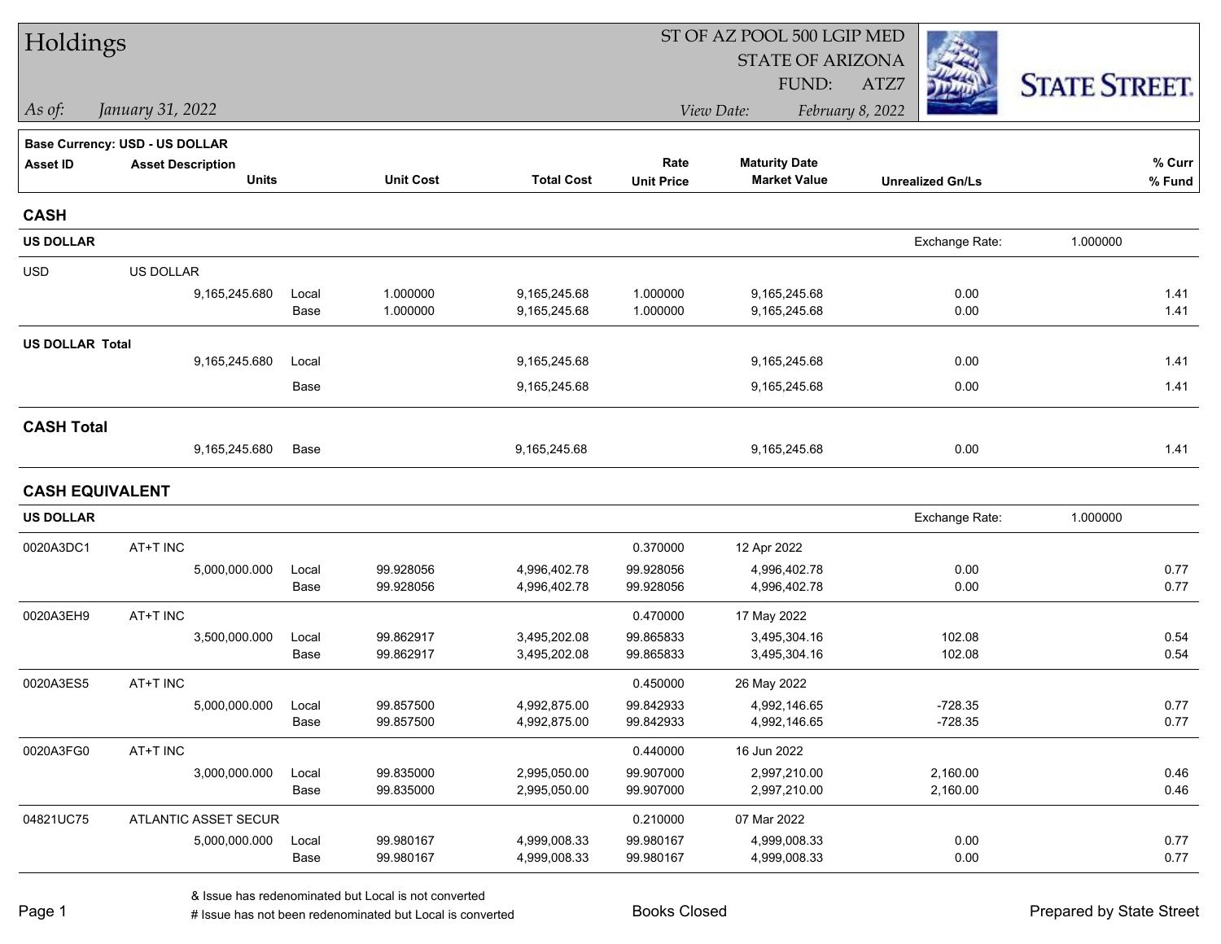# Holdings

ST OF AZ POOL 500 LGIP MED
STATE OF ARIZONA
FUND: ATZ7

*As of: January 31, 2022*

*View Date: February 8, 2022*

STATE STREET.

**Base Currency: USD - US DOLLAR**

| Asset ID | Asset Description / Units | | Unit Cost | Total Cost | Rate / Unit Price | Maturity Date / Market Value | Unrealized Gn/Ls | % Curr / % Fund |
|---|---|---|---|---|---|---|---|---|
| **CASH** | | | | | | | | |
| **US DOLLAR** | | | | | | | Exchange Rate: 1.000000 | |
| USD | US DOLLAR | | | | | | | |
| | 9,165,245.680 | Local | 1.000000 | 9,165,245.68 | 1.000000 | 9,165,245.68 | 0.00 | 1.41 |
| | | Base | 1.000000 | 9,165,245.68 | 1.000000 | 9,165,245.68 | 0.00 | 1.41 |
| **US DOLLAR Total** | | | | | | | | |
| | 9,165,245.680 | Local | | 9,165,245.68 | | 9,165,245.68 | 0.00 | 1.41 |
| | | Base | | 9,165,245.68 | | 9,165,245.68 | 0.00 | 1.41 |
| **CASH Total** | | | | | | | | |
| | 9,165,245.680 | Base | | 9,165,245.68 | | 9,165,245.68 | 0.00 | 1.41 |
| **CASH EQUIVALENT** | | | | | | | | |
| **US DOLLAR** | | | | | | | Exchange Rate: 1.000000 | |
| 0020A3DC1 | AT+T INC | | | | 0.370000 | 12 Apr 2022 | | |
| | 5,000,000.000 | Local | 99.928056 | 4,996,402.78 | 99.928056 | 4,996,402.78 | 0.00 | 0.77 |
| | | Base | 99.928056 | 4,996,402.78 | 99.928056 | 4,996,402.78 | 0.00 | 0.77 |
| 0020A3EH9 | AT+T INC | | | | 0.470000 | 17 May 2022 | | |
| | 3,500,000.000 | Local | 99.862917 | 3,495,202.08 | 99.865833 | 3,495,304.16 | 102.08 | 0.54 |
| | | Base | 99.862917 | 3,495,202.08 | 99.865833 | 3,495,304.16 | 102.08 | 0.54 |
| 0020A3ES5 | AT+T INC | | | | 0.450000 | 26 May 2022 | | |
| | 5,000,000.000 | Local | 99.857500 | 4,992,875.00 | 99.842933 | 4,992,146.65 | -728.35 | 0.77 |
| | | Base | 99.857500 | 4,992,875.00 | 99.842933 | 4,992,146.65 | -728.35 | 0.77 |
| 0020A3FG0 | AT+T INC | | | | 0.440000 | 16 Jun 2022 | | |
| | 3,000,000.000 | Local | 99.835000 | 2,995,050.00 | 99.907000 | 2,997,210.00 | 2,160.00 | 0.46 |
| | | Base | 99.835000 | 2,995,050.00 | 99.907000 | 2,997,210.00 | 2,160.00 | 0.46 |
| 04821UC75 | ATLANTIC ASSET SECUR | | | | 0.210000 | 07 Mar 2022 | | |
| | 5,000,000.000 | Local | 99.980167 | 4,999,008.33 | 99.980167 | 4,999,008.33 | 0.00 | 0.77 |
| | | Base | 99.980167 | 4,999,008.33 | 99.980167 | 4,999,008.33 | 0.00 | 0.77 |

& Issue has redenominated but Local is not converted
# Issue has not been redenominated but Local is converted

Books Closed

Prepared by State Street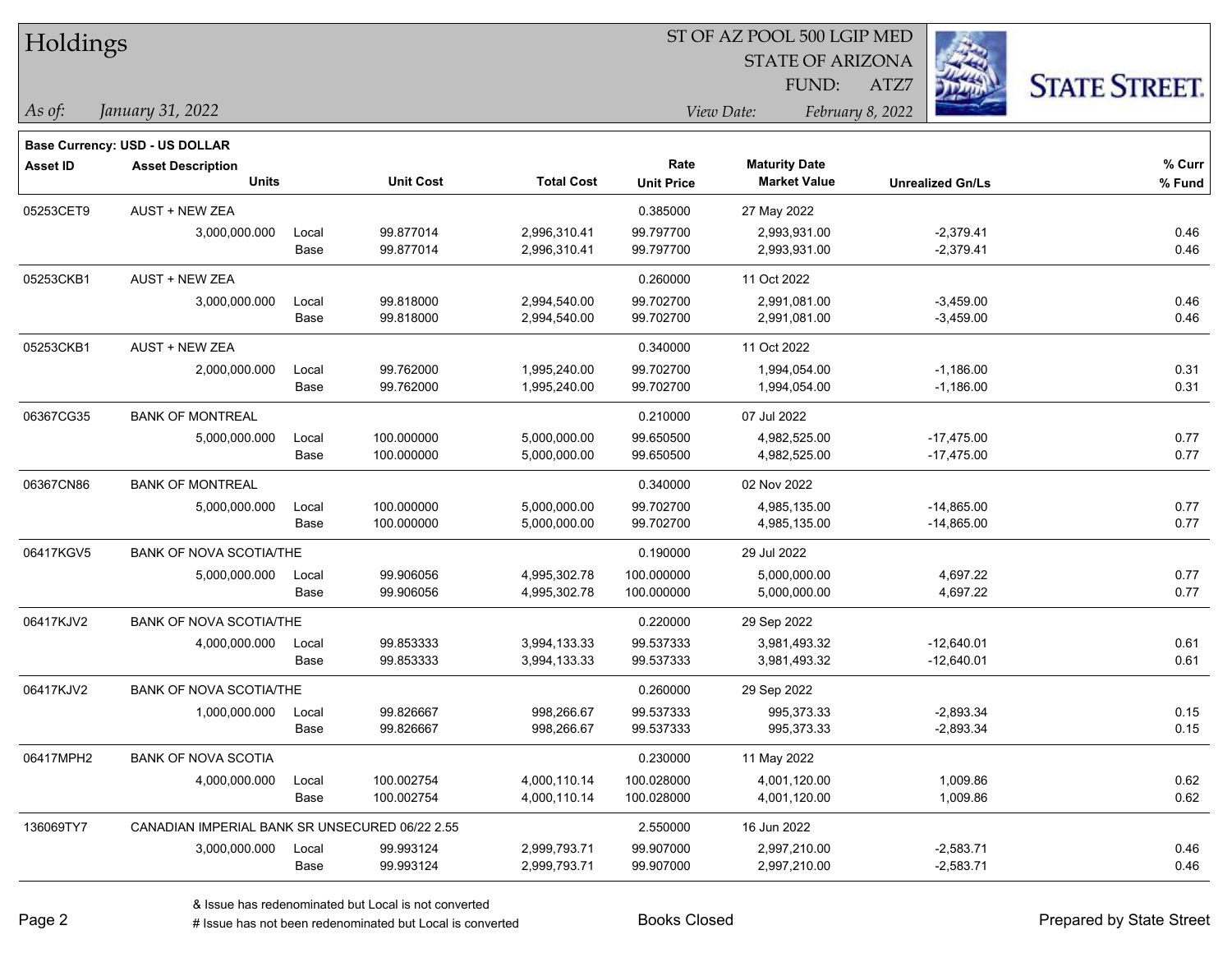# Holdings

ST OF AZ POOL 500 LGIP MED
STATE OF ARIZONA
FUND: ATZ7

*As of:* *January 31, 2022*

*View Date:* *February 8, 2022*

**Base Currency: USD - US DOLLAR**

| Asset ID | Asset Description / Units | | Unit Cost | Total Cost | Rate / Unit Price | Maturity Date / Market Value | Unrealized Gn/Ls | % Curr / % Fund |
|---|---|---|---|---|---|---|---|---|
| 05253CET9 | AUST + NEW ZEA | | | | 0.385000 | 27 May 2022 | | |
| | 3,000,000.000 | Local | 99.877014 | 2,996,310.41 | 99.797700 | 2,993,931.00 | -2,379.41 | 0.46 |
| | | Base | 99.877014 | 2,996,310.41 | 99.797700 | 2,993,931.00 | -2,379.41 | 0.46 |
| 05253CKB1 | AUST + NEW ZEA | | | | 0.260000 | 11 Oct 2022 | | |
| | 3,000,000.000 | Local | 99.818000 | 2,994,540.00 | 99.702700 | 2,991,081.00 | -3,459.00 | 0.46 |
| | | Base | 99.818000 | 2,994,540.00 | 99.702700 | 2,991,081.00 | -3,459.00 | 0.46 |
| 05253CKB1 | AUST + NEW ZEA | | | | 0.340000 | 11 Oct 2022 | | |
| | 2,000,000.000 | Local | 99.762000 | 1,995,240.00 | 99.702700 | 1,994,054.00 | -1,186.00 | 0.31 |
| | | Base | 99.762000 | 1,995,240.00 | 99.702700 | 1,994,054.00 | -1,186.00 | 0.31 |
| 06367CG35 | BANK OF MONTREAL | | | | 0.210000 | 07 Jul 2022 | | |
| | 5,000,000.000 | Local | 100.000000 | 5,000,000.00 | 99.650500 | 4,982,525.00 | -17,475.00 | 0.77 |
| | | Base | 100.000000 | 5,000,000.00 | 99.650500 | 4,982,525.00 | -17,475.00 | 0.77 |
| 06367CN86 | BANK OF MONTREAL | | | | 0.340000 | 02 Nov 2022 | | |
| | 5,000,000.000 | Local | 100.000000 | 5,000,000.00 | 99.702700 | 4,985,135.00 | -14,865.00 | 0.77 |
| | | Base | 100.000000 | 5,000,000.00 | 99.702700 | 4,985,135.00 | -14,865.00 | 0.77 |
| 06417KGV5 | BANK OF NOVA SCOTIA/THE | | | | 0.190000 | 29 Jul 2022 | | |
| | 5,000,000.000 | Local | 99.906056 | 4,995,302.78 | 100.000000 | 5,000,000.00 | 4,697.22 | 0.77 |
| | | Base | 99.906056 | 4,995,302.78 | 100.000000 | 5,000,000.00 | 4,697.22 | 0.77 |
| 06417KJV2 | BANK OF NOVA SCOTIA/THE | | | | 0.220000 | 29 Sep 2022 | | |
| | 4,000,000.000 | Local | 99.853333 | 3,994,133.33 | 99.537333 | 3,981,493.32 | -12,640.01 | 0.61 |
| | | Base | 99.853333 | 3,994,133.33 | 99.537333 | 3,981,493.32 | -12,640.01 | 0.61 |
| 06417KJV2 | BANK OF NOVA SCOTIA/THE | | | | 0.260000 | 29 Sep 2022 | | |
| | 1,000,000.000 | Local | 99.826667 | 998,266.67 | 99.537333 | 995,373.33 | -2,893.34 | 0.15 |
| | | Base | 99.826667 | 998,266.67 | 99.537333 | 995,373.33 | -2,893.34 | 0.15 |
| 06417MPH2 | BANK OF NOVA SCOTIA | | | | 0.230000 | 11 May 2022 | | |
| | 4,000,000.000 | Local | 100.002754 | 4,000,110.14 | 100.028000 | 4,001,120.00 | 1,009.86 | 0.62 |
| | | Base | 100.002754 | 4,000,110.14 | 100.028000 | 4,001,120.00 | 1,009.86 | 0.62 |
| 136069TY7 | CANADIAN IMPERIAL BANK SR UNSECURED 06/22 2.55 | | | | 2.550000 | 16 Jun 2022 | | |
| | 3,000,000.000 | Local | 99.993124 | 2,999,793.71 | 99.907000 | 2,997,210.00 | -2,583.71 | 0.46 |
| | | Base | 99.993124 | 2,999,793.71 | 99.907000 | 2,997,210.00 | -2,583.71 | 0.46 |

& Issue has redenominated but Local is not converted
# Issue has not been redenominated but Local is converted

Books Closed

Prepared by State Street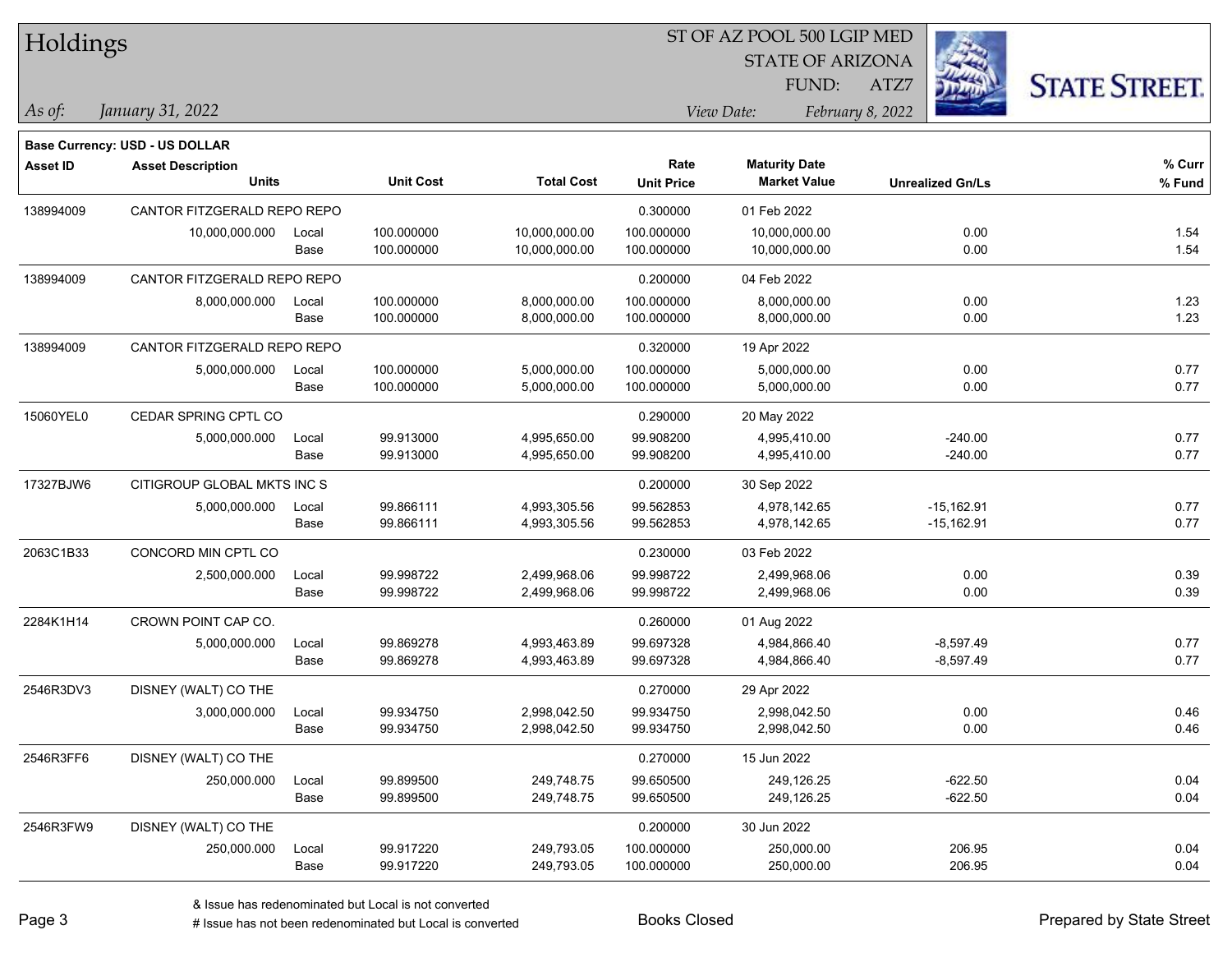# Holdings

ST OF AZ POOL 500 LGIP MED
STATE OF ARIZONA
FUND: ATZ7

*As of:* *January 31, 2022*

*View Date:* *February 8, 2022*

**Base Currency: USD - US DOLLAR**

| Asset ID | Asset Description / Units | | Unit Cost | Total Cost | Rate / Unit Price | Maturity Date / Market Value | Unrealized Gn/Ls | % Curr / % Fund |
|---|---|---|---|---|---|---|---|---|
| 138994009 | CANTOR FITZGERALD REPO REPO | | | | 0.300000 | 01 Feb 2022 | | |
| | 10,000,000.000 | Local | 100.000000 | 10,000,000.00 | 100.000000 | 10,000,000.00 | 0.00 | 1.54 |
| | | Base | 100.000000 | 10,000,000.00 | 100.000000 | 10,000,000.00 | 0.00 | 1.54 |
| 138994009 | CANTOR FITZGERALD REPO REPO | | | | 0.200000 | 04 Feb 2022 | | |
| | 8,000,000.000 | Local | 100.000000 | 8,000,000.00 | 100.000000 | 8,000,000.00 | 0.00 | 1.23 |
| | | Base | 100.000000 | 8,000,000.00 | 100.000000 | 8,000,000.00 | 0.00 | 1.23 |
| 138994009 | CANTOR FITZGERALD REPO REPO | | | | 0.320000 | 19 Apr 2022 | | |
| | 5,000,000.000 | Local | 100.000000 | 5,000,000.00 | 100.000000 | 5,000,000.00 | 0.00 | 0.77 |
| | | Base | 100.000000 | 5,000,000.00 | 100.000000 | 5,000,000.00 | 0.00 | 0.77 |
| 15060YEL0 | CEDAR SPRING CPTL CO | | | | 0.290000 | 20 May 2022 | | |
| | 5,000,000.000 | Local | 99.913000 | 4,995,650.00 | 99.908200 | 4,995,410.00 | -240.00 | 0.77 |
| | | Base | 99.913000 | 4,995,650.00 | 99.908200 | 4,995,410.00 | -240.00 | 0.77 |
| 17327BJW6 | CITIGROUP GLOBAL MKTS INC S | | | | 0.200000 | 30 Sep 2022 | | |
| | 5,000,000.000 | Local | 99.866111 | 4,993,305.56 | 99.562853 | 4,978,142.65 | -15,162.91 | 0.77 |
| | | Base | 99.866111 | 4,993,305.56 | 99.562853 | 4,978,142.65 | -15,162.91 | 0.77 |
| 2063C1B33 | CONCORD MIN CPTL CO | | | | 0.230000 | 03 Feb 2022 | | |
| | 2,500,000.000 | Local | 99.998722 | 2,499,968.06 | 99.998722 | 2,499,968.06 | 0.00 | 0.39 |
| | | Base | 99.998722 | 2,499,968.06 | 99.998722 | 2,499,968.06 | 0.00 | 0.39 |
| 2284K1H14 | CROWN POINT CAP CO. | | | | 0.260000 | 01 Aug 2022 | | |
| | 5,000,000.000 | Local | 99.869278 | 4,993,463.89 | 99.697328 | 4,984,866.40 | -8,597.49 | 0.77 |
| | | Base | 99.869278 | 4,993,463.89 | 99.697328 | 4,984,866.40 | -8,597.49 | 0.77 |
| 2546R3DV3 | DISNEY (WALT) CO THE | | | | 0.270000 | 29 Apr 2022 | | |
| | 3,000,000.000 | Local | 99.934750 | 2,998,042.50 | 99.934750 | 2,998,042.50 | 0.00 | 0.46 |
| | | Base | 99.934750 | 2,998,042.50 | 99.934750 | 2,998,042.50 | 0.00 | 0.46 |
| 2546R3FF6 | DISNEY (WALT) CO THE | | | | 0.270000 | 15 Jun 2022 | | |
| | 250,000.000 | Local | 99.899500 | 249,748.75 | 99.650500 | 249,126.25 | -622.50 | 0.04 |
| | | Base | 99.899500 | 249,748.75 | 99.650500 | 249,126.25 | -622.50 | 0.04 |
| 2546R3FW9 | DISNEY (WALT) CO THE | | | | 0.200000 | 30 Jun 2022 | | |
| | 250,000.000 | Local | 99.917220 | 249,793.05 | 100.000000 | 250,000.00 | 206.95 | 0.04 |
| | | Base | 99.917220 | 249,793.05 | 100.000000 | 250,000.00 | 206.95 | 0.04 |

& Issue has redenominated but Local is not converted
# Issue has not been redenominated but Local is converted

Books Closed

Prepared by State Street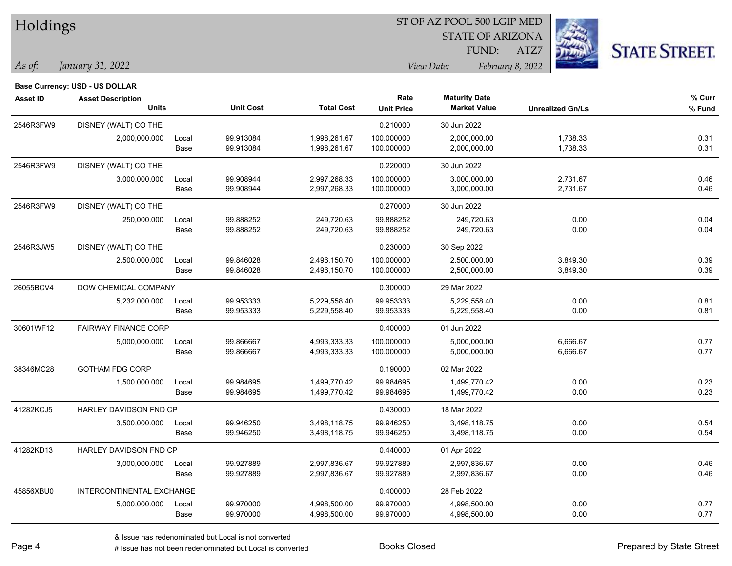# Holdings

ST OF AZ POOL 500 LGIP MED
STATE OF ARIZONA
FUND: ATZ7

*As of:* *January 31, 2022*

*View Date:* *February 8, 2022*

**Base Currency: USD - US DOLLAR**

| Asset ID | Asset Description / Units | | Unit Cost | Total Cost | Rate / Unit Price | Maturity Date / Market Value | Unrealized Gn/Ls | % Curr / % Fund |
|---|---|---|---|---|---|---|---|---|
| 2546R3FW9 | DISNEY (WALT) CO THE | | | | 0.210000 | 30 Jun 2022 | | |
| | 2,000,000.000 | Local | 99.913084 | 1,998,261.67 | 100.000000 | 2,000,000.00 | 1,738.33 | 0.31 |
| | | Base | 99.913084 | 1,998,261.67 | 100.000000 | 2,000,000.00 | 1,738.33 | 0.31 |
| 2546R3FW9 | DISNEY (WALT) CO THE | | | | 0.220000 | 30 Jun 2022 | | |
| | 3,000,000.000 | Local | 99.908944 | 2,997,268.33 | 100.000000 | 3,000,000.00 | 2,731.67 | 0.46 |
| | | Base | 99.908944 | 2,997,268.33 | 100.000000 | 3,000,000.00 | 2,731.67 | 0.46 |
| 2546R3FW9 | DISNEY (WALT) CO THE | | | | 0.270000 | 30 Jun 2022 | | |
| | 250,000.000 | Local | 99.888252 | 249,720.63 | 99.888252 | 249,720.63 | 0.00 | 0.04 |
| | | Base | 99.888252 | 249,720.63 | 99.888252 | 249,720.63 | 0.00 | 0.04 |
| 2546R3JW5 | DISNEY (WALT) CO THE | | | | 0.230000 | 30 Sep 2022 | | |
| | 2,500,000.000 | Local | 99.846028 | 2,496,150.70 | 100.000000 | 2,500,000.00 | 3,849.30 | 0.39 |
| | | Base | 99.846028 | 2,496,150.70 | 100.000000 | 2,500,000.00 | 3,849.30 | 0.39 |
| 26055BCV4 | DOW CHEMICAL COMPANY | | | | 0.300000 | 29 Mar 2022 | | |
| | 5,232,000.000 | Local | 99.953333 | 5,229,558.40 | 99.953333 | 5,229,558.40 | 0.00 | 0.81 |
| | | Base | 99.953333 | 5,229,558.40 | 99.953333 | 5,229,558.40 | 0.00 | 0.81 |
| 30601WF12 | FAIRWAY FINANCE CORP | | | | 0.400000 | 01 Jun 2022 | | |
| | 5,000,000.000 | Local | 99.866667 | 4,993,333.33 | 100.000000 | 5,000,000.00 | 6,666.67 | 0.77 |
| | | Base | 99.866667 | 4,993,333.33 | 100.000000 | 5,000,000.00 | 6,666.67 | 0.77 |
| 38346MC28 | GOTHAM FDG CORP | | | | 0.190000 | 02 Mar 2022 | | |
| | 1,500,000.000 | Local | 99.984695 | 1,499,770.42 | 99.984695 | 1,499,770.42 | 0.00 | 0.23 |
| | | Base | 99.984695 | 1,499,770.42 | 99.984695 | 1,499,770.42 | 0.00 | 0.23 |
| 41282KCJ5 | HARLEY DAVIDSON FND CP | | | | 0.430000 | 18 Mar 2022 | | |
| | 3,500,000.000 | Local | 99.946250 | 3,498,118.75 | 99.946250 | 3,498,118.75 | 0.00 | 0.54 |
| | | Base | 99.946250 | 3,498,118.75 | 99.946250 | 3,498,118.75 | 0.00 | 0.54 |
| 41282KD13 | HARLEY DAVIDSON FND CP | | | | 0.440000 | 01 Apr 2022 | | |
| | 3,000,000.000 | Local | 99.927889 | 2,997,836.67 | 99.927889 | 2,997,836.67 | 0.00 | 0.46 |
| | | Base | 99.927889 | 2,997,836.67 | 99.927889 | 2,997,836.67 | 0.00 | 0.46 |
| 45856XBU0 | INTERCONTINENTAL EXCHANGE | | | | 0.400000 | 28 Feb 2022 | | |
| | 5,000,000.000 | Local | 99.970000 | 4,998,500.00 | 99.970000 | 4,998,500.00 | 0.00 | 0.77 |
| | | Base | 99.970000 | 4,998,500.00 | 99.970000 | 4,998,500.00 | 0.00 | 0.77 |

& Issue has redenominated but Local is not converted
# Issue has not been redenominated but Local is converted

Books Closed

Prepared by State Street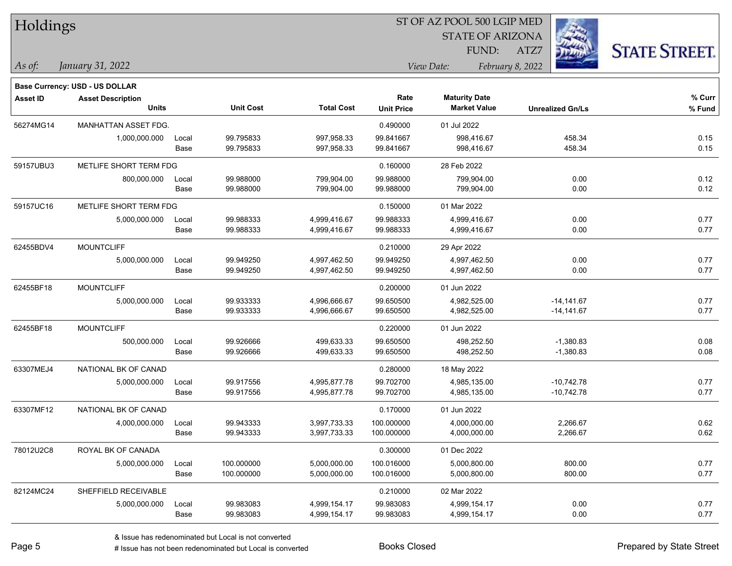# Holdings

ST OF AZ POOL 500 LGIP MED
STATE OF ARIZONA
FUND: ATZ7

*As of:* *January 31, 2022*

*View Date:* *February 8, 2022*

**Base Currency: USD - US DOLLAR**

| Asset ID | Asset Description / Units | | Unit Cost | Total Cost | Rate / Unit Price | Maturity Date / Market Value | Unrealized Gn/Ls | % Curr / % Fund |
|---|---|---|---|---|---|---|---|---|
| 56274MG14 | MANHATTAN ASSET FDG. | | | | 0.490000 | 01 Jul 2022 | | |
| | 1,000,000.000 | Local | 99.795833 | 997,958.33 | 99.841667 | 998,416.67 | 458.34 | 0.15 |
| | | Base | 99.795833 | 997,958.33 | 99.841667 | 998,416.67 | 458.34 | 0.15 |
| 59157UBU3 | METLIFE SHORT TERM FDG | | | | 0.160000 | 28 Feb 2022 | | |
| | 800,000.000 | Local | 99.988000 | 799,904.00 | 99.988000 | 799,904.00 | 0.00 | 0.12 |
| | | Base | 99.988000 | 799,904.00 | 99.988000 | 799,904.00 | 0.00 | 0.12 |
| 59157UC16 | METLIFE SHORT TERM FDG | | | | 0.150000 | 01 Mar 2022 | | |
| | 5,000,000.000 | Local | 99.988333 | 4,999,416.67 | 99.988333 | 4,999,416.67 | 0.00 | 0.77 |
| | | Base | 99.988333 | 4,999,416.67 | 99.988333 | 4,999,416.67 | 0.00 | 0.77 |
| 62455BDV4 | MOUNTCLIFF | | | | 0.210000 | 29 Apr 2022 | | |
| | 5,000,000.000 | Local | 99.949250 | 4,997,462.50 | 99.949250 | 4,997,462.50 | 0.00 | 0.77 |
| | | Base | 99.949250 | 4,997,462.50 | 99.949250 | 4,997,462.50 | 0.00 | 0.77 |
| 62455BF18 | MOUNTCLIFF | | | | 0.200000 | 01 Jun 2022 | | |
| | 5,000,000.000 | Local | 99.933333 | 4,996,666.67 | 99.650500 | 4,982,525.00 | -14,141.67 | 0.77 |
| | | Base | 99.933333 | 4,996,666.67 | 99.650500 | 4,982,525.00 | -14,141.67 | 0.77 |
| 62455BF18 | MOUNTCLIFF | | | | 0.220000 | 01 Jun 2022 | | |
| | 500,000.000 | Local | 99.926666 | 499,633.33 | 99.650500 | 498,252.50 | -1,380.83 | 0.08 |
| | | Base | 99.926666 | 499,633.33 | 99.650500 | 498,252.50 | -1,380.83 | 0.08 |
| 63307MEJ4 | NATIONAL BK OF CANAD | | | | 0.280000 | 18 May 2022 | | |
| | 5,000,000.000 | Local | 99.917556 | 4,995,877.78 | 99.702700 | 4,985,135.00 | -10,742.78 | 0.77 |
| | | Base | 99.917556 | 4,995,877.78 | 99.702700 | 4,985,135.00 | -10,742.78 | 0.77 |
| 63307MF12 | NATIONAL BK OF CANAD | | | | 0.170000 | 01 Jun 2022 | | |
| | 4,000,000.000 | Local | 99.943333 | 3,997,733.33 | 100.000000 | 4,000,000.00 | 2,266.67 | 0.62 |
| | | Base | 99.943333 | 3,997,733.33 | 100.000000 | 4,000,000.00 | 2,266.67 | 0.62 |
| 78012U2C8 | ROYAL BK OF CANADA | | | | 0.300000 | 01 Dec 2022 | | |
| | 5,000,000.000 | Local | 100.000000 | 5,000,000.00 | 100.016000 | 5,000,800.00 | 800.00 | 0.77 |
| | | Base | 100.000000 | 5,000,000.00 | 100.016000 | 5,000,800.00 | 800.00 | 0.77 |
| 82124MC24 | SHEFFIELD RECEIVABLE | | | | 0.210000 | 02 Mar 2022 | | |
| | 5,000,000.000 | Local | 99.983083 | 4,999,154.17 | 99.983083 | 4,999,154.17 | 0.00 | 0.77 |
| | | Base | 99.983083 | 4,999,154.17 | 99.983083 | 4,999,154.17 | 0.00 | 0.77 |

& Issue has redenominated but Local is not converted
# Issue has not been redenominated but Local is converted

Books Closed

Prepared by State Street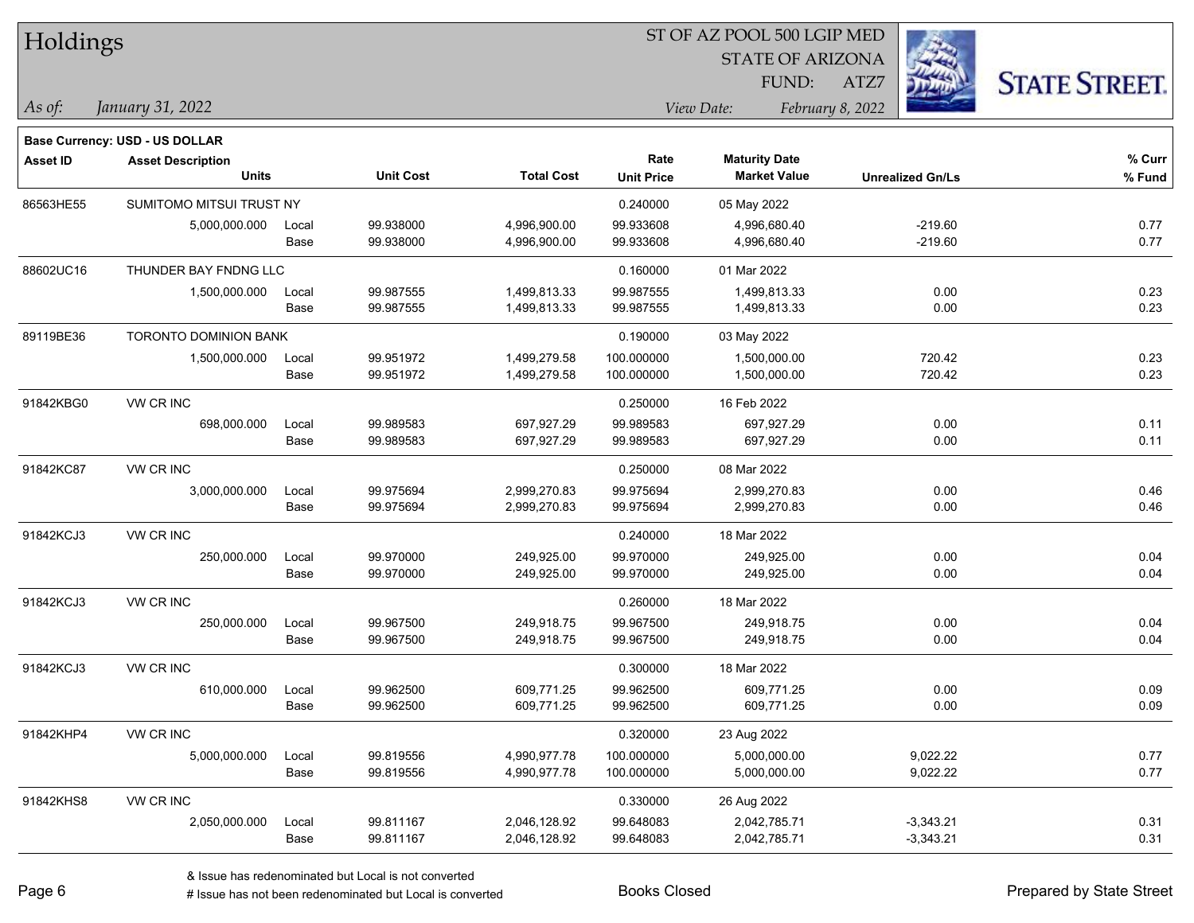# Holdings

ST OF AZ POOL 500 LGIP MED
STATE OF ARIZONA
FUND: ATZ7

*As of:* *January 31, 2022*

*View Date:* *February 8, 2022*

**Base Currency: USD - US DOLLAR**

| Asset ID | Asset Description / Units | | Unit Cost | Total Cost | Rate / Unit Price | Maturity Date / Market Value | Unrealized Gn/Ls | % Curr / % Fund |
|---|---|---|---|---|---|---|---|---|
| 86563HE55 | SUMITOMO MITSUI TRUST NY | | | | 0.240000 | 05 May 2022 | | |
| | 5,000,000.000 | Local | 99.938000 | 4,996,900.00 | 99.933608 | 4,996,680.40 | -219.60 | 0.77 |
| | | Base | 99.938000 | 4,996,900.00 | 99.933608 | 4,996,680.40 | -219.60 | 0.77 |
| 88602UC16 | THUNDER BAY FNDNG LLC | | | | 0.160000 | 01 Mar 2022 | | |
| | 1,500,000.000 | Local | 99.987555 | 1,499,813.33 | 99.987555 | 1,499,813.33 | 0.00 | 0.23 |
| | | Base | 99.987555 | 1,499,813.33 | 99.987555 | 1,499,813.33 | 0.00 | 0.23 |
| 89119BE36 | TORONTO DOMINION BANK | | | | 0.190000 | 03 May 2022 | | |
| | 1,500,000.000 | Local | 99.951972 | 1,499,279.58 | 100.000000 | 1,500,000.00 | 720.42 | 0.23 |
| | | Base | 99.951972 | 1,499,279.58 | 100.000000 | 1,500,000.00 | 720.42 | 0.23 |
| 91842KBG0 | VW CR INC | | | | 0.250000 | 16 Feb 2022 | | |
| | 698,000.000 | Local | 99.989583 | 697,927.29 | 99.989583 | 697,927.29 | 0.00 | 0.11 |
| | | Base | 99.989583 | 697,927.29 | 99.989583 | 697,927.29 | 0.00 | 0.11 |
| 91842KC87 | VW CR INC | | | | 0.250000 | 08 Mar 2022 | | |
| | 3,000,000.000 | Local | 99.975694 | 2,999,270.83 | 99.975694 | 2,999,270.83 | 0.00 | 0.46 |
| | | Base | 99.975694 | 2,999,270.83 | 99.975694 | 2,999,270.83 | 0.00 | 0.46 |
| 91842KCJ3 | VW CR INC | | | | 0.240000 | 18 Mar 2022 | | |
| | 250,000.000 | Local | 99.970000 | 249,925.00 | 99.970000 | 249,925.00 | 0.00 | 0.04 |
| | | Base | 99.970000 | 249,925.00 | 99.970000 | 249,925.00 | 0.00 | 0.04 |
| 91842KCJ3 | VW CR INC | | | | 0.260000 | 18 Mar 2022 | | |
| | 250,000.000 | Local | 99.967500 | 249,918.75 | 99.967500 | 249,918.75 | 0.00 | 0.04 |
| | | Base | 99.967500 | 249,918.75 | 99.967500 | 249,918.75 | 0.00 | 0.04 |
| 91842KCJ3 | VW CR INC | | | | 0.300000 | 18 Mar 2022 | | |
| | 610,000.000 | Local | 99.962500 | 609,771.25 | 99.962500 | 609,771.25 | 0.00 | 0.09 |
| | | Base | 99.962500 | 609,771.25 | 99.962500 | 609,771.25 | 0.00 | 0.09 |
| 91842KHP4 | VW CR INC | | | | 0.320000 | 23 Aug 2022 | | |
| | 5,000,000.000 | Local | 99.819556 | 4,990,977.78 | 100.000000 | 5,000,000.00 | 9,022.22 | 0.77 |
| | | Base | 99.819556 | 4,990,977.78 | 100.000000 | 5,000,000.00 | 9,022.22 | 0.77 |
| 91842KHS8 | VW CR INC | | | | 0.330000 | 26 Aug 2022 | | |
| | 2,050,000.000 | Local | 99.811167 | 2,046,128.92 | 99.648083 | 2,042,785.71 | -3,343.21 | 0.31 |
| | | Base | 99.811167 | 2,046,128.92 | 99.648083 | 2,042,785.71 | -3,343.21 | 0.31 |

& Issue has redenominated but Local is not converted
# Issue has not been redenominated but Local is converted

Books Closed

Prepared by State Street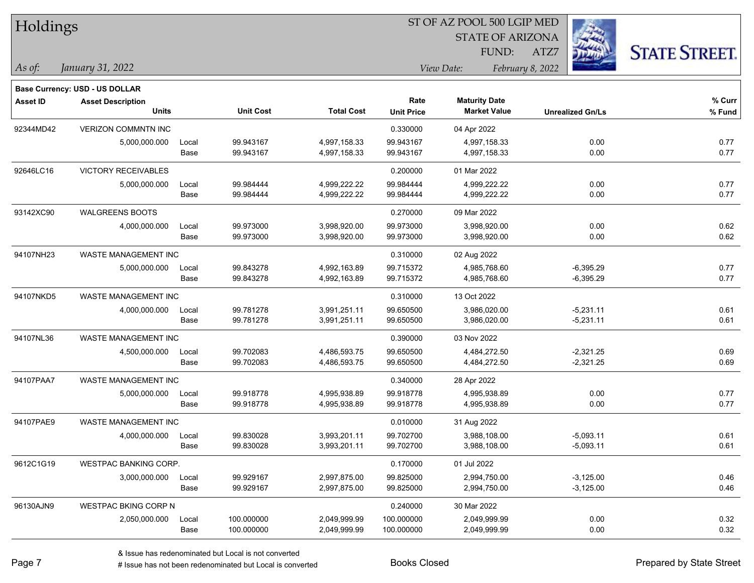# Holdings

ST OF AZ POOL 500 LGIP MED
STATE OF ARIZONA
FUND: ATZ7

*As of:* *January 31, 2022*

*View Date:* *February 8, 2022*

**Base Currency: USD - US DOLLAR**

| Asset ID | Asset Description / Units | | Unit Cost | Total Cost | Rate / Unit Price | Maturity Date / Market Value | Unrealized Gn/Ls | % Curr / % Fund |
|---|---|---|---|---|---|---|---|---|
| 92344MD42 | VERIZON COMMNTN INC | | | | 0.330000 | 04 Apr 2022 | | |
| | 5,000,000.000 | Local | 99.943167 | 4,997,158.33 | 99.943167 | 4,997,158.33 | 0.00 | 0.77 |
| | | Base | 99.943167 | 4,997,158.33 | 99.943167 | 4,997,158.33 | 0.00 | 0.77 |
| 92646LC16 | VICTORY RECEIVABLES | | | | 0.200000 | 01 Mar 2022 | | |
| | 5,000,000.000 | Local | 99.984444 | 4,999,222.22 | 99.984444 | 4,999,222.22 | 0.00 | 0.77 |
| | | Base | 99.984444 | 4,999,222.22 | 99.984444 | 4,999,222.22 | 0.00 | 0.77 |
| 93142XC90 | WALGREENS BOOTS | | | | 0.270000 | 09 Mar 2022 | | |
| | 4,000,000.000 | Local | 99.973000 | 3,998,920.00 | 99.973000 | 3,998,920.00 | 0.00 | 0.62 |
| | | Base | 99.973000 | 3,998,920.00 | 99.973000 | 3,998,920.00 | 0.00 | 0.62 |
| 94107NH23 | WASTE MANAGEMENT INC | | | | 0.310000 | 02 Aug 2022 | | |
| | 5,000,000.000 | Local | 99.843278 | 4,992,163.89 | 99.715372 | 4,985,768.60 | -6,395.29 | 0.77 |
| | | Base | 99.843278 | 4,992,163.89 | 99.715372 | 4,985,768.60 | -6,395.29 | 0.77 |
| 94107NKD5 | WASTE MANAGEMENT INC | | | | 0.310000 | 13 Oct 2022 | | |
| | 4,000,000.000 | Local | 99.781278 | 3,991,251.11 | 99.650500 | 3,986,020.00 | -5,231.11 | 0.61 |
| | | Base | 99.781278 | 3,991,251.11 | 99.650500 | 3,986,020.00 | -5,231.11 | 0.61 |
| 94107NL36 | WASTE MANAGEMENT INC | | | | 0.390000 | 03 Nov 2022 | | |
| | 4,500,000.000 | Local | 99.702083 | 4,486,593.75 | 99.650500 | 4,484,272.50 | -2,321.25 | 0.69 |
| | | Base | 99.702083 | 4,486,593.75 | 99.650500 | 4,484,272.50 | -2,321.25 | 0.69 |
| 94107PAA7 | WASTE MANAGEMENT INC | | | | 0.340000 | 28 Apr 2022 | | |
| | 5,000,000.000 | Local | 99.918778 | 4,995,938.89 | 99.918778 | 4,995,938.89 | 0.00 | 0.77 |
| | | Base | 99.918778 | 4,995,938.89 | 99.918778 | 4,995,938.89 | 0.00 | 0.77 |
| 94107PAE9 | WASTE MANAGEMENT INC | | | | 0.010000 | 31 Aug 2022 | | |
| | 4,000,000.000 | Local | 99.830028 | 3,993,201.11 | 99.702700 | 3,988,108.00 | -5,093.11 | 0.61 |
| | | Base | 99.830028 | 3,993,201.11 | 99.702700 | 3,988,108.00 | -5,093.11 | 0.61 |
| 9612C1G19 | WESTPAC BANKING CORP. | | | | 0.170000 | 01 Jul 2022 | | |
| | 3,000,000.000 | Local | 99.929167 | 2,997,875.00 | 99.825000 | 2,994,750.00 | -3,125.00 | 0.46 |
| | | Base | 99.929167 | 2,997,875.00 | 99.825000 | 2,994,750.00 | -3,125.00 | 0.46 |
| 96130AJN9 | WESTPAC BKING CORP N | | | | 0.240000 | 30 Mar 2022 | | |
| | 2,050,000.000 | Local | 100.000000 | 2,049,999.99 | 100.000000 | 2,049,999.99 | 0.00 | 0.32 |
| | | Base | 100.000000 | 2,049,999.99 | 100.000000 | 2,049,999.99 | 0.00 | 0.32 |

& Issue has redenominated but Local is not converted

# Issue has not been redenominated but Local is converted

Books Closed

Prepared by State Street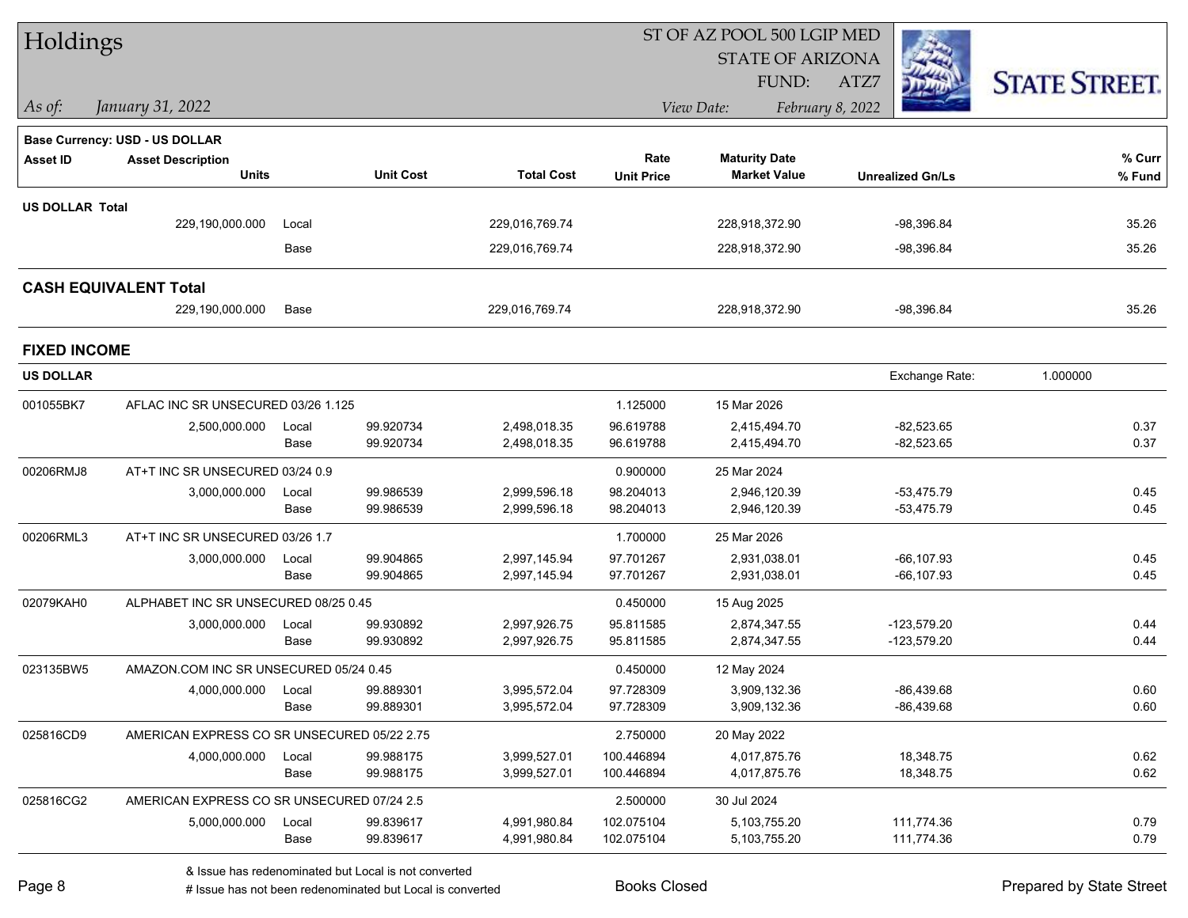# Holdings

ST OF AZ POOL 500 LGIP MED
STATE OF ARIZONA
FUND: ATZ7

*As of:* *January 31, 2022*

*View Date:* *February 8, 2022*

STATE STREET.

**Base Currency: USD - US DOLLAR**

| Asset ID | Asset Description / Units | | Unit Cost | Total Cost | Rate / Unit Price | Maturity Date / Market Value | Unrealized Gn/Ls | % Curr / % Fund |
|---|---|---|---|---|---|---|---|---|
| **US DOLLAR Total** | | | | | | | | |
| | 229,190,000.000 | Local | | 229,016,769.74 | | 228,918,372.90 | -98,396.84 | 35.26 |
| | | Base | | 229,016,769.74 | | 228,918,372.90 | -98,396.84 | 35.26 |
| **CASH EQUIVALENT Total** | | | | | | | | |
| | 229,190,000.000 | Base | | 229,016,769.74 | | 228,918,372.90 | -98,396.84 | 35.26 |

## FIXED INCOME

**US DOLLAR** — Exchange Rate: 1.000000

| Asset ID | Asset Description / Units | | Unit Cost | Total Cost | Rate / Unit Price | Maturity Date / Market Value | Unrealized Gn/Ls | % Curr / % Fund |
|---|---|---|---|---|---|---|---|---|
| 001055BK7 | AFLAC INC SR UNSECURED 03/26 1.125 | | | | 1.125000 | 15 Mar 2026 | | |
| | 2,500,000.000 | Local | 99.920734 | 2,498,018.35 | 96.619788 | 2,415,494.70 | -82,523.65 | 0.37 |
| | | Base | 99.920734 | 2,498,018.35 | 96.619788 | 2,415,494.70 | -82,523.65 | 0.37 |
| 00206RMJ8 | AT+T INC SR UNSECURED 03/24 0.9 | | | | 0.900000 | 25 Mar 2024 | | |
| | 3,000,000.000 | Local | 99.986539 | 2,999,596.18 | 98.204013 | 2,946,120.39 | -53,475.79 | 0.45 |
| | | Base | 99.986539 | 2,999,596.18 | 98.204013 | 2,946,120.39 | -53,475.79 | 0.45 |
| 00206RML3 | AT+T INC SR UNSECURED 03/26 1.7 | | | | 1.700000 | 25 Mar 2026 | | |
| | 3,000,000.000 | Local | 99.904865 | 2,997,145.94 | 97.701267 | 2,931,038.01 | -66,107.93 | 0.45 |
| | | Base | 99.904865 | 2,997,145.94 | 97.701267 | 2,931,038.01 | -66,107.93 | 0.45 |
| 02079KAH0 | ALPHABET INC SR UNSECURED 08/25 0.45 | | | | 0.450000 | 15 Aug 2025 | | |
| | 3,000,000.000 | Local | 99.930892 | 2,997,926.75 | 95.811585 | 2,874,347.55 | -123,579.20 | 0.44 |
| | | Base | 99.930892 | 2,997,926.75 | 95.811585 | 2,874,347.55 | -123,579.20 | 0.44 |
| 023135BW5 | AMAZON.COM INC SR UNSECURED 05/24 0.45 | | | | 0.450000 | 12 May 2024 | | |
| | 4,000,000.000 | Local | 99.889301 | 3,995,572.04 | 97.728309 | 3,909,132.36 | -86,439.68 | 0.60 |
| | | Base | 99.889301 | 3,995,572.04 | 97.728309 | 3,909,132.36 | -86,439.68 | 0.60 |
| 025816CD9 | AMERICAN EXPRESS CO SR UNSECURED 05/22 2.75 | | | | 2.750000 | 20 May 2022 | | |
| | 4,000,000.000 | Local | 99.988175 | 3,999,527.01 | 100.446894 | 4,017,875.76 | 18,348.75 | 0.62 |
| | | Base | 99.988175 | 3,999,527.01 | 100.446894 | 4,017,875.76 | 18,348.75 | 0.62 |
| 025816CG2 | AMERICAN EXPRESS CO SR UNSECURED 07/24 2.5 | | | | 2.500000 | 30 Jul 2024 | | |
| | 5,000,000.000 | Local | 99.839617 | 4,991,980.84 | 102.075104 | 5,103,755.20 | 111,774.36 | 0.79 |
| | | Base | 99.839617 | 4,991,980.84 | 102.075104 | 5,103,755.20 | 111,774.36 | 0.79 |

& Issue has redenominated but Local is not converted
# Issue has not been redenominated but Local is converted

Books Closed

Prepared by State Street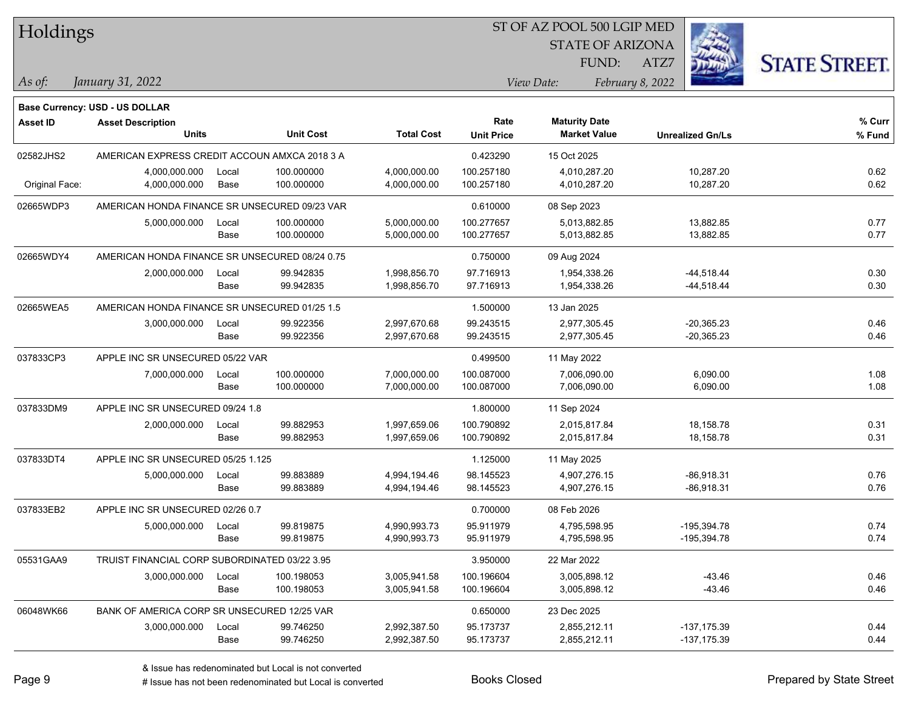# Holdings

ST OF AZ POOL 500 LGIP MED
STATE OF ARIZONA
FUND: ATZ7

*As of:* *January 31, 2022*

*View Date:* *February 8, 2022*

**Base Currency: USD - US DOLLAR**

| Asset ID | Asset Description / Units | | Unit Cost | Total Cost | Rate / Unit Price | Maturity Date / Market Value | Unrealized Gn/Ls | % Curr / % Fund |
|---|---|---|---|---|---|---|---|---|
| 02582JHS2 | AMERICAN EXPRESS CREDIT ACCOUN AMXCA 2018 3 A | | | | 0.423290 | 15 Oct 2025 | | |
| | 4,000,000.000 | Local | 100.000000 | 4,000,000.00 | 100.257180 | 4,010,287.20 | 10,287.20 | 0.62 |
| Original Face: | 4,000,000.000 | Base | 100.000000 | 4,000,000.00 | 100.257180 | 4,010,287.20 | 10,287.20 | 0.62 |
| 02665WDP3 | AMERICAN HONDA FINANCE SR UNSECURED 09/23 VAR | | | | 0.610000 | 08 Sep 2023 | | |
| | 5,000,000.000 | Local | 100.000000 | 5,000,000.00 | 100.277657 | 5,013,882.85 | 13,882.85 | 0.77 |
| | | Base | 100.000000 | 5,000,000.00 | 100.277657 | 5,013,882.85 | 13,882.85 | 0.77 |
| 02665WDY4 | AMERICAN HONDA FINANCE SR UNSECURED 08/24 0.75 | | | | 0.750000 | 09 Aug 2024 | | |
| | 2,000,000.000 | Local | 99.942835 | 1,998,856.70 | 97.716913 | 1,954,338.26 | -44,518.44 | 0.30 |
| | | Base | 99.942835 | 1,998,856.70 | 97.716913 | 1,954,338.26 | -44,518.44 | 0.30 |
| 02665WEA5 | AMERICAN HONDA FINANCE SR UNSECURED 01/25 1.5 | | | | 1.500000 | 13 Jan 2025 | | |
| | 3,000,000.000 | Local | 99.922356 | 2,997,670.68 | 99.243515 | 2,977,305.45 | -20,365.23 | 0.46 |
| | | Base | 99.922356 | 2,997,670.68 | 99.243515 | 2,977,305.45 | -20,365.23 | 0.46 |
| 037833CP3 | APPLE INC SR UNSECURED 05/22 VAR | | | | 0.499500 | 11 May 2022 | | |
| | 7,000,000.000 | Local | 100.000000 | 7,000,000.00 | 100.087000 | 7,006,090.00 | 6,090.00 | 1.08 |
| | | Base | 100.000000 | 7,000,000.00 | 100.087000 | 7,006,090.00 | 6,090.00 | 1.08 |
| 037833DM9 | APPLE INC SR UNSECURED 09/24 1.8 | | | | 1.800000 | 11 Sep 2024 | | |
| | 2,000,000.000 | Local | 99.882953 | 1,997,659.06 | 100.790892 | 2,015,817.84 | 18,158.78 | 0.31 |
| | | Base | 99.882953 | 1,997,659.06 | 100.790892 | 2,015,817.84 | 18,158.78 | 0.31 |
| 037833DT4 | APPLE INC SR UNSECURED 05/25 1.125 | | | | 1.125000 | 11 May 2025 | | |
| | 5,000,000.000 | Local | 99.883889 | 4,994,194.46 | 98.145523 | 4,907,276.15 | -86,918.31 | 0.76 |
| | | Base | 99.883889 | 4,994,194.46 | 98.145523 | 4,907,276.15 | -86,918.31 | 0.76 |
| 037833EB2 | APPLE INC SR UNSECURED 02/26 0.7 | | | | 0.700000 | 08 Feb 2026 | | |
| | 5,000,000.000 | Local | 99.819875 | 4,990,993.73 | 95.911979 | 4,795,598.95 | -195,394.78 | 0.74 |
| | | Base | 99.819875 | 4,990,993.73 | 95.911979 | 4,795,598.95 | -195,394.78 | 0.74 |
| 05531GAA9 | TRUIST FINANCIAL CORP SUBORDINATED 03/22 3.95 | | | | 3.950000 | 22 Mar 2022 | | |
| | 3,000,000.000 | Local | 100.198053 | 3,005,941.58 | 100.196604 | 3,005,898.12 | -43.46 | 0.46 |
| | | Base | 100.198053 | 3,005,941.58 | 100.196604 | 3,005,898.12 | -43.46 | 0.46 |
| 06048WK66 | BANK OF AMERICA CORP SR UNSECURED 12/25 VAR | | | | 0.650000 | 23 Dec 2025 | | |
| | 3,000,000.000 | Local | 99.746250 | 2,992,387.50 | 95.173737 | 2,855,212.11 | -137,175.39 | 0.44 |
| | | Base | 99.746250 | 2,992,387.50 | 95.173737 | 2,855,212.11 | -137,175.39 | 0.44 |

& Issue has redenominated but Local is not converted
# Issue has not been redenominated but Local is converted

Books Closed

Prepared by State Street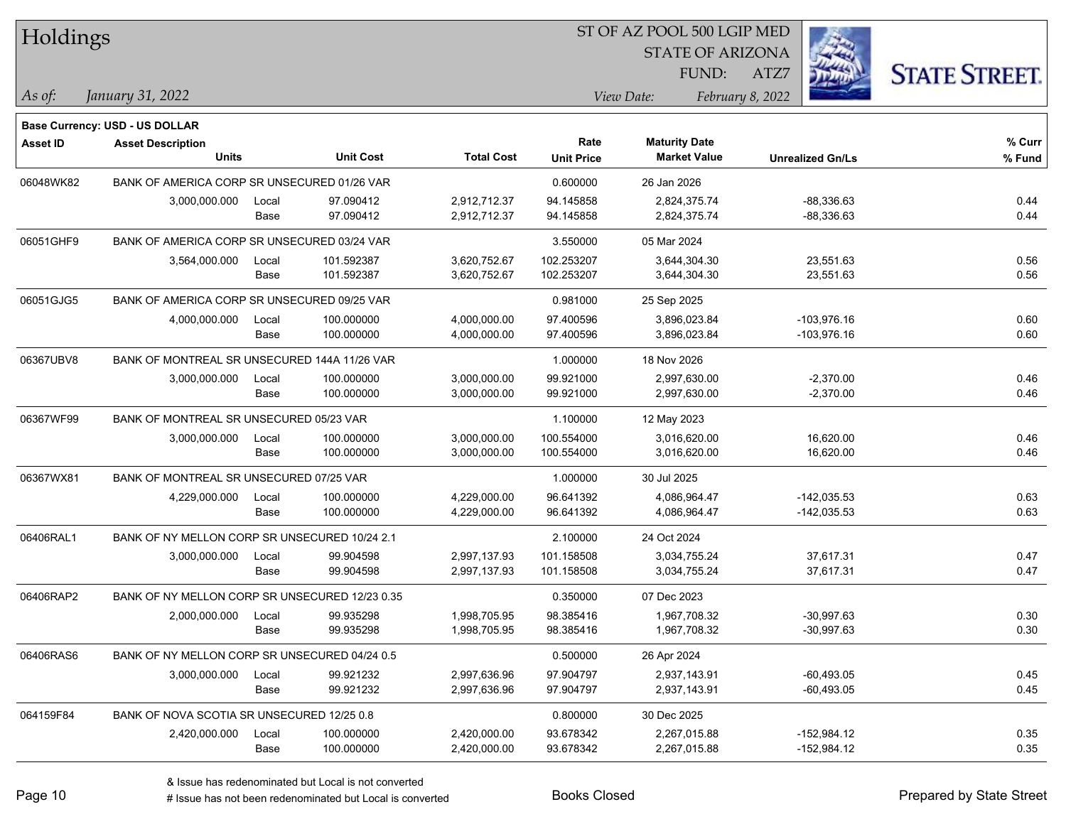# Holdings

ST OF AZ POOL 500 LGIP MED
STATE OF ARIZONA
FUND: ATZ7

*As of:* *January 31, 2022*
*View Date:* *February 8, 2022*

**Base Currency: USD - US DOLLAR**

| Asset ID | Asset Description / Units | | Unit Cost | Total Cost | Rate / Unit Price | Maturity Date / Market Value | Unrealized Gn/Ls | % Curr / % Fund |
|---|---|---|---|---|---|---|---|---|
| 06048WK82 | BANK OF AMERICA CORP SR UNSECURED 01/26 VAR | | | | 0.600000 | 26 Jan 2026 | | |
| | 3,000,000.000 | Local | 97.090412 | 2,912,712.37 | 94.145858 | 2,824,375.74 | -88,336.63 | 0.44 |
| | | Base | 97.090412 | 2,912,712.37 | 94.145858 | 2,824,375.74 | -88,336.63 | 0.44 |
| 06051GHF9 | BANK OF AMERICA CORP SR UNSECURED 03/24 VAR | | | | 3.550000 | 05 Mar 2024 | | |
| | 3,564,000.000 | Local | 101.592387 | 3,620,752.67 | 102.253207 | 3,644,304.30 | 23,551.63 | 0.56 |
| | | Base | 101.592387 | 3,620,752.67 | 102.253207 | 3,644,304.30 | 23,551.63 | 0.56 |
| 06051GJG5 | BANK OF AMERICA CORP SR UNSECURED 09/25 VAR | | | | 0.981000 | 25 Sep 2025 | | |
| | 4,000,000.000 | Local | 100.000000 | 4,000,000.00 | 97.400596 | 3,896,023.84 | -103,976.16 | 0.60 |
| | | Base | 100.000000 | 4,000,000.00 | 97.400596 | 3,896,023.84 | -103,976.16 | 0.60 |
| 06367UBV8 | BANK OF MONTREAL SR UNSECURED 144A 11/26 VAR | | | | 1.000000 | 18 Nov 2026 | | |
| | 3,000,000.000 | Local | 100.000000 | 3,000,000.00 | 99.921000 | 2,997,630.00 | -2,370.00 | 0.46 |
| | | Base | 100.000000 | 3,000,000.00 | 99.921000 | 2,997,630.00 | -2,370.00 | 0.46 |
| 06367WF99 | BANK OF MONTREAL SR UNSECURED 05/23 VAR | | | | 1.100000 | 12 May 2023 | | |
| | 3,000,000.000 | Local | 100.000000 | 3,000,000.00 | 100.554000 | 3,016,620.00 | 16,620.00 | 0.46 |
| | | Base | 100.000000 | 3,000,000.00 | 100.554000 | 3,016,620.00 | 16,620.00 | 0.46 |
| 06367WX81 | BANK OF MONTREAL SR UNSECURED 07/25 VAR | | | | 1.000000 | 30 Jul 2025 | | |
| | 4,229,000.000 | Local | 100.000000 | 4,229,000.00 | 96.641392 | 4,086,964.47 | -142,035.53 | 0.63 |
| | | Base | 100.000000 | 4,229,000.00 | 96.641392 | 4,086,964.47 | -142,035.53 | 0.63 |
| 06406RAL1 | BANK OF NY MELLON CORP SR UNSECURED 10/24 2.1 | | | | 2.100000 | 24 Oct 2024 | | |
| | 3,000,000.000 | Local | 99.904598 | 2,997,137.93 | 101.158508 | 3,034,755.24 | 37,617.31 | 0.47 |
| | | Base | 99.904598 | 2,997,137.93 | 101.158508 | 3,034,755.24 | 37,617.31 | 0.47 |
| 06406RAP2 | BANK OF NY MELLON CORP SR UNSECURED 12/23 0.35 | | | | 0.350000 | 07 Dec 2023 | | |
| | 2,000,000.000 | Local | 99.935298 | 1,998,705.95 | 98.385416 | 1,967,708.32 | -30,997.63 | 0.30 |
| | | Base | 99.935298 | 1,998,705.95 | 98.385416 | 1,967,708.32 | -30,997.63 | 0.30 |
| 06406RAS6 | BANK OF NY MELLON CORP SR UNSECURED 04/24 0.5 | | | | 0.500000 | 26 Apr 2024 | | |
| | 3,000,000.000 | Local | 99.921232 | 2,997,636.96 | 97.904797 | 2,937,143.91 | -60,493.05 | 0.45 |
| | | Base | 99.921232 | 2,997,636.96 | 97.904797 | 2,937,143.91 | -60,493.05 | 0.45 |
| 064159F84 | BANK OF NOVA SCOTIA SR UNSECURED 12/25 0.8 | | | | 0.800000 | 30 Dec 2025 | | |
| | 2,420,000.000 | Local | 100.000000 | 2,420,000.00 | 93.678342 | 2,267,015.88 | -152,984.12 | 0.35 |
| | | Base | 100.000000 | 2,420,000.00 | 93.678342 | 2,267,015.88 | -152,984.12 | 0.35 |

& Issue has redenominated but Local is not converted
# Issue has not been redenominated but Local is converted

Books Closed

Prepared by State Street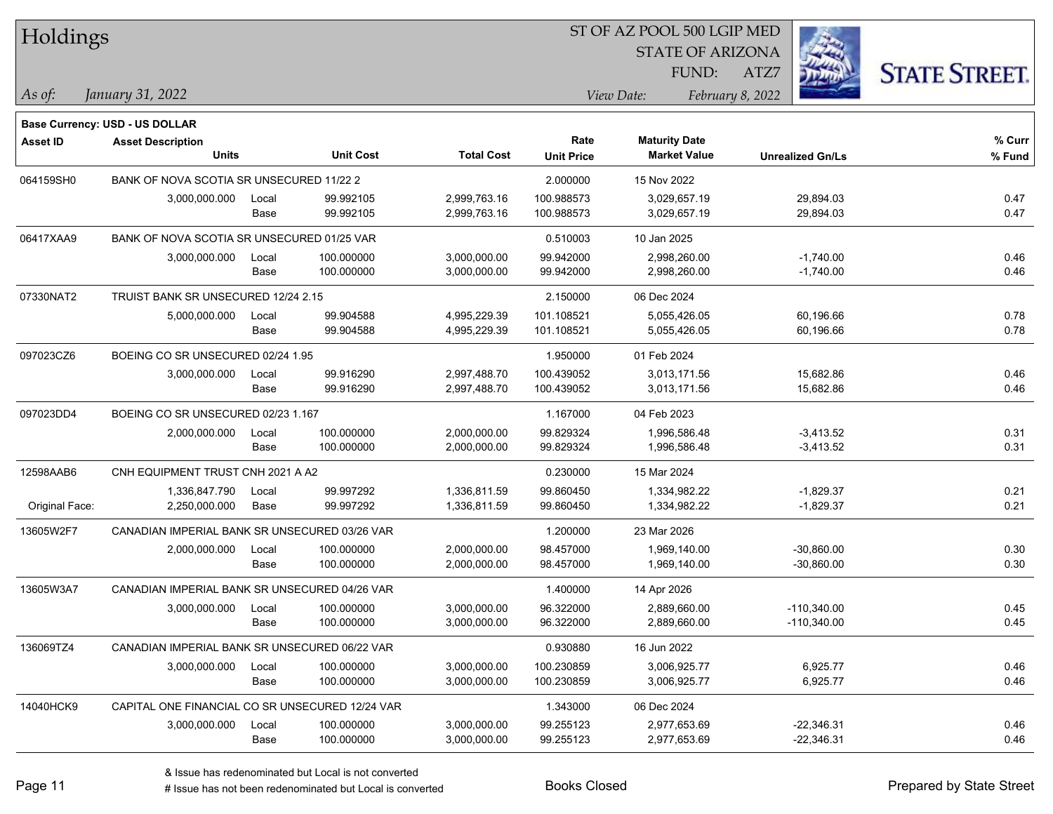# Holdings

ST OF AZ POOL 500 LGIP MED
STATE OF ARIZONA
FUND: ATZ7

*As of: January 31, 2022*

*View Date: February 8, 2022*

**Base Currency: USD - US DOLLAR**

| Asset ID | Asset Description / Units | | Unit Cost | Total Cost | Rate / Unit Price | Maturity Date / Market Value | Unrealized Gn/Ls | % Curr / % Fund |
|---|---|---|---|---|---|---|---|---|
| 064159SH0 | BANK OF NOVA SCOTIA SR UNSECURED 11/22 2 | | | | 2.000000 | 15 Nov 2022 | | |
| | 3,000,000.000 | Local | 99.992105 | 2,999,763.16 | 100.988573 | 3,029,657.19 | 29,894.03 | 0.47 |
| | | Base | 99.992105 | 2,999,763.16 | 100.988573 | 3,029,657.19 | 29,894.03 | 0.47 |
| 06417XAA9 | BANK OF NOVA SCOTIA SR UNSECURED 01/25 VAR | | | | 0.510003 | 10 Jan 2025 | | |
| | 3,000,000.000 | Local | 100.000000 | 3,000,000.00 | 99.942000 | 2,998,260.00 | -1,740.00 | 0.46 |
| | | Base | 100.000000 | 3,000,000.00 | 99.942000 | 2,998,260.00 | -1,740.00 | 0.46 |
| 07330NAT2 | TRUIST BANK SR UNSECURED 12/24 2.15 | | | | 2.150000 | 06 Dec 2024 | | |
| | 5,000,000.000 | Local | 99.904588 | 4,995,229.39 | 101.108521 | 5,055,426.05 | 60,196.66 | 0.78 |
| | | Base | 99.904588 | 4,995,229.39 | 101.108521 | 5,055,426.05 | 60,196.66 | 0.78 |
| 097023CZ6 | BOEING CO SR UNSECURED 02/24 1.95 | | | | 1.950000 | 01 Feb 2024 | | |
| | 3,000,000.000 | Local | 99.916290 | 2,997,488.70 | 100.439052 | 3,013,171.56 | 15,682.86 | 0.46 |
| | | Base | 99.916290 | 2,997,488.70 | 100.439052 | 3,013,171.56 | 15,682.86 | 0.46 |
| 097023DD4 | BOEING CO SR UNSECURED 02/23 1.167 | | | | 1.167000 | 04 Feb 2023 | | |
| | 2,000,000.000 | Local | 100.000000 | 2,000,000.00 | 99.829324 | 1,996,586.48 | -3,413.52 | 0.31 |
| | | Base | 100.000000 | 2,000,000.00 | 99.829324 | 1,996,586.48 | -3,413.52 | 0.31 |
| 12598AAB6 | CNH EQUIPMENT TRUST CNH 2021 A A2 | | | | 0.230000 | 15 Mar 2024 | | |
| | 1,336,847.790 | Local | 99.997292 | 1,336,811.59 | 99.860450 | 1,334,982.22 | -1,829.37 | 0.21 |
| Original Face: | 2,250,000.000 | Base | 99.997292 | 1,336,811.59 | 99.860450 | 1,334,982.22 | -1,829.37 | 0.21 |
| 13605W2F7 | CANADIAN IMPERIAL BANK SR UNSECURED 03/26 VAR | | | | 1.200000 | 23 Mar 2026 | | |
| | 2,000,000.000 | Local | 100.000000 | 2,000,000.00 | 98.457000 | 1,969,140.00 | -30,860.00 | 0.30 |
| | | Base | 100.000000 | 2,000,000.00 | 98.457000 | 1,969,140.00 | -30,860.00 | 0.30 |
| 13605W3A7 | CANADIAN IMPERIAL BANK SR UNSECURED 04/26 VAR | | | | 1.400000 | 14 Apr 2026 | | |
| | 3,000,000.000 | Local | 100.000000 | 3,000,000.00 | 96.322000 | 2,889,660.00 | -110,340.00 | 0.45 |
| | | Base | 100.000000 | 3,000,000.00 | 96.322000 | 2,889,660.00 | -110,340.00 | 0.45 |
| 136069TZ4 | CANADIAN IMPERIAL BANK SR UNSECURED 06/22 VAR | | | | 0.930880 | 16 Jun 2022 | | |
| | 3,000,000.000 | Local | 100.000000 | 3,000,000.00 | 100.230859 | 3,006,925.77 | 6,925.77 | 0.46 |
| | | Base | 100.000000 | 3,000,000.00 | 100.230859 | 3,006,925.77 | 6,925.77 | 0.46 |
| 14040HCK9 | CAPITAL ONE FINANCIAL CO SR UNSECURED 12/24 VAR | | | | 1.343000 | 06 Dec 2024 | | |
| | 3,000,000.000 | Local | 100.000000 | 3,000,000.00 | 99.255123 | 2,977,653.69 | -22,346.31 | 0.46 |
| | | Base | 100.000000 | 3,000,000.00 | 99.255123 | 2,977,653.69 | -22,346.31 | 0.46 |

& Issue has redenominated but Local is not converted

# Issue has not been redenominated but Local is converted

Books Closed

Prepared by State Street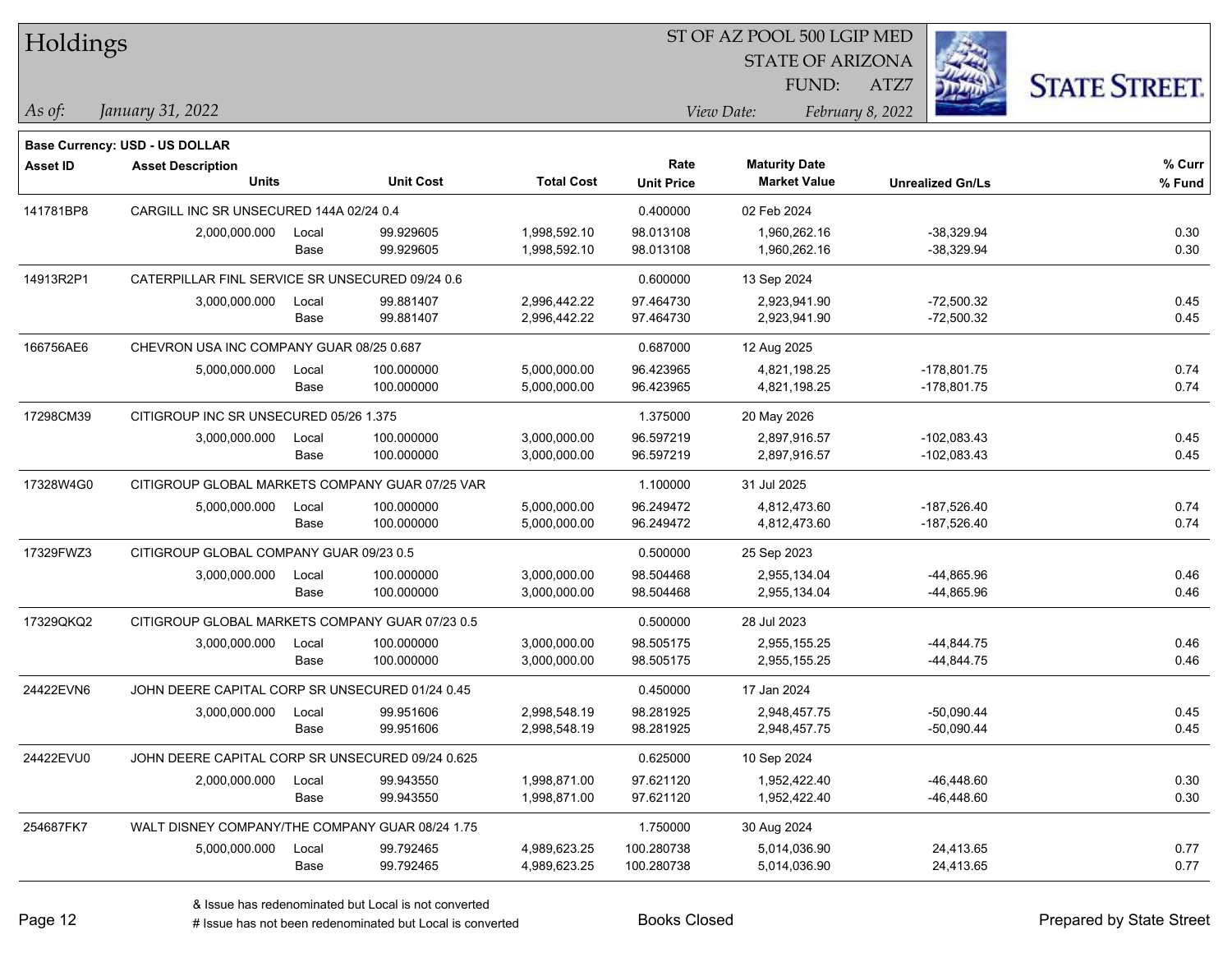# Holdings

ST OF AZ POOL 500 LGIP MED
STATE OF ARIZONA
FUND: ATZ7

*As of:* *January 31, 2022*

*View Date:* *February 8, 2022*

**Base Currency: USD - US DOLLAR**

| Asset ID | Asset Description / Units | | Unit Cost | Total Cost | Rate / Unit Price | Maturity Date / Market Value | Unrealized Gn/Ls | % Curr / % Fund |
|---|---|---|---|---|---|---|---|---|
| 141781BP8 | CARGILL INC SR UNSECURED 144A 02/24 0.4 | | | | 0.400000 | 02 Feb 2024 | | |
| | 2,000,000.000 | Local | 99.929605 | 1,998,592.10 | 98.013108 | 1,960,262.16 | -38,329.94 | 0.30 |
| | | Base | 99.929605 | 1,998,592.10 | 98.013108 | 1,960,262.16 | -38,329.94 | 0.30 |
| 14913R2P1 | CATERPILLAR FINL SERVICE SR UNSECURED 09/24 0.6 | | | | 0.600000 | 13 Sep 2024 | | |
| | 3,000,000.000 | Local | 99.881407 | 2,996,442.22 | 97.464730 | 2,923,941.90 | -72,500.32 | 0.45 |
| | | Base | 99.881407 | 2,996,442.22 | 97.464730 | 2,923,941.90 | -72,500.32 | 0.45 |
| 166756AE6 | CHEVRON USA INC COMPANY GUAR 08/25 0.687 | | | | 0.687000 | 12 Aug 2025 | | |
| | 5,000,000.000 | Local | 100.000000 | 5,000,000.00 | 96.423965 | 4,821,198.25 | -178,801.75 | 0.74 |
| | | Base | 100.000000 | 5,000,000.00 | 96.423965 | 4,821,198.25 | -178,801.75 | 0.74 |
| 17298CM39 | CITIGROUP INC SR UNSECURED 05/26 1.375 | | | | 1.375000 | 20 May 2026 | | |
| | 3,000,000.000 | Local | 100.000000 | 3,000,000.00 | 96.597219 | 2,897,916.57 | -102,083.43 | 0.45 |
| | | Base | 100.000000 | 3,000,000.00 | 96.597219 | 2,897,916.57 | -102,083.43 | 0.45 |
| 17328W4G0 | CITIGROUP GLOBAL MARKETS COMPANY GUAR 07/25 VAR | | | | 1.100000 | 31 Jul 2025 | | |
| | 5,000,000.000 | Local | 100.000000 | 5,000,000.00 | 96.249472 | 4,812,473.60 | -187,526.40 | 0.74 |
| | | Base | 100.000000 | 5,000,000.00 | 96.249472 | 4,812,473.60 | -187,526.40 | 0.74 |
| 17329FWZ3 | CITIGROUP GLOBAL COMPANY GUAR 09/23 0.5 | | | | 0.500000 | 25 Sep 2023 | | |
| | 3,000,000.000 | Local | 100.000000 | 3,000,000.00 | 98.504468 | 2,955,134.04 | -44,865.96 | 0.46 |
| | | Base | 100.000000 | 3,000,000.00 | 98.504468 | 2,955,134.04 | -44,865.96 | 0.46 |
| 17329QKQ2 | CITIGROUP GLOBAL MARKETS COMPANY GUAR 07/23 0.5 | | | | 0.500000 | 28 Jul 2023 | | |
| | 3,000,000.000 | Local | 100.000000 | 3,000,000.00 | 98.505175 | 2,955,155.25 | -44,844.75 | 0.46 |
| | | Base | 100.000000 | 3,000,000.00 | 98.505175 | 2,955,155.25 | -44,844.75 | 0.46 |
| 24422EVN6 | JOHN DEERE CAPITAL CORP SR UNSECURED 01/24 0.45 | | | | 0.450000 | 17 Jan 2024 | | |
| | 3,000,000.000 | Local | 99.951606 | 2,998,548.19 | 98.281925 | 2,948,457.75 | -50,090.44 | 0.45 |
| | | Base | 99.951606 | 2,998,548.19 | 98.281925 | 2,948,457.75 | -50,090.44 | 0.45 |
| 24422EVU0 | JOHN DEERE CAPITAL CORP SR UNSECURED 09/24 0.625 | | | | 0.625000 | 10 Sep 2024 | | |
| | 2,000,000.000 | Local | 99.943550 | 1,998,871.00 | 97.621120 | 1,952,422.40 | -46,448.60 | 0.30 |
| | | Base | 99.943550 | 1,998,871.00 | 97.621120 | 1,952,422.40 | -46,448.60 | 0.30 |
| 254687FK7 | WALT DISNEY COMPANY/THE COMPANY GUAR 08/24 1.75 | | | | 1.750000 | 30 Aug 2024 | | |
| | 5,000,000.000 | Local | 99.792465 | 4,989,623.25 | 100.280738 | 5,014,036.90 | 24,413.65 | 0.77 |
| | | Base | 99.792465 | 4,989,623.25 | 100.280738 | 5,014,036.90 | 24,413.65 | 0.77 |

& Issue has redenominated but Local is not converted
# Issue has not been redenominated but Local is converted

Books Closed

Prepared by State Street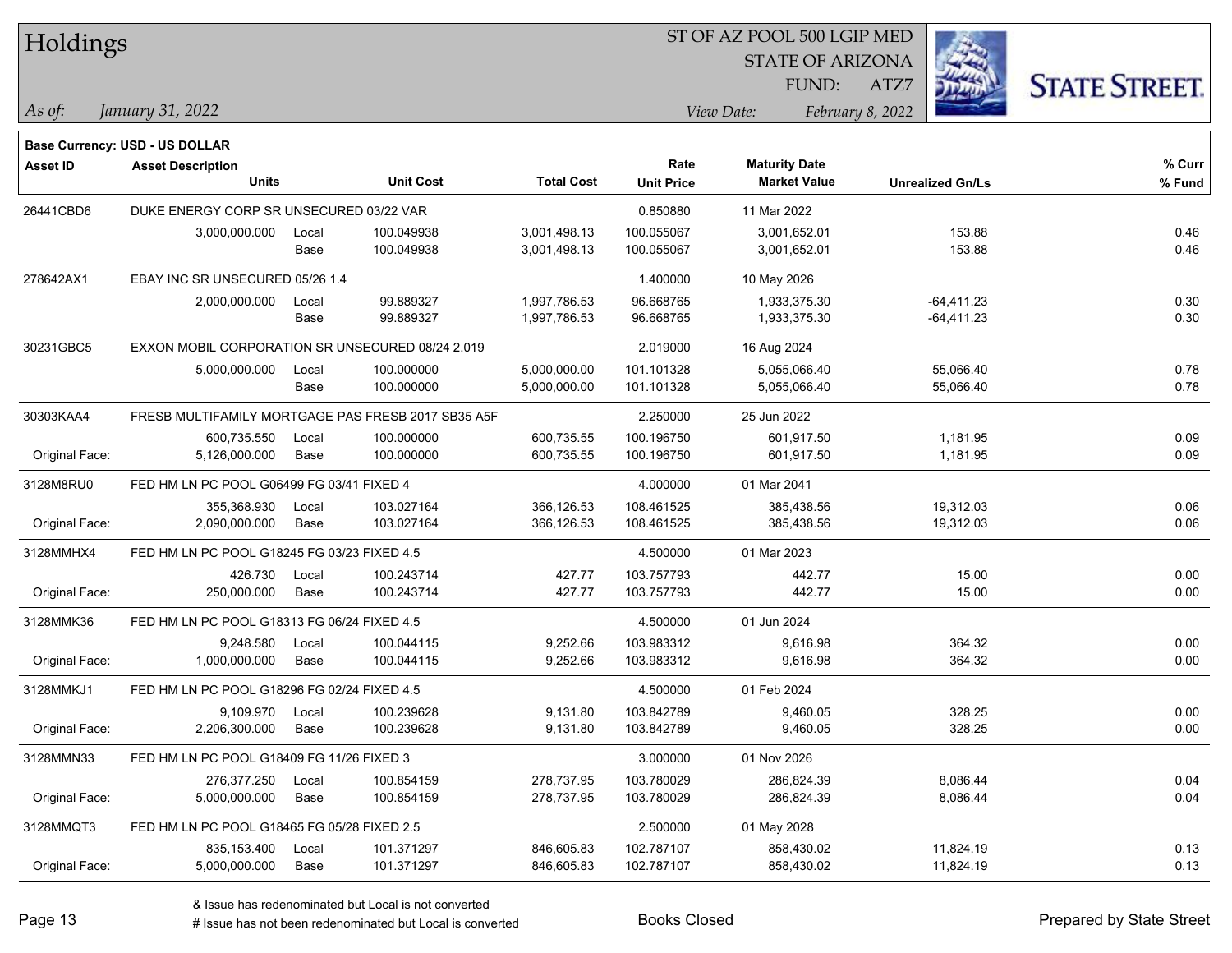# Holdings

ST OF AZ POOL 500 LGIP MED
STATE OF ARIZONA
FUND: ATZ7

*As of: January 31, 2022*

*View Date: February 8, 2022*

**Base Currency: USD - US DOLLAR**

| Asset ID | Asset Description / Units | | Unit Cost | Total Cost | Rate / Unit Price | Maturity Date / Market Value | Unrealized Gn/Ls | % Curr / % Fund |
|---|---|---|---|---|---|---|---|---|
| 26441CBD6 | DUKE ENERGY CORP SR UNSECURED 03/22 VAR | | | | 0.850880 | 11 Mar 2022 | | |
| | 3,000,000.000 | Local | 100.049938 | 3,001,498.13 | 100.055067 | 3,001,652.01 | 153.88 | 0.46 |
| | | Base | 100.049938 | 3,001,498.13 | 100.055067 | 3,001,652.01 | 153.88 | 0.46 |
| 278642AX1 | EBAY INC SR UNSECURED 05/26 1.4 | | | | 1.400000 | 10 May 2026 | | |
| | 2,000,000.000 | Local | 99.889327 | 1,997,786.53 | 96.668765 | 1,933,375.30 | -64,411.23 | 0.30 |
| | | Base | 99.889327 | 1,997,786.53 | 96.668765 | 1,933,375.30 | -64,411.23 | 0.30 |
| 30231GBC5 | EXXON MOBIL CORPORATION SR UNSECURED 08/24 2.019 | | | | 2.019000 | 16 Aug 2024 | | |
| | 5,000,000.000 | Local | 100.000000 | 5,000,000.00 | 101.101328 | 5,055,066.40 | 55,066.40 | 0.78 |
| | | Base | 100.000000 | 5,000,000.00 | 101.101328 | 5,055,066.40 | 55,066.40 | 0.78 |
| 30303KAA4 | FRESB MULTIFAMILY MORTGAGE PAS FRESB 2017 SB35 A5F | | | | 2.250000 | 25 Jun 2022 | | |
| | 600,735.550 | Local | 100.000000 | 600,735.55 | 100.196750 | 601,917.50 | 1,181.95 | 0.09 |
| Original Face: | 5,126,000.000 | Base | 100.000000 | 600,735.55 | 100.196750 | 601,917.50 | 1,181.95 | 0.09 |
| 3128M8RU0 | FED HM LN PC POOL G06499 FG 03/41 FIXED 4 | | | | 4.000000 | 01 Mar 2041 | | |
| | 355,368.930 | Local | 103.027164 | 366,126.53 | 108.461525 | 385,438.56 | 19,312.03 | 0.06 |
| Original Face: | 2,090,000.000 | Base | 103.027164 | 366,126.53 | 108.461525 | 385,438.56 | 19,312.03 | 0.06 |
| 3128MMHX4 | FED HM LN PC POOL G18245 FG 03/23 FIXED 4.5 | | | | 4.500000 | 01 Mar 2023 | | |
| | 426.730 | Local | 100.243714 | 427.77 | 103.757793 | 442.77 | 15.00 | 0.00 |
| Original Face: | 250,000.000 | Base | 100.243714 | 427.77 | 103.757793 | 442.77 | 15.00 | 0.00 |
| 3128MMK36 | FED HM LN PC POOL G18313 FG 06/24 FIXED 4.5 | | | | 4.500000 | 01 Jun 2024 | | |
| | 9,248.580 | Local | 100.044115 | 9,252.66 | 103.983312 | 9,616.98 | 364.32 | 0.00 |
| Original Face: | 1,000,000.000 | Base | 100.044115 | 9,252.66 | 103.983312 | 9,616.98 | 364.32 | 0.00 |
| 3128MMKJ1 | FED HM LN PC POOL G18296 FG 02/24 FIXED 4.5 | | | | 4.500000 | 01 Feb 2024 | | |
| | 9,109.970 | Local | 100.239628 | 9,131.80 | 103.842789 | 9,460.05 | 328.25 | 0.00 |
| Original Face: | 2,206,300.000 | Base | 100.239628 | 9,131.80 | 103.842789 | 9,460.05 | 328.25 | 0.00 |
| 3128MMN33 | FED HM LN PC POOL G18409 FG 11/26 FIXED 3 | | | | 3.000000 | 01 Nov 2026 | | |
| | 276,377.250 | Local | 100.854159 | 278,737.95 | 103.780029 | 286,824.39 | 8,086.44 | 0.04 |
| Original Face: | 5,000,000.000 | Base | 100.854159 | 278,737.95 | 103.780029 | 286,824.39 | 8,086.44 | 0.04 |
| 3128MMQT3 | FED HM LN PC POOL G18465 FG 05/28 FIXED 2.5 | | | | 2.500000 | 01 May 2028 | | |
| | 835,153.400 | Local | 101.371297 | 846,605.83 | 102.787107 | 858,430.02 | 11,824.19 | 0.13 |
| Original Face: | 5,000,000.000 | Base | 101.371297 | 846,605.83 | 102.787107 | 858,430.02 | 11,824.19 | 0.13 |

& Issue has redenominated but Local is not converted
# Issue has not been redenominated but Local is converted

Books Closed

Prepared by State Street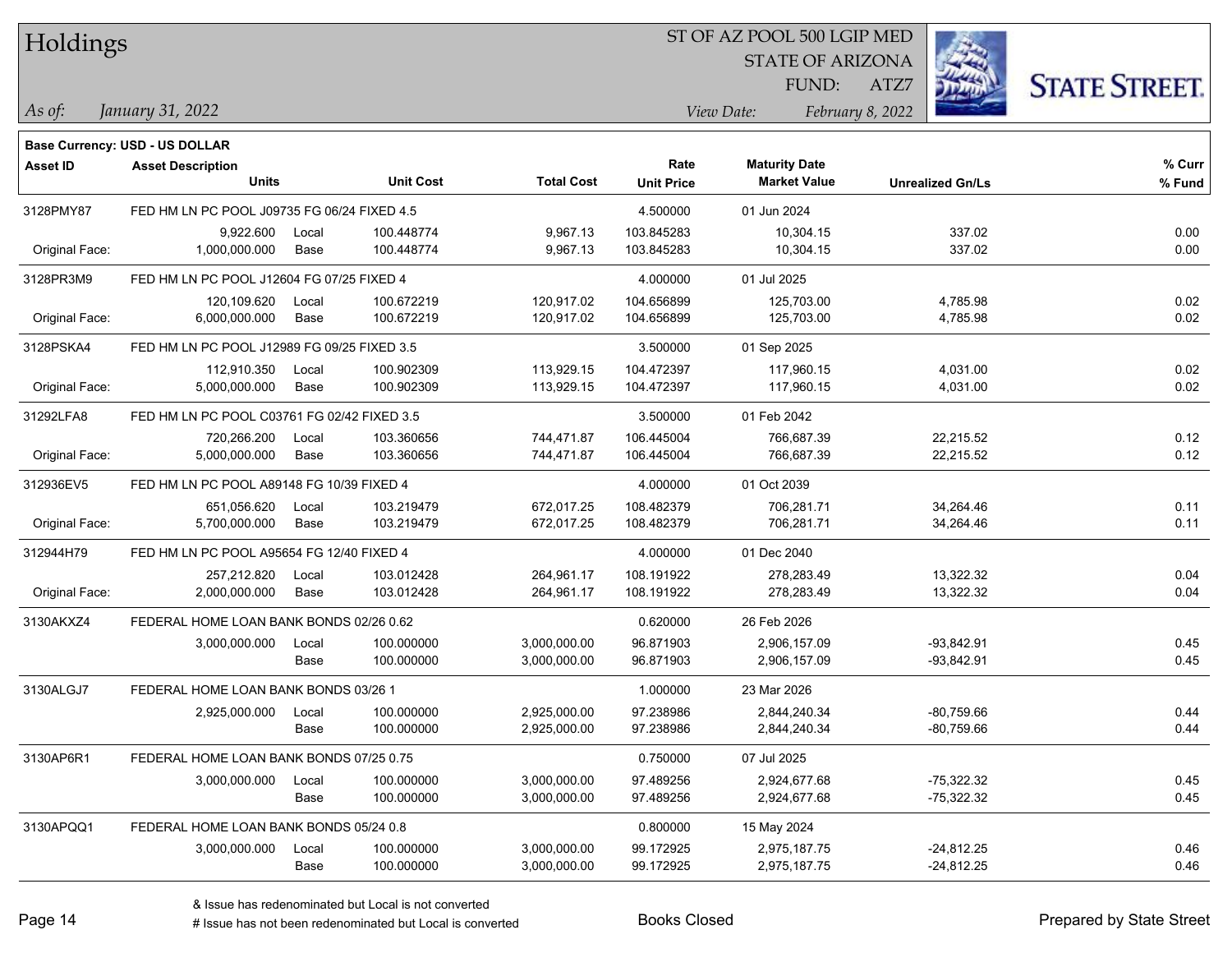# Holdings

ST OF AZ POOL 500 LGIP MED
STATE OF ARIZONA
FUND: ATZ7

*As of:* *January 31, 2022*

*View Date:* *February 8, 2022*

**Base Currency: USD - US DOLLAR**

| Asset ID | Asset Description / Units | | Unit Cost | Total Cost | Rate / Unit Price | Maturity Date / Market Value | Unrealized Gn/Ls | % Curr / % Fund |
|---|---|---|---|---|---|---|---|---|
| 3128PMY87 | FED HM LN PC POOL J09735 FG 06/24 FIXED 4.5 | | | | 4.500000 | 01 Jun 2024 | | |
| | 9,922.600 | Local | 100.448774 | 9,967.13 | 103.845283 | 10,304.15 | 337.02 | 0.00 |
| Original Face: | 1,000,000.000 | Base | 100.448774 | 9,967.13 | 103.845283 | 10,304.15 | 337.02 | 0.00 |
| 3128PR3M9 | FED HM LN PC POOL J12604 FG 07/25 FIXED 4 | | | | 4.000000 | 01 Jul 2025 | | |
| | 120,109.620 | Local | 100.672219 | 120,917.02 | 104.656899 | 125,703.00 | 4,785.98 | 0.02 |
| Original Face: | 6,000,000.000 | Base | 100.672219 | 120,917.02 | 104.656899 | 125,703.00 | 4,785.98 | 0.02 |
| 3128PSKA4 | FED HM LN PC POOL J12989 FG 09/25 FIXED 3.5 | | | | 3.500000 | 01 Sep 2025 | | |
| | 112,910.350 | Local | 100.902309 | 113,929.15 | 104.472397 | 117,960.15 | 4,031.00 | 0.02 |
| Original Face: | 5,000,000.000 | Base | 100.902309 | 113,929.15 | 104.472397 | 117,960.15 | 4,031.00 | 0.02 |
| 31292LFA8 | FED HM LN PC POOL C03761 FG 02/42 FIXED 3.5 | | | | 3.500000 | 01 Feb 2042 | | |
| | 720,266.200 | Local | 103.360656 | 744,471.87 | 106.445004 | 766,687.39 | 22,215.52 | 0.12 |
| Original Face: | 5,000,000.000 | Base | 103.360656 | 744,471.87 | 106.445004 | 766,687.39 | 22,215.52 | 0.12 |
| 312936EV5 | FED HM LN PC POOL A89148 FG 10/39 FIXED 4 | | | | 4.000000 | 01 Oct 2039 | | |
| | 651,056.620 | Local | 103.219479 | 672,017.25 | 108.482379 | 706,281.71 | 34,264.46 | 0.11 |
| Original Face: | 5,700,000.000 | Base | 103.219479 | 672,017.25 | 108.482379 | 706,281.71 | 34,264.46 | 0.11 |
| 312944H79 | FED HM LN PC POOL A95654 FG 12/40 FIXED 4 | | | | 4.000000 | 01 Dec 2040 | | |
| | 257,212.820 | Local | 103.012428 | 264,961.17 | 108.191922 | 278,283.49 | 13,322.32 | 0.04 |
| Original Face: | 2,000,000.000 | Base | 103.012428 | 264,961.17 | 108.191922 | 278,283.49 | 13,322.32 | 0.04 |
| 3130AKXZ4 | FEDERAL HOME LOAN BANK BONDS 02/26 0.62 | | | | 0.620000 | 26 Feb 2026 | | |
| | 3,000,000.000 | Local | 100.000000 | 3,000,000.00 | 96.871903 | 2,906,157.09 | -93,842.91 | 0.45 |
| | | Base | 100.000000 | 3,000,000.00 | 96.871903 | 2,906,157.09 | -93,842.91 | 0.45 |
| 3130ALGJ7 | FEDERAL HOME LOAN BANK BONDS 03/26 1 | | | | 1.000000 | 23 Mar 2026 | | |
| | 2,925,000.000 | Local | 100.000000 | 2,925,000.00 | 97.238986 | 2,844,240.34 | -80,759.66 | 0.44 |
| | | Base | 100.000000 | 2,925,000.00 | 97.238986 | 2,844,240.34 | -80,759.66 | 0.44 |
| 3130AP6R1 | FEDERAL HOME LOAN BANK BONDS 07/25 0.75 | | | | 0.750000 | 07 Jul 2025 | | |
| | 3,000,000.000 | Local | 100.000000 | 3,000,000.00 | 97.489256 | 2,924,677.68 | -75,322.32 | 0.45 |
| | | Base | 100.000000 | 3,000,000.00 | 97.489256 | 2,924,677.68 | -75,322.32 | 0.45 |
| 3130APQQ1 | FEDERAL HOME LOAN BANK BONDS 05/24 0.8 | | | | 0.800000 | 15 May 2024 | | |
| | 3,000,000.000 | Local | 100.000000 | 3,000,000.00 | 99.172925 | 2,975,187.75 | -24,812.25 | 0.46 |
| | | Base | 100.000000 | 3,000,000.00 | 99.172925 | 2,975,187.75 | -24,812.25 | 0.46 |

& Issue has redenominated but Local is not converted
# Issue has not been redenominated but Local is converted

Books Closed

Prepared by State Street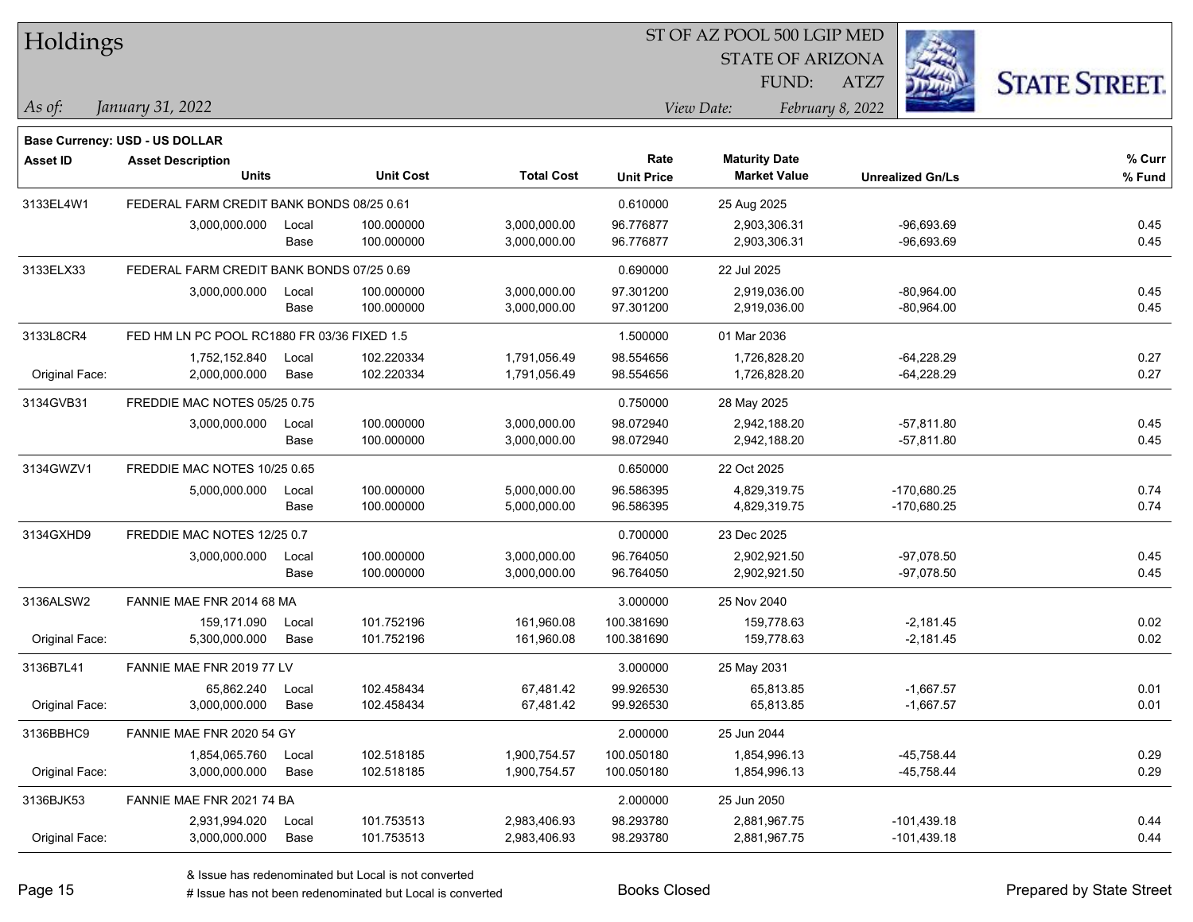# Holdings

ST OF AZ POOL 500 LGIP MED
STATE OF ARIZONA
FUND: ATZ7

*As of:* *January 31, 2022*
*View Date:* *February 8, 2022*

**Base Currency: USD - US DOLLAR**

| Asset ID | Asset Description / Units | | Unit Cost | Total Cost | Rate / Unit Price | Maturity Date / Market Value | Unrealized Gn/Ls | % Curr / % Fund |
|---|---|---|---|---|---|---|---|---|
| 3133EL4W1 | FEDERAL FARM CREDIT BANK BONDS 08/25 0.61 | | | | 0.610000 | 25 Aug 2025 | | |
| | 3,000,000.000 | Local | 100.000000 | 3,000,000.00 | 96.776877 | 2,903,306.31 | -96,693.69 | 0.45 |
| | | Base | 100.000000 | 3,000,000.00 | 96.776877 | 2,903,306.31 | -96,693.69 | 0.45 |
| 3133ELX33 | FEDERAL FARM CREDIT BANK BONDS 07/25 0.69 | | | | 0.690000 | 22 Jul 2025 | | |
| | 3,000,000.000 | Local | 100.000000 | 3,000,000.00 | 97.301200 | 2,919,036.00 | -80,964.00 | 0.45 |
| | | Base | 100.000000 | 3,000,000.00 | 97.301200 | 2,919,036.00 | -80,964.00 | 0.45 |
| 3133L8CR4 | FED HM LN PC POOL RC1880 FR 03/36 FIXED 1.5 | | | | 1.500000 | 01 Mar 2036 | | |
| | 1,752,152.840 | Local | 102.220334 | 1,791,056.49 | 98.554656 | 1,726,828.20 | -64,228.29 | 0.27 |
| Original Face: | 2,000,000.000 | Base | 102.220334 | 1,791,056.49 | 98.554656 | 1,726,828.20 | -64,228.29 | 0.27 |
| 3134GVB31 | FREDDIE MAC NOTES 05/25 0.75 | | | | 0.750000 | 28 May 2025 | | |
| | 3,000,000.000 | Local | 100.000000 | 3,000,000.00 | 98.072940 | 2,942,188.20 | -57,811.80 | 0.45 |
| | | Base | 100.000000 | 3,000,000.00 | 98.072940 | 2,942,188.20 | -57,811.80 | 0.45 |
| 3134GWZV1 | FREDDIE MAC NOTES 10/25 0.65 | | | | 0.650000 | 22 Oct 2025 | | |
| | 5,000,000.000 | Local | 100.000000 | 5,000,000.00 | 96.586395 | 4,829,319.75 | -170,680.25 | 0.74 |
| | | Base | 100.000000 | 5,000,000.00 | 96.586395 | 4,829,319.75 | -170,680.25 | 0.74 |
| 3134GXHD9 | FREDDIE MAC NOTES 12/25 0.7 | | | | 0.700000 | 23 Dec 2025 | | |
| | 3,000,000.000 | Local | 100.000000 | 3,000,000.00 | 96.764050 | 2,902,921.50 | -97,078.50 | 0.45 |
| | | Base | 100.000000 | 3,000,000.00 | 96.764050 | 2,902,921.50 | -97,078.50 | 0.45 |
| 3136ALSW2 | FANNIE MAE FNR 2014 68 MA | | | | 3.000000 | 25 Nov 2040 | | |
| | 159,171.090 | Local | 101.752196 | 161,960.08 | 100.381690 | 159,778.63 | -2,181.45 | 0.02 |
| Original Face: | 5,300,000.000 | Base | 101.752196 | 161,960.08 | 100.381690 | 159,778.63 | -2,181.45 | 0.02 |
| 3136B7L41 | FANNIE MAE FNR 2019 77 LV | | | | 3.000000 | 25 May 2031 | | |
| | 65,862.240 | Local | 102.458434 | 67,481.42 | 99.926530 | 65,813.85 | -1,667.57 | 0.01 |
| Original Face: | 3,000,000.000 | Base | 102.458434 | 67,481.42 | 99.926530 | 65,813.85 | -1,667.57 | 0.01 |
| 3136BBHC9 | FANNIE MAE FNR 2020 54 GY | | | | 2.000000 | 25 Jun 2044 | | |
| | 1,854,065.760 | Local | 102.518185 | 1,900,754.57 | 100.050180 | 1,854,996.13 | -45,758.44 | 0.29 |
| Original Face: | 3,000,000.000 | Base | 102.518185 | 1,900,754.57 | 100.050180 | 1,854,996.13 | -45,758.44 | 0.29 |
| 3136BJK53 | FANNIE MAE FNR 2021 74 BA | | | | 2.000000 | 25 Jun 2050 | | |
| | 2,931,994.020 | Local | 101.753513 | 2,983,406.93 | 98.293780 | 2,881,967.75 | -101,439.18 | 0.44 |
| Original Face: | 3,000,000.000 | Base | 101.753513 | 2,983,406.93 | 98.293780 | 2,881,967.75 | -101,439.18 | 0.44 |

& Issue has redenominated but Local is not converted
# Issue has not been redenominated but Local is converted

Books Closed

Prepared by State Street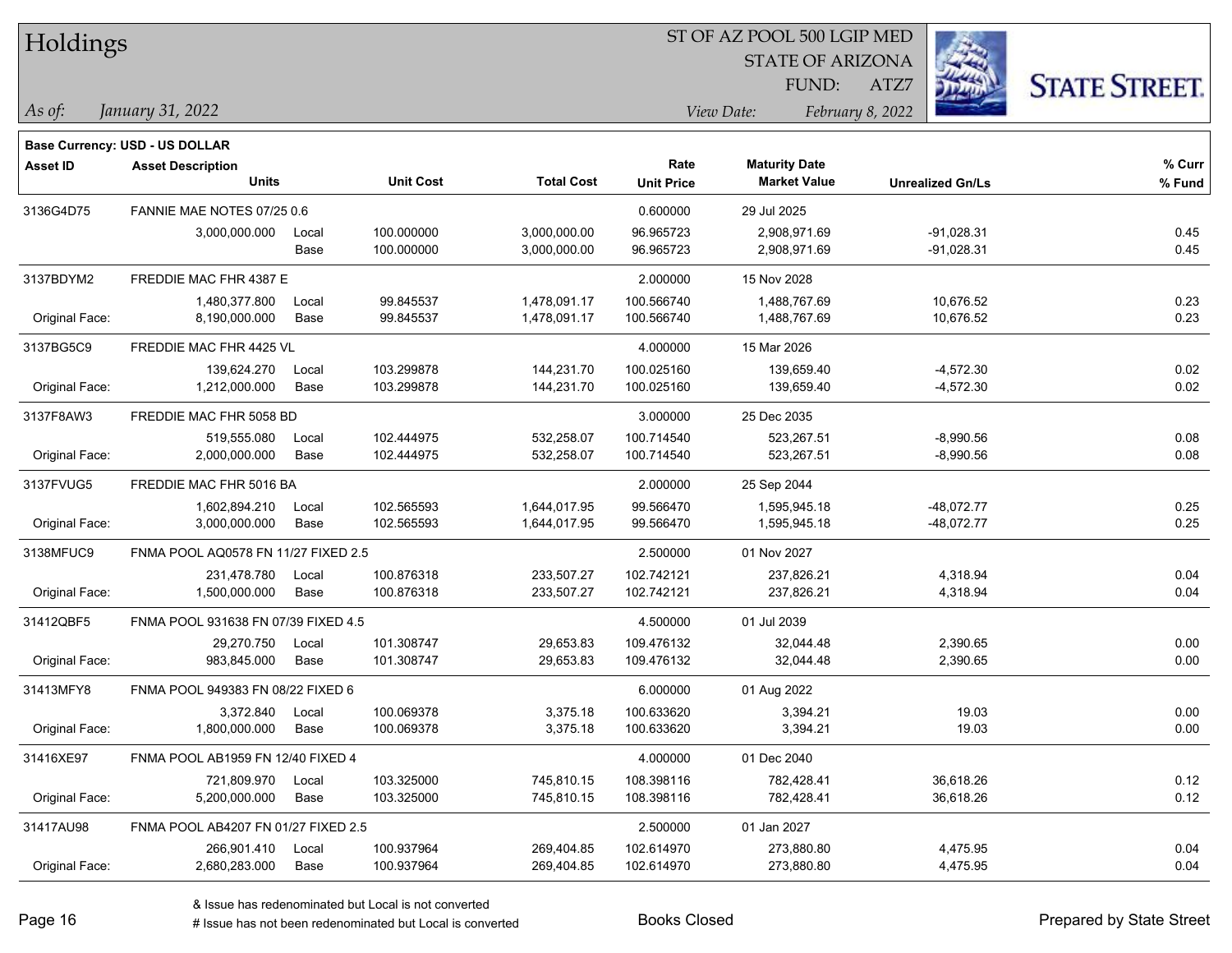# Holdings

ST OF AZ POOL 500 LGIP MED
STATE OF ARIZONA
FUND: ATZ7

*As of:* *January 31, 2022*

*View Date:* *February 8, 2022*

**Base Currency: USD - US DOLLAR**

| Asset ID | Asset Description / Units | | Unit Cost | Total Cost | Rate / Unit Price | Maturity Date / Market Value | Unrealized Gn/Ls | % Curr / % Fund |
|---|---|---|---|---|---|---|---|---|
| 3136G4D75 | FANNIE MAE NOTES 07/25 0.6 | | | | 0.600000 | 29 Jul 2025 | | |
| | 3,000,000.000 | Local | 100.000000 | 3,000,000.00 | 96.965723 | 2,908,971.69 | -91,028.31 | 0.45 |
| | | Base | 100.000000 | 3,000,000.00 | 96.965723 | 2,908,971.69 | -91,028.31 | 0.45 |
| 3137BDYM2 | FREDDIE MAC FHR 4387 E | | | | 2.000000 | 15 Nov 2028 | | |
| | 1,480,377.800 | Local | 99.845537 | 1,478,091.17 | 100.566740 | 1,488,767.69 | 10,676.52 | 0.23 |
| Original Face: | 8,190,000.000 | Base | 99.845537 | 1,478,091.17 | 100.566740 | 1,488,767.69 | 10,676.52 | 0.23 |
| 3137BG5C9 | FREDDIE MAC FHR 4425 VL | | | | 4.000000 | 15 Mar 2026 | | |
| | 139,624.270 | Local | 103.299878 | 144,231.70 | 100.025160 | 139,659.40 | -4,572.30 | 0.02 |
| Original Face: | 1,212,000.000 | Base | 103.299878 | 144,231.70 | 100.025160 | 139,659.40 | -4,572.30 | 0.02 |
| 3137F8AW3 | FREDDIE MAC FHR 5058 BD | | | | 3.000000 | 25 Dec 2035 | | |
| | 519,555.080 | Local | 102.444975 | 532,258.07 | 100.714540 | 523,267.51 | -8,990.56 | 0.08 |
| Original Face: | 2,000,000.000 | Base | 102.444975 | 532,258.07 | 100.714540 | 523,267.51 | -8,990.56 | 0.08 |
| 3137FVUG5 | FREDDIE MAC FHR 5016 BA | | | | 2.000000 | 25 Sep 2044 | | |
| | 1,602,894.210 | Local | 102.565593 | 1,644,017.95 | 99.566470 | 1,595,945.18 | -48,072.77 | 0.25 |
| Original Face: | 3,000,000.000 | Base | 102.565593 | 1,644,017.95 | 99.566470 | 1,595,945.18 | -48,072.77 | 0.25 |
| 3138MFUC9 | FNMA POOL AQ0578 FN 11/27 FIXED 2.5 | | | | 2.500000 | 01 Nov 2027 | | |
| | 231,478.780 | Local | 100.876318 | 233,507.27 | 102.742121 | 237,826.21 | 4,318.94 | 0.04 |
| Original Face: | 1,500,000.000 | Base | 100.876318 | 233,507.27 | 102.742121 | 237,826.21 | 4,318.94 | 0.04 |
| 31412QBF5 | FNMA POOL 931638 FN 07/39 FIXED 4.5 | | | | 4.500000 | 01 Jul 2039 | | |
| | 29,270.750 | Local | 101.308747 | 29,653.83 | 109.476132 | 32,044.48 | 2,390.65 | 0.00 |
| Original Face: | 983,845.000 | Base | 101.308747 | 29,653.83 | 109.476132 | 32,044.48 | 2,390.65 | 0.00 |
| 31413MFY8 | FNMA POOL 949383 FN 08/22 FIXED 6 | | | | 6.000000 | 01 Aug 2022 | | |
| | 3,372.840 | Local | 100.069378 | 3,375.18 | 100.633620 | 3,394.21 | 19.03 | 0.00 |
| Original Face: | 1,800,000.000 | Base | 100.069378 | 3,375.18 | 100.633620 | 3,394.21 | 19.03 | 0.00 |
| 31416XE97 | FNMA POOL AB1959 FN 12/40 FIXED 4 | | | | 4.000000 | 01 Dec 2040 | | |
| | 721,809.970 | Local | 103.325000 | 745,810.15 | 108.398116 | 782,428.41 | 36,618.26 | 0.12 |
| Original Face: | 5,200,000.000 | Base | 103.325000 | 745,810.15 | 108.398116 | 782,428.41 | 36,618.26 | 0.12 |
| 31417AU98 | FNMA POOL AB4207 FN 01/27 FIXED 2.5 | | | | 2.500000 | 01 Jan 2027 | | |
| | 266,901.410 | Local | 100.937964 | 269,404.85 | 102.614970 | 273,880.80 | 4,475.95 | 0.04 |
| Original Face: | 2,680,283.000 | Base | 100.937964 | 269,404.85 | 102.614970 | 273,880.80 | 4,475.95 | 0.04 |

& Issue has redenominated but Local is not converted

# Issue has not been redenominated but Local is converted

Books Closed

Prepared by State Street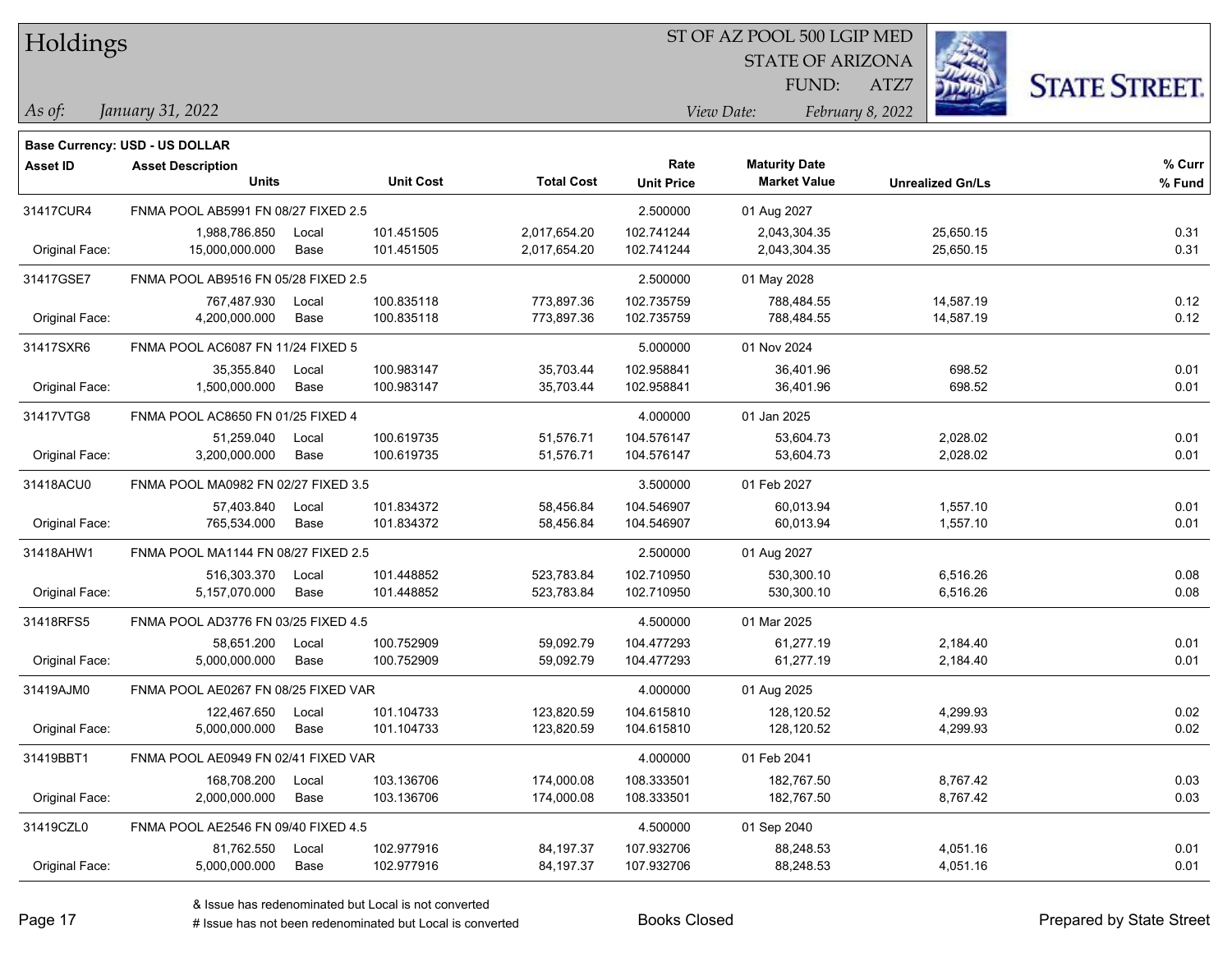# Holdings

ST OF AZ POOL 500 LGIP MED
STATE OF ARIZONA
FUND: ATZ7

*As of:* *January 31, 2022*
*View Date:* *February 8, 2022*

**Base Currency: USD - US DOLLAR**

| Asset ID | Asset Description / Units | | Unit Cost | Total Cost | Rate / Unit Price | Maturity Date / Market Value | Unrealized Gn/Ls | % Curr / % Fund |
|---|---|---|---|---|---|---|---|---|
| 31417CUR4 | FNMA POOL AB5991 FN 08/27 FIXED 2.5 | | | | 2.500000 | 01 Aug 2027 | | |
| | 1,988,786.850 | Local | 101.451505 | 2,017,654.20 | 102.741244 | 2,043,304.35 | 25,650.15 | 0.31 |
| Original Face: | 15,000,000.000 | Base | 101.451505 | 2,017,654.20 | 102.741244 | 2,043,304.35 | 25,650.15 | 0.31 |
| 31417GSE7 | FNMA POOL AB9516 FN 05/28 FIXED 2.5 | | | | 2.500000 | 01 May 2028 | | |
| | 767,487.930 | Local | 100.835118 | 773,897.36 | 102.735759 | 788,484.55 | 14,587.19 | 0.12 |
| Original Face: | 4,200,000.000 | Base | 100.835118 | 773,897.36 | 102.735759 | 788,484.55 | 14,587.19 | 0.12 |
| 31417SXR6 | FNMA POOL AC6087 FN 11/24 FIXED 5 | | | | 5.000000 | 01 Nov 2024 | | |
| | 35,355.840 | Local | 100.983147 | 35,703.44 | 102.958841 | 36,401.96 | 698.52 | 0.01 |
| Original Face: | 1,500,000.000 | Base | 100.983147 | 35,703.44 | 102.958841 | 36,401.96 | 698.52 | 0.01 |
| 31417VTG8 | FNMA POOL AC8650 FN 01/25 FIXED 4 | | | | 4.000000 | 01 Jan 2025 | | |
| | 51,259.040 | Local | 100.619735 | 51,576.71 | 104.576147 | 53,604.73 | 2,028.02 | 0.01 |
| Original Face: | 3,200,000.000 | Base | 100.619735 | 51,576.71 | 104.576147 | 53,604.73 | 2,028.02 | 0.01 |
| 31418ACU0 | FNMA POOL MA0982 FN 02/27 FIXED 3.5 | | | | 3.500000 | 01 Feb 2027 | | |
| | 57,403.840 | Local | 101.834372 | 58,456.84 | 104.546907 | 60,013.94 | 1,557.10 | 0.01 |
| Original Face: | 765,534.000 | Base | 101.834372 | 58,456.84 | 104.546907 | 60,013.94 | 1,557.10 | 0.01 |
| 31418AHW1 | FNMA POOL MA1144 FN 08/27 FIXED 2.5 | | | | 2.500000 | 01 Aug 2027 | | |
| | 516,303.370 | Local | 101.448852 | 523,783.84 | 102.710950 | 530,300.10 | 6,516.26 | 0.08 |
| Original Face: | 5,157,070.000 | Base | 101.448852 | 523,783.84 | 102.710950 | 530,300.10 | 6,516.26 | 0.08 |
| 31418RFS5 | FNMA POOL AD3776 FN 03/25 FIXED 4.5 | | | | 4.500000 | 01 Mar 2025 | | |
| | 58,651.200 | Local | 100.752909 | 59,092.79 | 104.477293 | 61,277.19 | 2,184.40 | 0.01 |
| Original Face: | 5,000,000.000 | Base | 100.752909 | 59,092.79 | 104.477293 | 61,277.19 | 2,184.40 | 0.01 |
| 31419AJM0 | FNMA POOL AE0267 FN 08/25 FIXED VAR | | | | 4.000000 | 01 Aug 2025 | | |
| | 122,467.650 | Local | 101.104733 | 123,820.59 | 104.615810 | 128,120.52 | 4,299.93 | 0.02 |
| Original Face: | 5,000,000.000 | Base | 101.104733 | 123,820.59 | 104.615810 | 128,120.52 | 4,299.93 | 0.02 |
| 31419BBT1 | FNMA POOL AE0949 FN 02/41 FIXED VAR | | | | 4.000000 | 01 Feb 2041 | | |
| | 168,708.200 | Local | 103.136706 | 174,000.08 | 108.333501 | 182,767.50 | 8,767.42 | 0.03 |
| Original Face: | 2,000,000.000 | Base | 103.136706 | 174,000.08 | 108.333501 | 182,767.50 | 8,767.42 | 0.03 |
| 31419CZL0 | FNMA POOL AE2546 FN 09/40 FIXED 4.5 | | | | 4.500000 | 01 Sep 2040 | | |
| | 81,762.550 | Local | 102.977916 | 84,197.37 | 107.932706 | 88,248.53 | 4,051.16 | 0.01 |
| Original Face: | 5,000,000.000 | Base | 102.977916 | 84,197.37 | 107.932706 | 88,248.53 | 4,051.16 | 0.01 |

& Issue has redenominated but Local is not converted
# Issue has not been redenominated but Local is converted

Books Closed

Prepared by State Street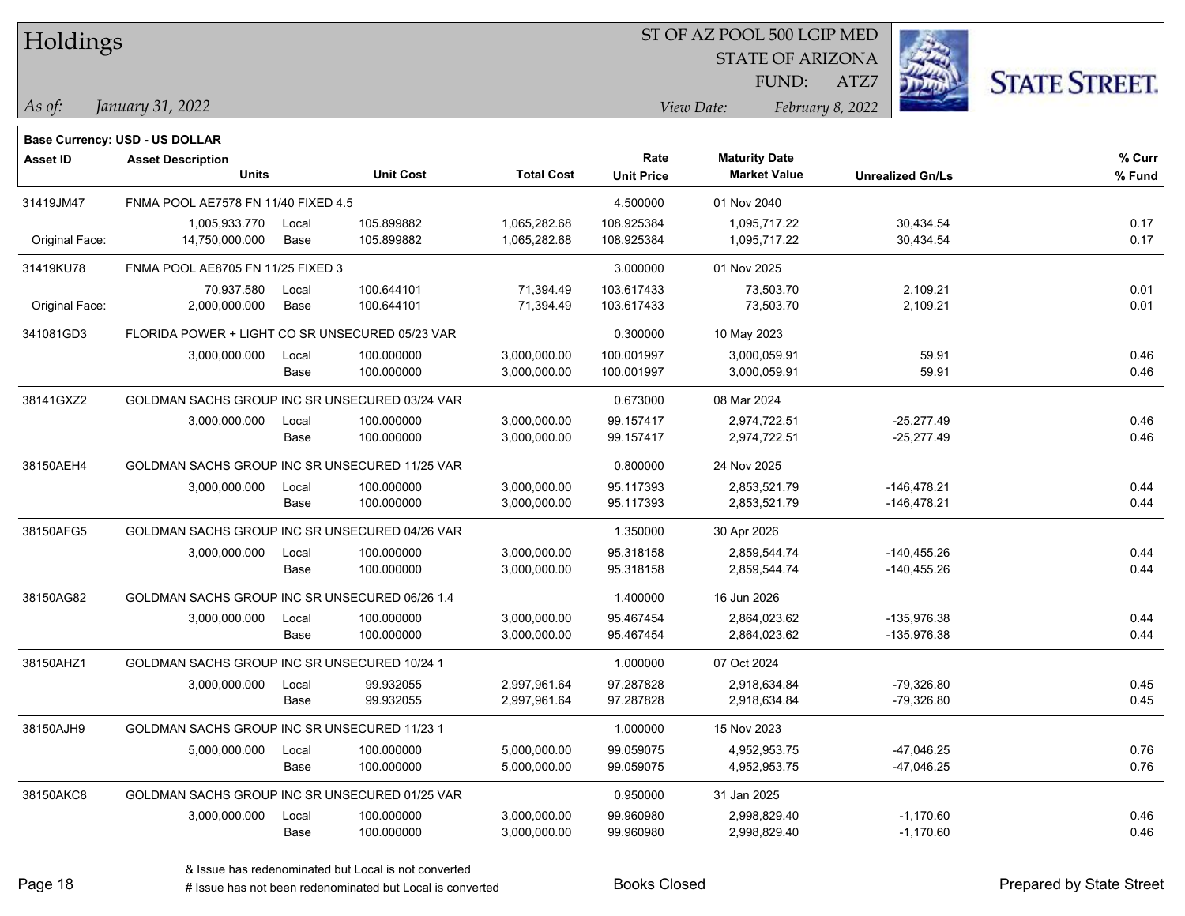# Holdings

ST OF AZ POOL 500 LGIP MED
STATE OF ARIZONA
FUND: ATZ7

*As of:* *January 31, 2022*

*View Date:* *February 8, 2022*

**Base Currency: USD - US DOLLAR**

| Asset ID | Asset Description / Units | | Unit Cost | Total Cost | Rate / Unit Price | Maturity Date / Market Value | Unrealized Gn/Ls | % Curr / % Fund |
|---|---|---|---|---|---|---|---|---|
| 31419JM47 | FNMA POOL AE7578 FN 11/40 FIXED 4.5 | | | | 4.500000 | 01 Nov 2040 | | |
| | 1,005,933.770 | Local | 105.899882 | 1,065,282.68 | 108.925384 | 1,095,717.22 | 30,434.54 | 0.17 |
| Original Face: | 14,750,000.000 | Base | 105.899882 | 1,065,282.68 | 108.925384 | 1,095,717.22 | 30,434.54 | 0.17 |
| 31419KU78 | FNMA POOL AE8705 FN 11/25 FIXED 3 | | | | 3.000000 | 01 Nov 2025 | | |
| | 70,937.580 | Local | 100.644101 | 71,394.49 | 103.617433 | 73,503.70 | 2,109.21 | 0.01 |
| Original Face: | 2,000,000.000 | Base | 100.644101 | 71,394.49 | 103.617433 | 73,503.70 | 2,109.21 | 0.01 |
| 341081GD3 | FLORIDA POWER + LIGHT CO SR UNSECURED 05/23 VAR | | | | 0.300000 | 10 May 2023 | | |
| | 3,000,000.000 | Local | 100.000000 | 3,000,000.00 | 100.001997 | 3,000,059.91 | 59.91 | 0.46 |
| | | Base | 100.000000 | 3,000,000.00 | 100.001997 | 3,000,059.91 | 59.91 | 0.46 |
| 38141GXZ2 | GOLDMAN SACHS GROUP INC SR UNSECURED 03/24 VAR | | | | 0.673000 | 08 Mar 2024 | | |
| | 3,000,000.000 | Local | 100.000000 | 3,000,000.00 | 99.157417 | 2,974,722.51 | -25,277.49 | 0.46 |
| | | Base | 100.000000 | 3,000,000.00 | 99.157417 | 2,974,722.51 | -25,277.49 | 0.46 |
| 38150AEH4 | GOLDMAN SACHS GROUP INC SR UNSECURED 11/25 VAR | | | | 0.800000 | 24 Nov 2025 | | |
| | 3,000,000.000 | Local | 100.000000 | 3,000,000.00 | 95.117393 | 2,853,521.79 | -146,478.21 | 0.44 |
| | | Base | 100.000000 | 3,000,000.00 | 95.117393 | 2,853,521.79 | -146,478.21 | 0.44 |
| 38150AFG5 | GOLDMAN SACHS GROUP INC SR UNSECURED 04/26 VAR | | | | 1.350000 | 30 Apr 2026 | | |
| | 3,000,000.000 | Local | 100.000000 | 3,000,000.00 | 95.318158 | 2,859,544.74 | -140,455.26 | 0.44 |
| | | Base | 100.000000 | 3,000,000.00 | 95.318158 | 2,859,544.74 | -140,455.26 | 0.44 |
| 38150AG82 | GOLDMAN SACHS GROUP INC SR UNSECURED 06/26 1.4 | | | | 1.400000 | 16 Jun 2026 | | |
| | 3,000,000.000 | Local | 100.000000 | 3,000,000.00 | 95.467454 | 2,864,023.62 | -135,976.38 | 0.44 |
| | | Base | 100.000000 | 3,000,000.00 | 95.467454 | 2,864,023.62 | -135,976.38 | 0.44 |
| 38150AHZ1 | GOLDMAN SACHS GROUP INC SR UNSECURED 10/24 1 | | | | 1.000000 | 07 Oct 2024 | | |
| | 3,000,000.000 | Local | 99.932055 | 2,997,961.64 | 97.287828 | 2,918,634.84 | -79,326.80 | 0.45 |
| | | Base | 99.932055 | 2,997,961.64 | 97.287828 | 2,918,634.84 | -79,326.80 | 0.45 |
| 38150AJH9 | GOLDMAN SACHS GROUP INC SR UNSECURED 11/23 1 | | | | 1.000000 | 15 Nov 2023 | | |
| | 5,000,000.000 | Local | 100.000000 | 5,000,000.00 | 99.059075 | 4,952,953.75 | -47,046.25 | 0.76 |
| | | Base | 100.000000 | 5,000,000.00 | 99.059075 | 4,952,953.75 | -47,046.25 | 0.76 |
| 38150AKC8 | GOLDMAN SACHS GROUP INC SR UNSECURED 01/25 VAR | | | | 0.950000 | 31 Jan 2025 | | |
| | 3,000,000.000 | Local | 100.000000 | 3,000,000.00 | 99.960980 | 2,998,829.40 | -1,170.60 | 0.46 |
| | | Base | 100.000000 | 3,000,000.00 | 99.960980 | 2,998,829.40 | -1,170.60 | 0.46 |

& Issue has redenominated but Local is not converted
# Issue has not been redenominated but Local is converted

Books Closed

Prepared by State Street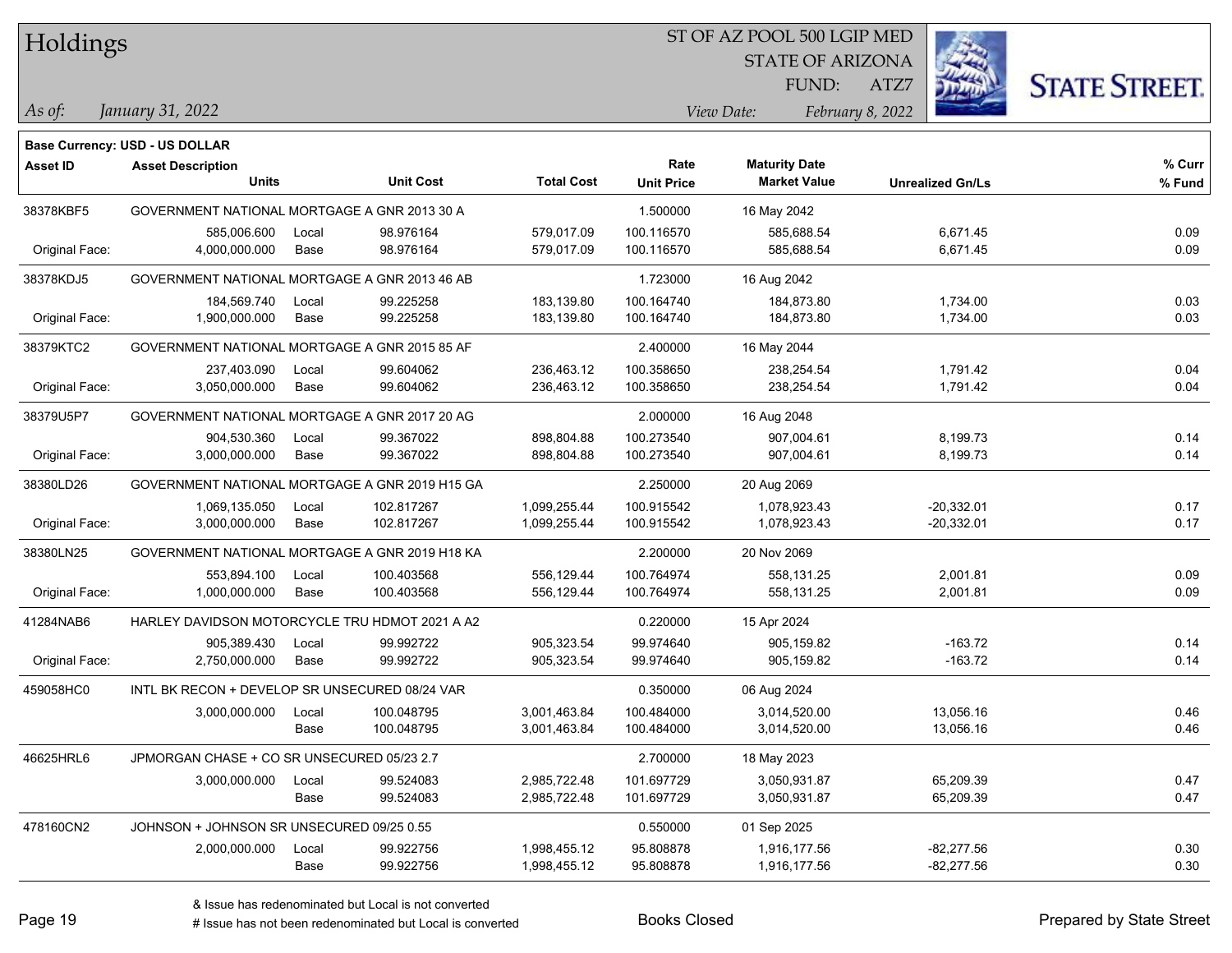# Holdings

ST OF AZ POOL 500 LGIP MED
STATE OF ARIZONA
FUND: ATZ7

*As of:* *January 31, 2022*

*View Date:* *February 8, 2022*

**Base Currency: USD - US DOLLAR**

| Asset ID | Asset Description / Units | | Unit Cost | Total Cost | Rate / Unit Price | Maturity Date / Market Value | Unrealized Gn/Ls | % Curr / % Fund |
|---|---|---|---|---|---|---|---|---|
| 38378KBF5 | GOVERNMENT NATIONAL MORTGAGE A GNR 2013 30 A | | | | 1.500000 | 16 May 2042 | | |
| | 585,006.600 | Local | 98.976164 | 579,017.09 | 100.116570 | 585,688.54 | 6,671.45 | 0.09 |
| Original Face: | 4,000,000.000 | Base | 98.976164 | 579,017.09 | 100.116570 | 585,688.54 | 6,671.45 | 0.09 |
| 38378KDJ5 | GOVERNMENT NATIONAL MORTGAGE A GNR 2013 46 AB | | | | 1.723000 | 16 Aug 2042 | | |
| | 184,569.740 | Local | 99.225258 | 183,139.80 | 100.164740 | 184,873.80 | 1,734.00 | 0.03 |
| Original Face: | 1,900,000.000 | Base | 99.225258 | 183,139.80 | 100.164740 | 184,873.80 | 1,734.00 | 0.03 |
| 38379KTC2 | GOVERNMENT NATIONAL MORTGAGE A GNR 2015 85 AF | | | | 2.400000 | 16 May 2044 | | |
| | 237,403.090 | Local | 99.604062 | 236,463.12 | 100.358650 | 238,254.54 | 1,791.42 | 0.04 |
| Original Face: | 3,050,000.000 | Base | 99.604062 | 236,463.12 | 100.358650 | 238,254.54 | 1,791.42 | 0.04 |
| 38379U5P7 | GOVERNMENT NATIONAL MORTGAGE A GNR 2017 20 AG | | | | 2.000000 | 16 Aug 2048 | | |
| | 904,530.360 | Local | 99.367022 | 898,804.88 | 100.273540 | 907,004.61 | 8,199.73 | 0.14 |
| Original Face: | 3,000,000.000 | Base | 99.367022 | 898,804.88 | 100.273540 | 907,004.61 | 8,199.73 | 0.14 |
| 38380LD26 | GOVERNMENT NATIONAL MORTGAGE A GNR 2019 H15 GA | | | | 2.250000 | 20 Aug 2069 | | |
| | 1,069,135.050 | Local | 102.817267 | 1,099,255.44 | 100.915542 | 1,078,923.43 | -20,332.01 | 0.17 |
| Original Face: | 3,000,000.000 | Base | 102.817267 | 1,099,255.44 | 100.915542 | 1,078,923.43 | -20,332.01 | 0.17 |
| 38380LN25 | GOVERNMENT NATIONAL MORTGAGE A GNR 2019 H18 KA | | | | 2.200000 | 20 Nov 2069 | | |
| | 553,894.100 | Local | 100.403568 | 556,129.44 | 100.764974 | 558,131.25 | 2,001.81 | 0.09 |
| Original Face: | 1,000,000.000 | Base | 100.403568 | 556,129.44 | 100.764974 | 558,131.25 | 2,001.81 | 0.09 |
| 41284NAB6 | HARLEY DAVIDSON MOTORCYCLE TRU HDMOT 2021 A A2 | | | | 0.220000 | 15 Apr 2024 | | |
| | 905,389.430 | Local | 99.992722 | 905,323.54 | 99.974640 | 905,159.82 | -163.72 | 0.14 |
| Original Face: | 2,750,000.000 | Base | 99.992722 | 905,323.54 | 99.974640 | 905,159.82 | -163.72 | 0.14 |
| 459058HC0 | INTL BK RECON + DEVELOP SR UNSECURED 08/24 VAR | | | | 0.350000 | 06 Aug 2024 | | |
| | 3,000,000.000 | Local | 100.048795 | 3,001,463.84 | 100.484000 | 3,014,520.00 | 13,056.16 | 0.46 |
| | | Base | 100.048795 | 3,001,463.84 | 100.484000 | 3,014,520.00 | 13,056.16 | 0.46 |
| 46625HRL6 | JPMORGAN CHASE + CO SR UNSECURED 05/23 2.7 | | | | 2.700000 | 18 May 2023 | | |
| | 3,000,000.000 | Local | 99.524083 | 2,985,722.48 | 101.697729 | 3,050,931.87 | 65,209.39 | 0.47 |
| | | Base | 99.524083 | 2,985,722.48 | 101.697729 | 3,050,931.87 | 65,209.39 | 0.47 |
| 478160CN2 | JOHNSON + JOHNSON SR UNSECURED 09/25 0.55 | | | | 0.550000 | 01 Sep 2025 | | |
| | 2,000,000.000 | Local | 99.922756 | 1,998,455.12 | 95.808878 | 1,916,177.56 | -82,277.56 | 0.30 |
| | | Base | 99.922756 | 1,998,455.12 | 95.808878 | 1,916,177.56 | -82,277.56 | 0.30 |

& Issue has redenominated but Local is not converted
# Issue has not been redenominated but Local is converted

Books Closed

Prepared by State Street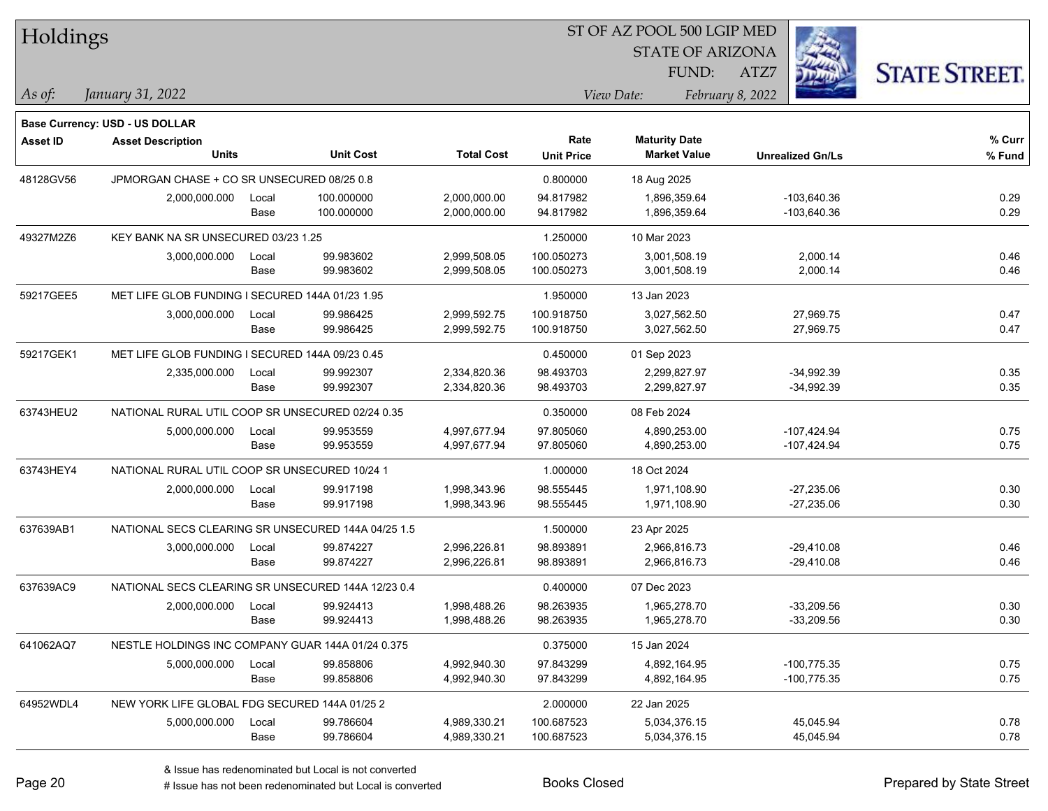# Holdings

ST OF AZ POOL 500 LGIP MED
STATE OF ARIZONA
FUND: ATZ7

*As of:* *January 31, 2022*

*View Date:* *February 8, 2022*

**Base Currency: USD - US DOLLAR**

| Asset ID | Asset Description Units | | Unit Cost | Total Cost | Rate Unit Price | Maturity Date Market Value | Unrealized Gn/Ls | % Curr % Fund |
|---|---|---|---|---|---|---|---|---|
| 48128GV56 | JPMORGAN CHASE + CO SR UNSECURED 08/25 0.8 | | | | 0.800000 | 18 Aug 2025 | | |
| | 2,000,000.000 | Local | 100.000000 | 2,000,000.00 | 94.817982 | 1,896,359.64 | -103,640.36 | 0.29 |
| | | Base | 100.000000 | 2,000,000.00 | 94.817982 | 1,896,359.64 | -103,640.36 | 0.29 |
| 49327M2Z6 | KEY BANK NA SR UNSECURED 03/23 1.25 | | | | 1.250000 | 10 Mar 2023 | | |
| | 3,000,000.000 | Local | 99.983602 | 2,999,508.05 | 100.050273 | 3,001,508.19 | 2,000.14 | 0.46 |
| | | Base | 99.983602 | 2,999,508.05 | 100.050273 | 3,001,508.19 | 2,000.14 | 0.46 |
| 59217GEE5 | MET LIFE GLOB FUNDING I SECURED 144A 01/23 1.95 | | | | 1.950000 | 13 Jan 2023 | | |
| | 3,000,000.000 | Local | 99.986425 | 2,999,592.75 | 100.918750 | 3,027,562.50 | 27,969.75 | 0.47 |
| | | Base | 99.986425 | 2,999,592.75 | 100.918750 | 3,027,562.50 | 27,969.75 | 0.47 |
| 59217GEK1 | MET LIFE GLOB FUNDING I SECURED 144A 09/23 0.45 | | | | 0.450000 | 01 Sep 2023 | | |
| | 2,335,000.000 | Local | 99.992307 | 2,334,820.36 | 98.493703 | 2,299,827.97 | -34,992.39 | 0.35 |
| | | Base | 99.992307 | 2,334,820.36 | 98.493703 | 2,299,827.97 | -34,992.39 | 0.35 |
| 63743HEU2 | NATIONAL RURAL UTIL COOP SR UNSECURED 02/24 0.35 | | | | 0.350000 | 08 Feb 2024 | | |
| | 5,000,000.000 | Local | 99.953559 | 4,997,677.94 | 97.805060 | 4,890,253.00 | -107,424.94 | 0.75 |
| | | Base | 99.953559 | 4,997,677.94 | 97.805060 | 4,890,253.00 | -107,424.94 | 0.75 |
| 63743HEY4 | NATIONAL RURAL UTIL COOP SR UNSECURED 10/24 1 | | | | 1.000000 | 18 Oct 2024 | | |
| | 2,000,000.000 | Local | 99.917198 | 1,998,343.96 | 98.555445 | 1,971,108.90 | -27,235.06 | 0.30 |
| | | Base | 99.917198 | 1,998,343.96 | 98.555445 | 1,971,108.90 | -27,235.06 | 0.30 |
| 637639AB1 | NATIONAL SECS CLEARING SR UNSECURED 144A 04/25 1.5 | | | | 1.500000 | 23 Apr 2025 | | |
| | 3,000,000.000 | Local | 99.874227 | 2,996,226.81 | 98.893891 | 2,966,816.73 | -29,410.08 | 0.46 |
| | | Base | 99.874227 | 2,996,226.81 | 98.893891 | 2,966,816.73 | -29,410.08 | 0.46 |
| 637639AC9 | NATIONAL SECS CLEARING SR UNSECURED 144A 12/23 0.4 | | | | 0.400000 | 07 Dec 2023 | | |
| | 2,000,000.000 | Local | 99.924413 | 1,998,488.26 | 98.263935 | 1,965,278.70 | -33,209.56 | 0.30 |
| | | Base | 99.924413 | 1,998,488.26 | 98.263935 | 1,965,278.70 | -33,209.56 | 0.30 |
| 641062AQ7 | NESTLE HOLDINGS INC COMPANY GUAR 144A 01/24 0.375 | | | | 0.375000 | 15 Jan 2024 | | |
| | 5,000,000.000 | Local | 99.858806 | 4,992,940.30 | 97.843299 | 4,892,164.95 | -100,775.35 | 0.75 |
| | | Base | 99.858806 | 4,992,940.30 | 97.843299 | 4,892,164.95 | -100,775.35 | 0.75 |
| 64952WDL4 | NEW YORK LIFE GLOBAL FDG SECURED 144A 01/25 2 | | | | 2.000000 | 22 Jan 2025 | | |
| | 5,000,000.000 | Local | 99.786604 | 4,989,330.21 | 100.687523 | 5,034,376.15 | 45,045.94 | 0.78 |
| | | Base | 99.786604 | 4,989,330.21 | 100.687523 | 5,034,376.15 | 45,045.94 | 0.78 |

& Issue has redenominated but Local is not converted
# Issue has not been redenominated but Local is converted

Books Closed

Prepared by State Street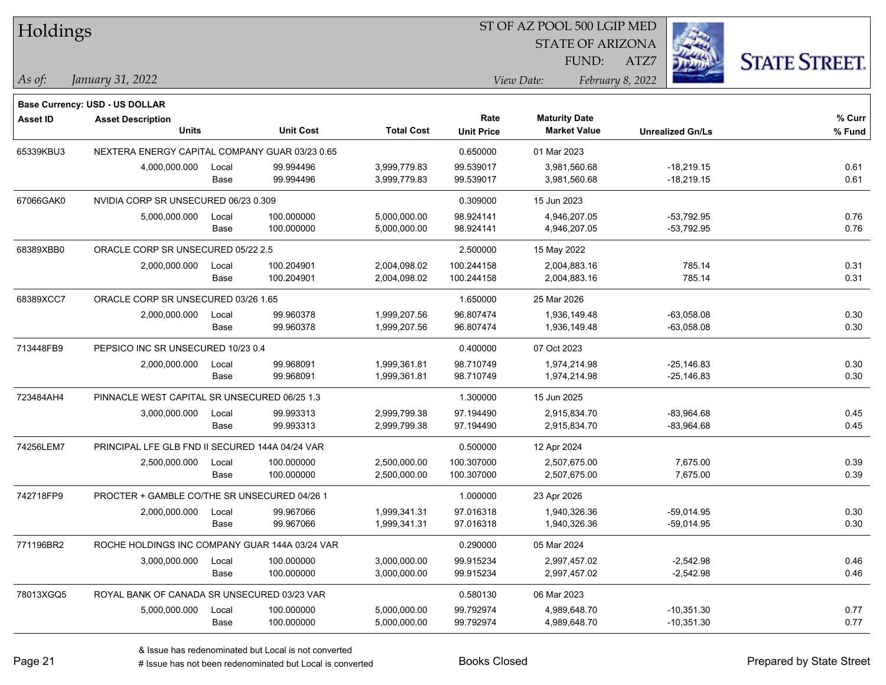# Holdings

ST OF AZ POOL 500 LGIP MED
STATE OF ARIZONA
FUND: ATZ7

*As of: January 31, 2022*

*View Date: February 8, 2022*

**Base Currency: USD - US DOLLAR**

| Asset ID | Asset Description / Units | | Unit Cost | Total Cost | Rate / Unit Price | Maturity Date / Market Value | Unrealized Gn/Ls | % Curr / % Fund |
|---|---|---|---|---|---|---|---|---|
| 65339KBU3 | NEXTERA ENERGY CAPITAL COMPANY GUAR 03/23 0.65 | | | | 0.650000 | 01 Mar 2023 | | |
| | 4,000,000.000 | Local | 99.994496 | 3,999,779.83 | 99.539017 | 3,981,560.68 | -18,219.15 | 0.61 |
| | | Base | 99.994496 | 3,999,779.83 | 99.539017 | 3,981,560.68 | -18,219.15 | 0.61 |
| 67066GAK0 | NVIDIA CORP SR UNSECURED 06/23 0.309 | | | | 0.309000 | 15 Jun 2023 | | |
| | 5,000,000.000 | Local | 100.000000 | 5,000,000.00 | 98.924141 | 4,946,207.05 | -53,792.95 | 0.76 |
| | | Base | 100.000000 | 5,000,000.00 | 98.924141 | 4,946,207.05 | -53,792.95 | 0.76 |
| 68389XBB0 | ORACLE CORP SR UNSECURED 05/22 2.5 | | | | 2.500000 | 15 May 2022 | | |
| | 2,000,000.000 | Local | 100.204901 | 2,004,098.02 | 100.244158 | 2,004,883.16 | 785.14 | 0.31 |
| | | Base | 100.204901 | 2,004,098.02 | 100.244158 | 2,004,883.16 | 785.14 | 0.31 |
| 68389XCC7 | ORACLE CORP SR UNSECURED 03/26 1.65 | | | | 1.650000 | 25 Mar 2026 | | |
| | 2,000,000.000 | Local | 99.960378 | 1,999,207.56 | 96.807474 | 1,936,149.48 | -63,058.08 | 0.30 |
| | | Base | 99.960378 | 1,999,207.56 | 96.807474 | 1,936,149.48 | -63,058.08 | 0.30 |
| 713448FB9 | PEPSICO INC SR UNSECURED 10/23 0.4 | | | | 0.400000 | 07 Oct 2023 | | |
| | 2,000,000.000 | Local | 99.968091 | 1,999,361.81 | 98.710749 | 1,974,214.98 | -25,146.83 | 0.30 |
| | | Base | 99.968091 | 1,999,361.81 | 98.710749 | 1,974,214.98 | -25,146.83 | 0.30 |
| 723484AH4 | PINNACLE WEST CAPITAL SR UNSECURED 06/25 1.3 | | | | 1.300000 | 15 Jun 2025 | | |
| | 3,000,000.000 | Local | 99.993313 | 2,999,799.38 | 97.194490 | 2,915,834.70 | -83,964.68 | 0.45 |
| | | Base | 99.993313 | 2,999,799.38 | 97.194490 | 2,915,834.70 | -83,964.68 | 0.45 |
| 74256LEM7 | PRINCIPAL LFE GLB FND II SECURED 144A 04/24 VAR | | | | 0.500000 | 12 Apr 2024 | | |
| | 2,500,000.000 | Local | 100.000000 | 2,500,000.00 | 100.307000 | 2,507,675.00 | 7,675.00 | 0.39 |
| | | Base | 100.000000 | 2,500,000.00 | 100.307000 | 2,507,675.00 | 7,675.00 | 0.39 |
| 742718FP9 | PROCTER + GAMBLE CO/THE SR UNSECURED 04/26 1 | | | | 1.000000 | 23 Apr 2026 | | |
| | 2,000,000.000 | Local | 99.967066 | 1,999,341.31 | 97.016318 | 1,940,326.36 | -59,014.95 | 0.30 |
| | | Base | 99.967066 | 1,999,341.31 | 97.016318 | 1,940,326.36 | -59,014.95 | 0.30 |
| 771196BR2 | ROCHE HOLDINGS INC COMPANY GUAR 144A 03/24 VAR | | | | 0.290000 | 05 Mar 2024 | | |
| | 3,000,000.000 | Local | 100.000000 | 3,000,000.00 | 99.915234 | 2,997,457.02 | -2,542.98 | 0.46 |
| | | Base | 100.000000 | 3,000,000.00 | 99.915234 | 2,997,457.02 | -2,542.98 | 0.46 |
| 78013XGQ5 | ROYAL BANK OF CANADA SR UNSECURED 03/23 VAR | | | | 0.580130 | 06 Mar 2023 | | |
| | 5,000,000.000 | Local | 100.000000 | 5,000,000.00 | 99.792974 | 4,989,648.70 | -10,351.30 | 0.77 |
| | | Base | 100.000000 | 5,000,000.00 | 99.792974 | 4,989,648.70 | -10,351.30 | 0.77 |

& Issue has redenominated but Local is not converted
# Issue has not been redenominated but Local is converted

Books Closed

Prepared by State Street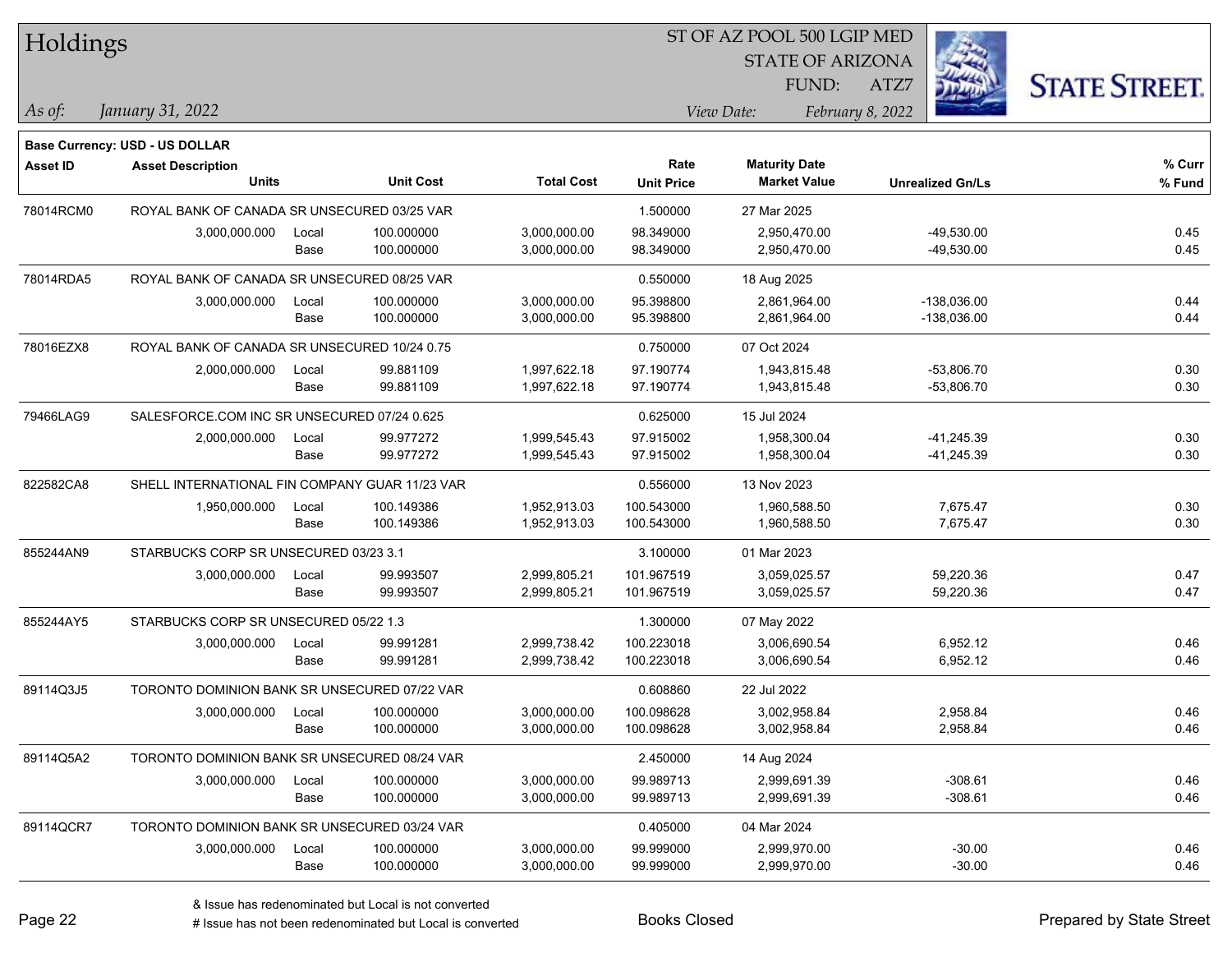# Holdings

ST OF AZ POOL 500 LGIP MED
STATE OF ARIZONA
FUND: ATZ7

*As of:* *January 31, 2022*
*View Date:* *February 8, 2022*

**Base Currency: USD - US DOLLAR**

| Asset ID | Asset Description / Units | | Unit Cost | Total Cost | Rate / Unit Price | Maturity Date / Market Value | Unrealized Gn/Ls | % Curr / % Fund |
|---|---|---|---|---|---|---|---|---|
| 78014RCM0 | ROYAL BANK OF CANADA SR UNSECURED 03/25 VAR | | | | 1.500000 | 27 Mar 2025 | | |
| | 3,000,000.000 | Local | 100.000000 | 3,000,000.00 | 98.349000 | 2,950,470.00 | -49,530.00 | 0.45 |
| | | Base | 100.000000 | 3,000,000.00 | 98.349000 | 2,950,470.00 | -49,530.00 | 0.45 |
| 78014RDA5 | ROYAL BANK OF CANADA SR UNSECURED 08/25 VAR | | | | 0.550000 | 18 Aug 2025 | | |
| | 3,000,000.000 | Local | 100.000000 | 3,000,000.00 | 95.398800 | 2,861,964.00 | -138,036.00 | 0.44 |
| | | Base | 100.000000 | 3,000,000.00 | 95.398800 | 2,861,964.00 | -138,036.00 | 0.44 |
| 78016EZX8 | ROYAL BANK OF CANADA SR UNSECURED 10/24 0.75 | | | | 0.750000 | 07 Oct 2024 | | |
| | 2,000,000.000 | Local | 99.881109 | 1,997,622.18 | 97.190774 | 1,943,815.48 | -53,806.70 | 0.30 |
| | | Base | 99.881109 | 1,997,622.18 | 97.190774 | 1,943,815.48 | -53,806.70 | 0.30 |
| 79466LAG9 | SALESFORCE.COM INC SR UNSECURED 07/24 0.625 | | | | 0.625000 | 15 Jul 2024 | | |
| | 2,000,000.000 | Local | 99.977272 | 1,999,545.43 | 97.915002 | 1,958,300.04 | -41,245.39 | 0.30 |
| | | Base | 99.977272 | 1,999,545.43 | 97.915002 | 1,958,300.04 | -41,245.39 | 0.30 |
| 822582CA8 | SHELL INTERNATIONAL FIN COMPANY GUAR 11/23 VAR | | | | 0.556000 | 13 Nov 2023 | | |
| | 1,950,000.000 | Local | 100.149386 | 1,952,913.03 | 100.543000 | 1,960,588.50 | 7,675.47 | 0.30 |
| | | Base | 100.149386 | 1,952,913.03 | 100.543000 | 1,960,588.50 | 7,675.47 | 0.30 |
| 855244AN9 | STARBUCKS CORP SR UNSECURED 03/23 3.1 | | | | 3.100000 | 01 Mar 2023 | | |
| | 3,000,000.000 | Local | 99.993507 | 2,999,805.21 | 101.967519 | 3,059,025.57 | 59,220.36 | 0.47 |
| | | Base | 99.993507 | 2,999,805.21 | 101.967519 | 3,059,025.57 | 59,220.36 | 0.47 |
| 855244AY5 | STARBUCKS CORP SR UNSECURED 05/22 1.3 | | | | 1.300000 | 07 May 2022 | | |
| | 3,000,000.000 | Local | 99.991281 | 2,999,738.42 | 100.223018 | 3,006,690.54 | 6,952.12 | 0.46 |
| | | Base | 99.991281 | 2,999,738.42 | 100.223018 | 3,006,690.54 | 6,952.12 | 0.46 |
| 89114Q3J5 | TORONTO DOMINION BANK SR UNSECURED 07/22 VAR | | | | 0.608860 | 22 Jul 2022 | | |
| | 3,000,000.000 | Local | 100.000000 | 3,000,000.00 | 100.098628 | 3,002,958.84 | 2,958.84 | 0.46 |
| | | Base | 100.000000 | 3,000,000.00 | 100.098628 | 3,002,958.84 | 2,958.84 | 0.46 |
| 89114Q5A2 | TORONTO DOMINION BANK SR UNSECURED 08/24 VAR | | | | 2.450000 | 14 Aug 2024 | | |
| | 3,000,000.000 | Local | 100.000000 | 3,000,000.00 | 99.989713 | 2,999,691.39 | -308.61 | 0.46 |
| | | Base | 100.000000 | 3,000,000.00 | 99.989713 | 2,999,691.39 | -308.61 | 0.46 |
| 89114QCR7 | TORONTO DOMINION BANK SR UNSECURED 03/24 VAR | | | | 0.405000 | 04 Mar 2024 | | |
| | 3,000,000.000 | Local | 100.000000 | 3,000,000.00 | 99.999000 | 2,999,970.00 | -30.00 | 0.46 |
| | | Base | 100.000000 | 3,000,000.00 | 99.999000 | 2,999,970.00 | -30.00 | 0.46 |

& Issue has redenominated but Local is not converted
# Issue has not been redenominated but Local is converted

Books Closed

Prepared by State Street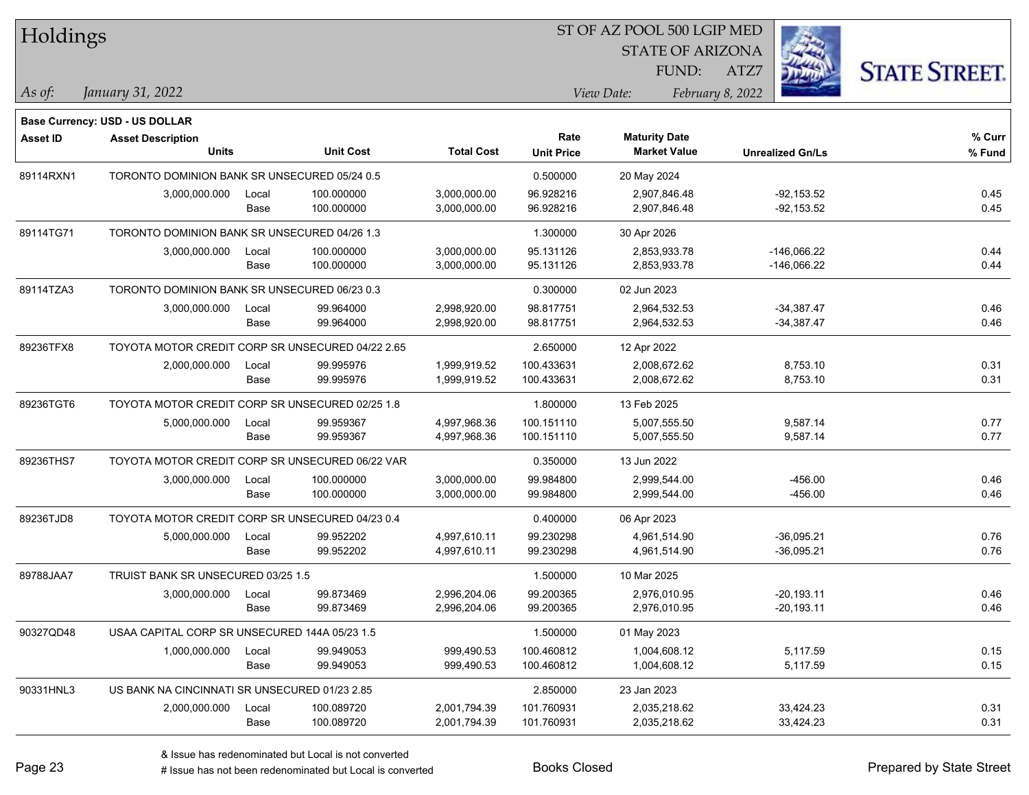# Holdings

ST OF AZ POOL 500 LGIP MED
STATE OF ARIZONA
FUND: ATZ7

*As of:* *January 31, 2022*

*View Date:* *February 8, 2022*

**Base Currency: USD - US DOLLAR**

| Asset ID | Asset Description / Units | | Unit Cost | Total Cost | Rate / Unit Price | Maturity Date / Market Value | Unrealized Gn/Ls | % Curr / % Fund |
|---|---|---|---|---|---|---|---|---|
| 89114RXN1 | TORONTO DOMINION BANK SR UNSECURED 05/24 0.5 | | | | 0.500000 | 20 May 2024 | | |
| | 3,000,000.000 | Local | 100.000000 | 3,000,000.00 | 96.928216 | 2,907,846.48 | -92,153.52 | 0.45 |
| | | Base | 100.000000 | 3,000,000.00 | 96.928216 | 2,907,846.48 | -92,153.52 | 0.45 |
| 89114TG71 | TORONTO DOMINION BANK SR UNSECURED 04/26 1.3 | | | | 1.300000 | 30 Apr 2026 | | |
| | 3,000,000.000 | Local | 100.000000 | 3,000,000.00 | 95.131126 | 2,853,933.78 | -146,066.22 | 0.44 |
| | | Base | 100.000000 | 3,000,000.00 | 95.131126 | 2,853,933.78 | -146,066.22 | 0.44 |
| 89114TZA3 | TORONTO DOMINION BANK SR UNSECURED 06/23 0.3 | | | | 0.300000 | 02 Jun 2023 | | |
| | 3,000,000.000 | Local | 99.964000 | 2,998,920.00 | 98.817751 | 2,964,532.53 | -34,387.47 | 0.46 |
| | | Base | 99.964000 | 2,998,920.00 | 98.817751 | 2,964,532.53 | -34,387.47 | 0.46 |
| 89236TFX8 | TOYOTA MOTOR CREDIT CORP SR UNSECURED 04/22 2.65 | | | | 2.650000 | 12 Apr 2022 | | |
| | 2,000,000.000 | Local | 99.995976 | 1,999,919.52 | 100.433631 | 2,008,672.62 | 8,753.10 | 0.31 |
| | | Base | 99.995976 | 1,999,919.52 | 100.433631 | 2,008,672.62 | 8,753.10 | 0.31 |
| 89236TGT6 | TOYOTA MOTOR CREDIT CORP SR UNSECURED 02/25 1.8 | | | | 1.800000 | 13 Feb 2025 | | |
| | 5,000,000.000 | Local | 99.959367 | 4,997,968.36 | 100.151110 | 5,007,555.50 | 9,587.14 | 0.77 |
| | | Base | 99.959367 | 4,997,968.36 | 100.151110 | 5,007,555.50 | 9,587.14 | 0.77 |
| 89236THS7 | TOYOTA MOTOR CREDIT CORP SR UNSECURED 06/22 VAR | | | | 0.350000 | 13 Jun 2022 | | |
| | 3,000,000.000 | Local | 100.000000 | 3,000,000.00 | 99.984800 | 2,999,544.00 | -456.00 | 0.46 |
| | | Base | 100.000000 | 3,000,000.00 | 99.984800 | 2,999,544.00 | -456.00 | 0.46 |
| 89236TJD8 | TOYOTA MOTOR CREDIT CORP SR UNSECURED 04/23 0.4 | | | | 0.400000 | 06 Apr 2023 | | |
| | 5,000,000.000 | Local | 99.952202 | 4,997,610.11 | 99.230298 | 4,961,514.90 | -36,095.21 | 0.76 |
| | | Base | 99.952202 | 4,997,610.11 | 99.230298 | 4,961,514.90 | -36,095.21 | 0.76 |
| 89788JAA7 | TRUIST BANK SR UNSECURED 03/25 1.5 | | | | 1.500000 | 10 Mar 2025 | | |
| | 3,000,000.000 | Local | 99.873469 | 2,996,204.06 | 99.200365 | 2,976,010.95 | -20,193.11 | 0.46 |
| | | Base | 99.873469 | 2,996,204.06 | 99.200365 | 2,976,010.95 | -20,193.11 | 0.46 |
| 90327QD48 | USAA CAPITAL CORP SR UNSECURED 144A 05/23 1.5 | | | | 1.500000 | 01 May 2023 | | |
| | 1,000,000.000 | Local | 99.949053 | 999,490.53 | 100.460812 | 1,004,608.12 | 5,117.59 | 0.15 |
| | | Base | 99.949053 | 999,490.53 | 100.460812 | 1,004,608.12 | 5,117.59 | 0.15 |
| 90331HNL3 | US BANK NA CINCINNATI SR UNSECURED 01/23 2.85 | | | | 2.850000 | 23 Jan 2023 | | |
| | 2,000,000.000 | Local | 100.089720 | 2,001,794.39 | 101.760931 | 2,035,218.62 | 33,424.23 | 0.31 |
| | | Base | 100.089720 | 2,001,794.39 | 101.760931 | 2,035,218.62 | 33,424.23 | 0.31 |

& Issue has redenominated but Local is not converted
# Issue has not been redenominated but Local is converted

Books Closed

Prepared by State Street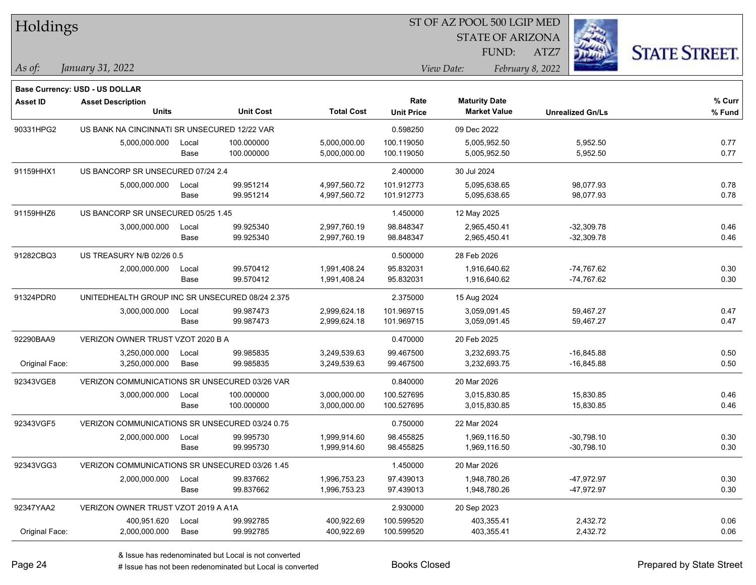# Holdings

ST OF AZ POOL 500 LGIP MED
STATE OF ARIZONA
FUND: ATZ7

*As of:* *January 31, 2022*

*View Date:* *February 8, 2022*

**Base Currency: USD - US DOLLAR**

| Asset ID | Asset Description / Units | | Unit Cost | Total Cost | Rate / Unit Price | Maturity Date / Market Value | Unrealized Gn/Ls | % Curr / % Fund |
|---|---|---|---|---|---|---|---|---|
| 90331HPG2 | US BANK NA CINCINNATI SR UNSECURED 12/22 VAR | | | | 0.598250 | 09 Dec 2022 | | |
| | 5,000,000.000 | Local | 100.000000 | 5,000,000.00 | 100.119050 | 5,005,952.50 | 5,952.50 | 0.77 |
| | | Base | 100.000000 | 5,000,000.00 | 100.119050 | 5,005,952.50 | 5,952.50 | 0.77 |
| 91159HHX1 | US BANCORP SR UNSECURED 07/24 2.4 | | | | 2.400000 | 30 Jul 2024 | | |
| | 5,000,000.000 | Local | 99.951214 | 4,997,560.72 | 101.912773 | 5,095,638.65 | 98,077.93 | 0.78 |
| | | Base | 99.951214 | 4,997,560.72 | 101.912773 | 5,095,638.65 | 98,077.93 | 0.78 |
| 91159HHZ6 | US BANCORP SR UNSECURED 05/25 1.45 | | | | 1.450000 | 12 May 2025 | | |
| | 3,000,000.000 | Local | 99.925340 | 2,997,760.19 | 98.848347 | 2,965,450.41 | -32,309.78 | 0.46 |
| | | Base | 99.925340 | 2,997,760.19 | 98.848347 | 2,965,450.41 | -32,309.78 | 0.46 |
| 91282CBQ3 | US TREASURY N/B 02/26 0.5 | | | | 0.500000 | 28 Feb 2026 | | |
| | 2,000,000.000 | Local | 99.570412 | 1,991,408.24 | 95.832031 | 1,916,640.62 | -74,767.62 | 0.30 |
| | | Base | 99.570412 | 1,991,408.24 | 95.832031 | 1,916,640.62 | -74,767.62 | 0.30 |
| 91324PDR0 | UNITEDHEALTH GROUP INC SR UNSECURED 08/24 2.375 | | | | 2.375000 | 15 Aug 2024 | | |
| | 3,000,000.000 | Local | 99.987473 | 2,999,624.18 | 101.969715 | 3,059,091.45 | 59,467.27 | 0.47 |
| | | Base | 99.987473 | 2,999,624.18 | 101.969715 | 3,059,091.45 | 59,467.27 | 0.47 |
| 92290BAA9 | VERIZON OWNER TRUST VZOT 2020 B A | | | | 0.470000 | 20 Feb 2025 | | |
| | 3,250,000.000 | Local | 99.985835 | 3,249,539.63 | 99.467500 | 3,232,693.75 | -16,845.88 | 0.50 |
| Original Face: | 3,250,000.000 | Base | 99.985835 | 3,249,539.63 | 99.467500 | 3,232,693.75 | -16,845.88 | 0.50 |
| 92343VGE8 | VERIZON COMMUNICATIONS SR UNSECURED 03/26 VAR | | | | 0.840000 | 20 Mar 2026 | | |
| | 3,000,000.000 | Local | 100.000000 | 3,000,000.00 | 100.527695 | 3,015,830.85 | 15,830.85 | 0.46 |
| | | Base | 100.000000 | 3,000,000.00 | 100.527695 | 3,015,830.85 | 15,830.85 | 0.46 |
| 92343VGF5 | VERIZON COMMUNICATIONS SR UNSECURED 03/24 0.75 | | | | 0.750000 | 22 Mar 2024 | | |
| | 2,000,000.000 | Local | 99.995730 | 1,999,914.60 | 98.455825 | 1,969,116.50 | -30,798.10 | 0.30 |
| | | Base | 99.995730 | 1,999,914.60 | 98.455825 | 1,969,116.50 | -30,798.10 | 0.30 |
| 92343VGG3 | VERIZON COMMUNICATIONS SR UNSECURED 03/26 1.45 | | | | 1.450000 | 20 Mar 2026 | | |
| | 2,000,000.000 | Local | 99.837662 | 1,996,753.23 | 97.439013 | 1,948,780.26 | -47,972.97 | 0.30 |
| | | Base | 99.837662 | 1,996,753.23 | 97.439013 | 1,948,780.26 | -47,972.97 | 0.30 |
| 92347YAA2 | VERIZON OWNER TRUST VZOT 2019 A A1A | | | | 2.930000 | 20 Sep 2023 | | |
| | 400,951.620 | Local | 99.992785 | 400,922.69 | 100.599520 | 403,355.41 | 2,432.72 | 0.06 |
| Original Face: | 2,000,000.000 | Base | 99.992785 | 400,922.69 | 100.599520 | 403,355.41 | 2,432.72 | 0.06 |

& Issue has redenominated but Local is not converted
# Issue has not been redenominated but Local is converted

Books Closed

Prepared by State Street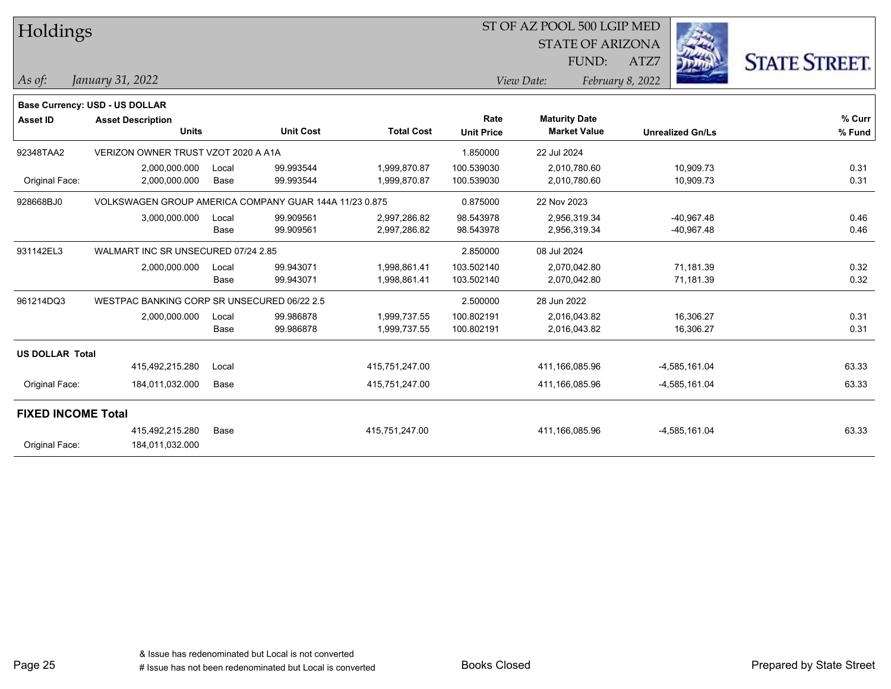# Holdings

ST OF AZ POOL 500 LGIP MED
STATE OF ARIZONA
FUND: ATZ7

*As of: January 31, 2022*

*View Date: February 8, 2022*

**Base Currency: USD - US DOLLAR**

| Asset ID | Asset Description / Units | | Unit Cost | Total Cost | Rate / Unit Price | Maturity Date / Market Value | Unrealized Gn/Ls | % Curr / % Fund |
|---|---|---|---|---|---|---|---|---|
| 92348TAA2 | VERIZON OWNER TRUST VZOT 2020 A A1A | | | | 1.850000 | 22 Jul 2024 | | |
| | 2,000,000.000 | Local | 99.993544 | 1,999,870.87 | 100.539030 | 2,010,780.60 | 10,909.73 | 0.31 |
| Original Face: | 2,000,000.000 | Base | 99.993544 | 1,999,870.87 | 100.539030 | 2,010,780.60 | 10,909.73 | 0.31 |
| 928668BJ0 | VOLKSWAGEN GROUP AMERICA COMPANY GUAR 144A 11/23 0.875 | | | | 0.875000 | 22 Nov 2023 | | |
| | 3,000,000.000 | Local | 99.909561 | 2,997,286.82 | 98.543978 | 2,956,319.34 | -40,967.48 | 0.46 |
| | | Base | 99.909561 | 2,997,286.82 | 98.543978 | 2,956,319.34 | -40,967.48 | 0.46 |
| 931142EL3 | WALMART INC SR UNSECURED 07/24 2.85 | | | | 2.850000 | 08 Jul 2024 | | |
| | 2,000,000.000 | Local | 99.943071 | 1,998,861.41 | 103.502140 | 2,070,042.80 | 71,181.39 | 0.32 |
| | | Base | 99.943071 | 1,998,861.41 | 103.502140 | 2,070,042.80 | 71,181.39 | 0.32 |
| 961214DQ3 | WESTPAC BANKING CORP SR UNSECURED 06/22 2.5 | | | | 2.500000 | 28 Jun 2022 | | |
| | 2,000,000.000 | Local | 99.986878 | 1,999,737.55 | 100.802191 | 2,016,043.82 | 16,306.27 | 0.31 |
| | | Base | 99.986878 | 1,999,737.55 | 100.802191 | 2,016,043.82 | 16,306.27 | 0.31 |
| **US DOLLAR Total** | | | | | | | | |
| | 415,492,215.280 | Local | | 415,751,247.00 | | 411,166,085.96 | -4,585,161.04 | 63.33 |
| Original Face: | 184,011,032.000 | Base | | 415,751,247.00 | | 411,166,085.96 | -4,585,161.04 | 63.33 |
| **FIXED INCOME Total** | | | | | | | | |
| | 415,492,215.280 | Base | | 415,751,247.00 | | 411,166,085.96 | -4,585,161.04 | 63.33 |
| Original Face: | 184,011,032.000 | | | | | | | |

& Issue has redenominated but Local is not converted
# Issue has not been redenominated but Local is converted

Books Closed

Prepared by State Street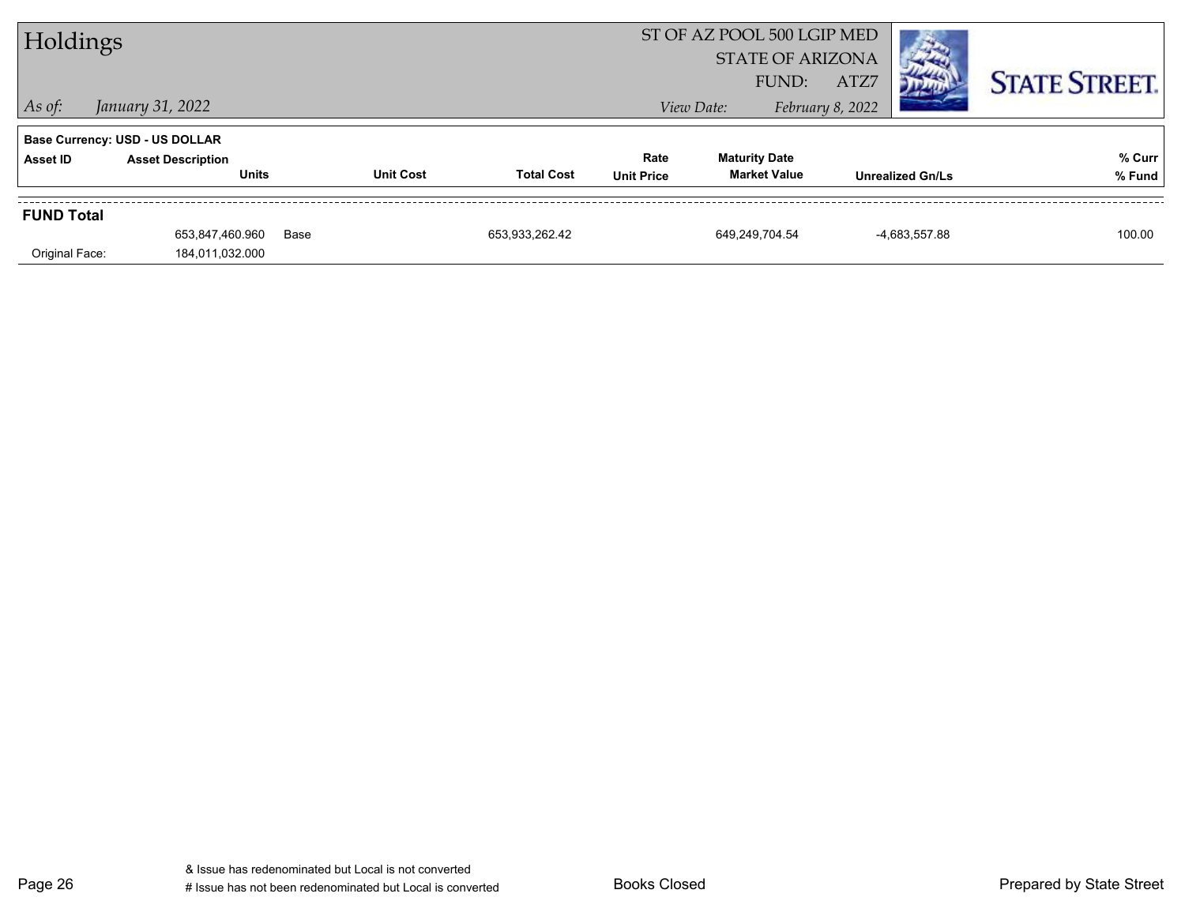# Holdings

ST OF AZ POOL 500 LGIP MED
STATE OF ARIZONA
FUND: ATZ7

*As of:* *January 31, 2022*

*View Date:* *February 8, 2022*

STATE STREET.

**Base Currency: USD - US DOLLAR**

| Asset ID | Asset Description / Units | Unit Cost | Total Cost | Rate / Unit Price | Maturity Date / Market Value | Unrealized Gn/Ls | % Curr / % Fund |
|---|---|---|---|---|---|---|---|
| **FUND Total** | | | | | | | |
| | 653,847,460.960 | Base | 653,933,262.42 | | 649,249,704.54 | -4,683,557.88 | 100.00 |
| Original Face: | 184,011,032.000 | | | | | | |

& Issue has redenominated but Local is not converted
# Issue has not been redenominated but Local is converted

Books Closed

Prepared by State Street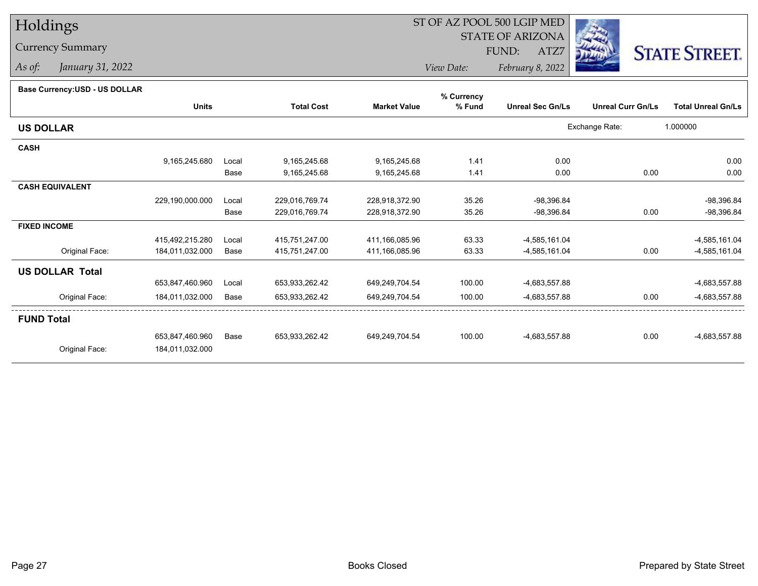# Holdings

## Currency Summary

*As of: January 31, 2022*

ST OF AZ POOL 500 LGIP MED
STATE OF ARIZONA
FUND: ATZ7

*View Date: February 8, 2022*

**Base Currency:USD - US DOLLAR**

| | Units | | Total Cost | Market Value | % Currency % Fund | Unreal Sec Gn/Ls | Unreal Curr Gn/Ls | Total Unreal Gn/Ls |
|---|---|---|---|---|---|---|---|---|
| **US DOLLAR** | | | | | | Exchange Rate: | 1.000000 | |
| **CASH** | | | | | | | | |
| | 9,165,245.680 | Local | 9,165,245.68 | 9,165,245.68 | 1.41 | 0.00 | | 0.00 |
| | | Base | 9,165,245.68 | 9,165,245.68 | 1.41 | 0.00 | 0.00 | 0.00 |
| **CASH EQUIVALENT** | | | | | | | | |
| | 229,190,000.000 | Local | 229,016,769.74 | 228,918,372.90 | 35.26 | -98,396.84 | | -98,396.84 |
| | | Base | 229,016,769.74 | 228,918,372.90 | 35.26 | -98,396.84 | 0.00 | -98,396.84 |
| **FIXED INCOME** | | | | | | | | |
| | 415,492,215.280 | Local | 415,751,247.00 | 411,166,085.96 | 63.33 | -4,585,161.04 | | -4,585,161.04 |
| Original Face: | 184,011,032.000 | Base | 415,751,247.00 | 411,166,085.96 | 63.33 | -4,585,161.04 | 0.00 | -4,585,161.04 |
| **US DOLLAR Total** | | | | | | | | |
| | 653,847,460.960 | Local | 653,933,262.42 | 649,249,704.54 | 100.00 | -4,683,557.88 | | -4,683,557.88 |
| Original Face: | 184,011,032.000 | Base | 653,933,262.42 | 649,249,704.54 | 100.00 | -4,683,557.88 | 0.00 | -4,683,557.88 |
| **FUND Total** | | | | | | | | |
| | 653,847,460.960 | Base | 653,933,262.42 | 649,249,704.54 | 100.00 | -4,683,557.88 | 0.00 | -4,683,557.88 |
| Original Face: | 184,011,032.000 | | | | | | | |

Books Closed

Prepared by State Street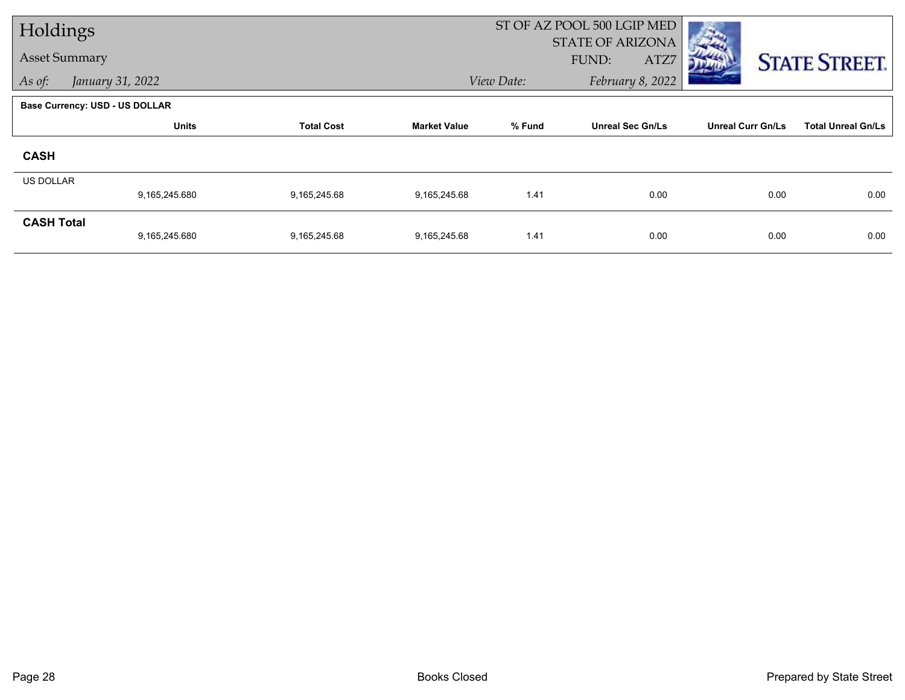# Holdings

Asset Summary

*As of: January 31, 2022*

ST OF AZ POOL 500 LGIP MED
STATE OF ARIZONA
FUND: ATZ7

*View Date: February 8, 2022*

**Base Currency: USD - US DOLLAR**

| | Units | Total Cost | Market Value | % Fund | Unreal Sec Gn/Ls | Unreal Curr Gn/Ls | Total Unreal Gn/Ls |
|---|---|---|---|---|---|---|---|
| **CASH** | | | | | | | |
| US DOLLAR | 9,165,245.680 | 9,165,245.68 | 9,165,245.68 | 1.41 | 0.00 | 0.00 | 0.00 |
| **CASH Total** | 9,165,245.680 | 9,165,245.68 | 9,165,245.68 | 1.41 | 0.00 | 0.00 | 0.00 |

Books Closed

Prepared by State Street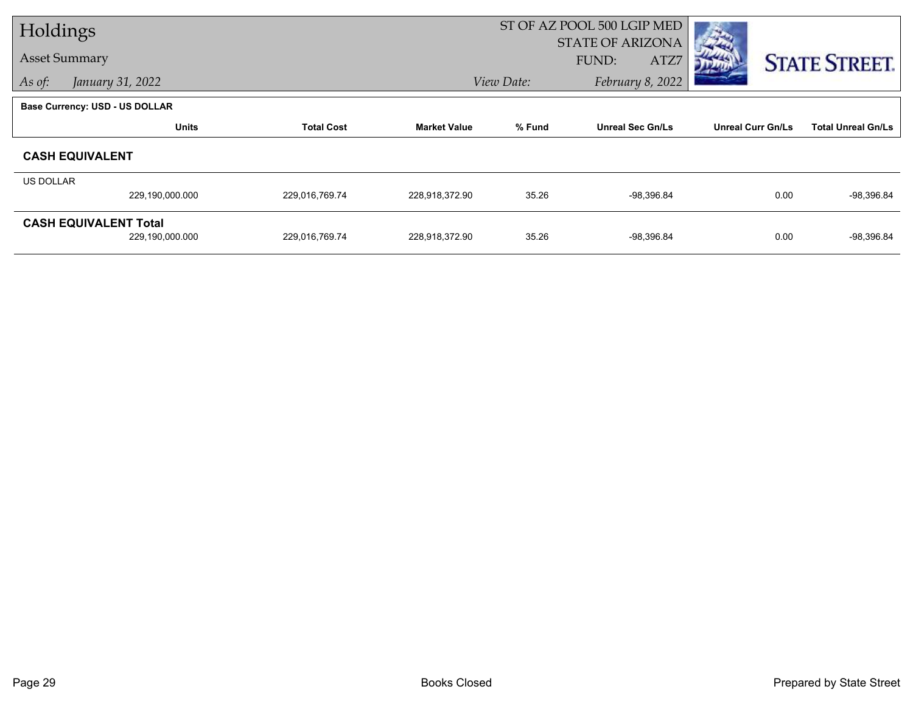# Holdings

## Asset Summary

*As of:* *January 31, 2022*

ST OF AZ POOL 500 LGIP MED
STATE OF ARIZONA
FUND: ATZ7

*View Date:* *February 8, 2022*

STATE STREET.

**Base Currency: USD - US DOLLAR**

| | Units | Total Cost | Market Value | % Fund | Unreal Sec Gn/Ls | Unreal Curr Gn/Ls | Total Unreal Gn/Ls |
|---|---|---|---|---|---|---|---|
| **CASH EQUIVALENT** | | | | | | | |
| US DOLLAR | | | | | | | |
| | 229,190,000.000 | 229,016,769.74 | 228,918,372.90 | 35.26 | -98,396.84 | 0.00 | -98,396.84 |
| **CASH EQUIVALENT Total** | | | | | | | |
| | 229,190,000.000 | 229,016,769.74 | 228,918,372.90 | 35.26 | -98,396.84 | 0.00 | -98,396.84 |

Books Closed

Prepared by State Street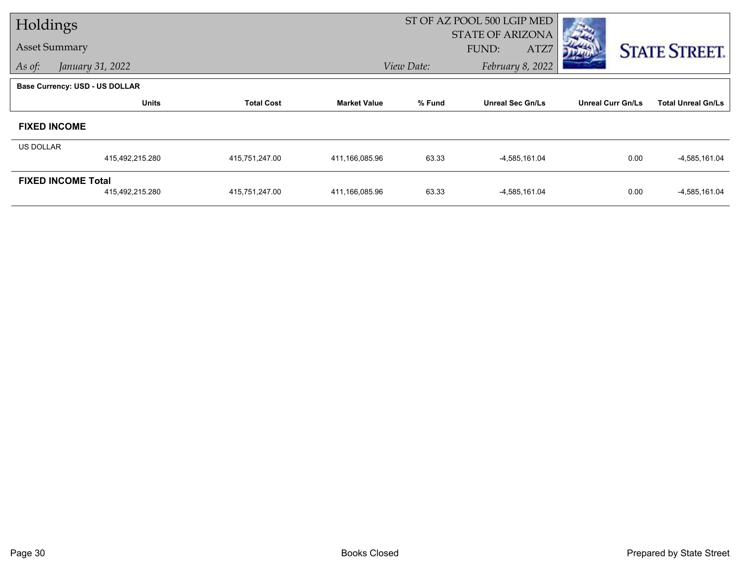# Holdings

## Asset Summary

*As of: January 31, 2022*

ST OF AZ POOL 500 LGIP MED
STATE OF ARIZONA
FUND: ATZ7

*View Date: February 8, 2022*

STATE STREET.

**Base Currency: USD - US DOLLAR**

| | Units | Total Cost | Market Value | % Fund | Unreal Sec Gn/Ls | Unreal Curr Gn/Ls | Total Unreal Gn/Ls |
|---|---|---|---|---|---|---|---|
| **FIXED INCOME** | | | | | | | |
| US DOLLAR | | | | | | | |
| | 415,492,215.280 | 415,751,247.00 | 411,166,085.96 | 63.33 | -4,585,161.04 | 0.00 | -4,585,161.04 |
| **FIXED INCOME Total** | | | | | | | |
| | 415,492,215.280 | 415,751,247.00 | 411,166,085.96 | 63.33 | -4,585,161.04 | 0.00 | -4,585,161.04 |

Books Closed

Prepared by State Street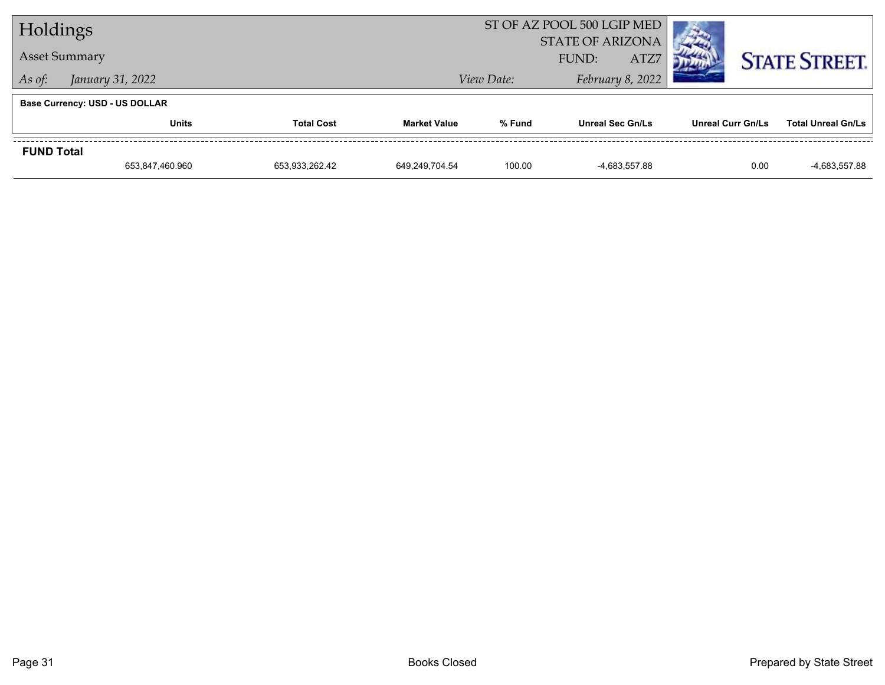# Holdings

## Asset Summary

*As of:* *January 31, 2022*

ST OF AZ POOL 500 LGIP MED
STATE OF ARIZONA
FUND: ATZ7

*View Date:* *February 8, 2022*

STATE STREET.

**Base Currency: USD - US DOLLAR**

| | Units | Total Cost | Market Value | % Fund | Unreal Sec Gn/Ls | Unreal Curr Gn/Ls | Total Unreal Gn/Ls |
|---|---|---|---|---|---|---|---|
| **FUND Total** | 653,847,460.960 | 653,933,262.42 | 649,249,704.54 | 100.00 | -4,683,557.88 | 0.00 | -4,683,557.88 |

Books Closed

Prepared by State Street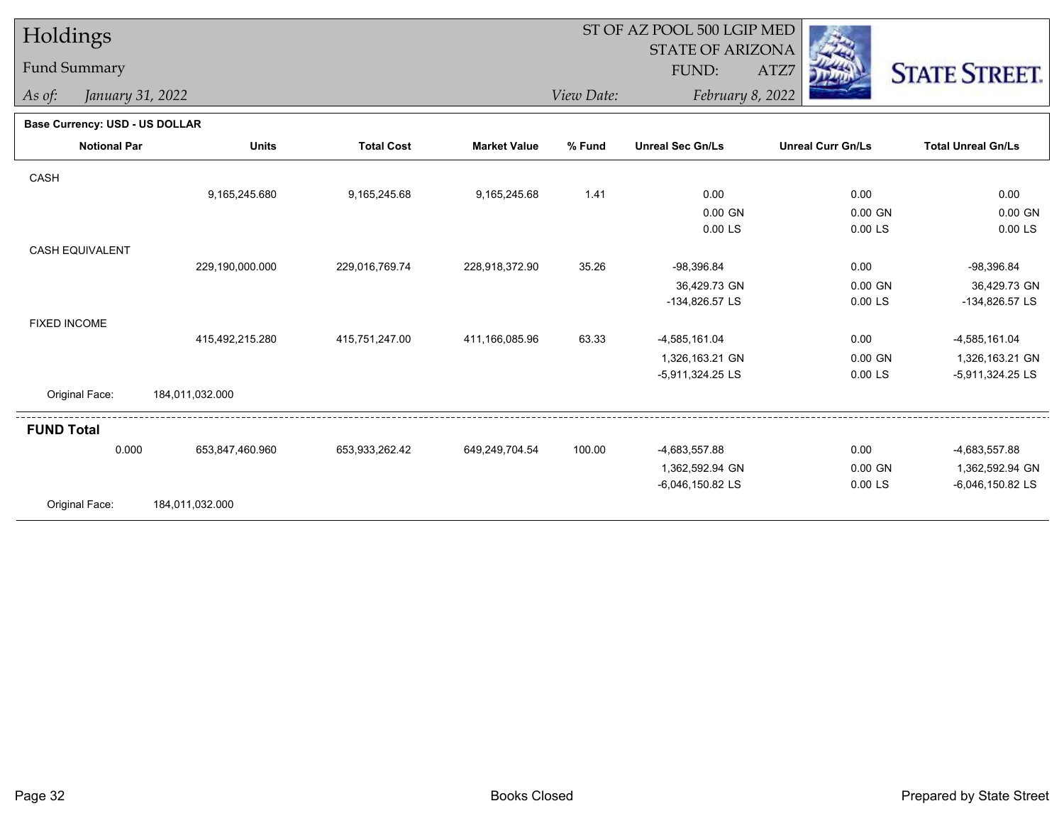# Holdings

Fund Summary

*As of:* *January 31, 2022*

ST OF AZ POOL 500 LGIP MED
STATE OF ARIZONA
FUND: ATZ7

*View Date:* *February 8, 2022*

STATE STREET.

**Base Currency: USD - US DOLLAR**

| Notional Par | Units | Total Cost | Market Value | % Fund | Unreal Sec Gn/Ls | Unreal Curr Gn/Ls | Total Unreal Gn/Ls |
|---|---|---|---|---|---|---|---|
| CASH | | | | | | | |
| | 9,165,245.680 | 9,165,245.68 | 9,165,245.68 | 1.41 | 0.00 | 0.00 | 0.00 |
| | | | | | 0.00 GN | 0.00 GN | 0.00 GN |
| | | | | | 0.00 LS | 0.00 LS | 0.00 LS |
| CASH EQUIVALENT | | | | | | | |
| | 229,190,000.000 | 229,016,769.74 | 228,918,372.90 | 35.26 | -98,396.84 | 0.00 | -98,396.84 |
| | | | | | 36,429.73 GN | 0.00 GN | 36,429.73 GN |
| | | | | | -134,826.57 LS | 0.00 LS | -134,826.57 LS |
| FIXED INCOME | | | | | | | |
| | 415,492,215.280 | 415,751,247.00 | 411,166,085.96 | 63.33 | -4,585,161.04 | 0.00 | -4,585,161.04 |
| | | | | | 1,326,163.21 GN | 0.00 GN | 1,326,163.21 GN |
| | | | | | -5,911,324.25 LS | 0.00 LS | -5,911,324.25 LS |
| Original Face: | 184,011,032.000 | | | | | | |
| **FUND Total** | | | | | | | |
| 0.000 | 653,847,460.960 | 653,933,262.42 | 649,249,704.54 | 100.00 | -4,683,557.88 | 0.00 | -4,683,557.88 |
| | | | | | 1,362,592.94 GN | 0.00 GN | 1,362,592.94 GN |
| | | | | | -6,046,150.82 LS | 0.00 LS | -6,046,150.82 LS |
| Original Face: | 184,011,032.000 | | | | | | |

Books Closed

Prepared by State Street